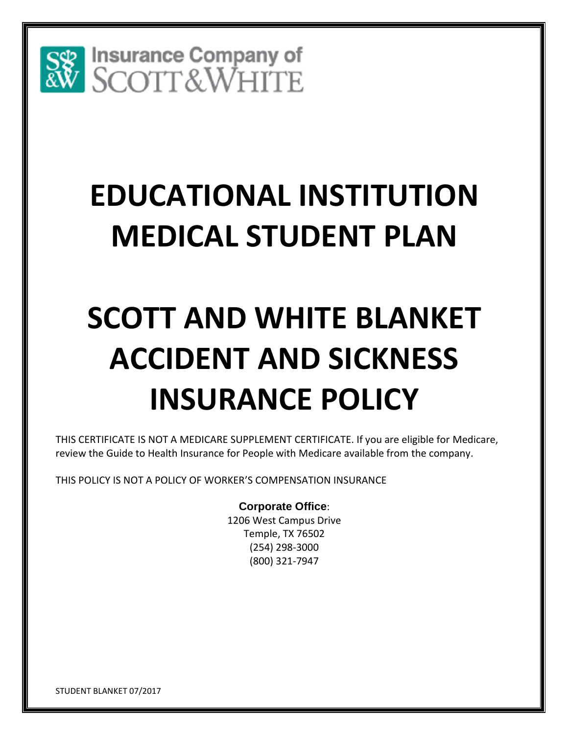Insurance Company of SCOTT&WHITE

# EDUCATIONAL INSTITUTION MEDICAL STUDENT PLAN

# SCOTT AND WHITE BLANKET ACCIDENT AND SICKNESS INSURANCE POLICY

THIS CERTIFICATE IS NOT A MEDICARE SUPPLEMENT CERTIFICATE. If you are eligible for Medicare, review the Guide to Health Insurance for People with Medicare available from the company.

THIS POLICY IS NOT A POLICY OF WORKER'S COMPENSATION INSURANCE

**Corporate Office**:
1206 West Campus Drive
Temple, TX 76502
(254) 298-3000
(800) 321-7947

STUDENT BLANKET 07/2017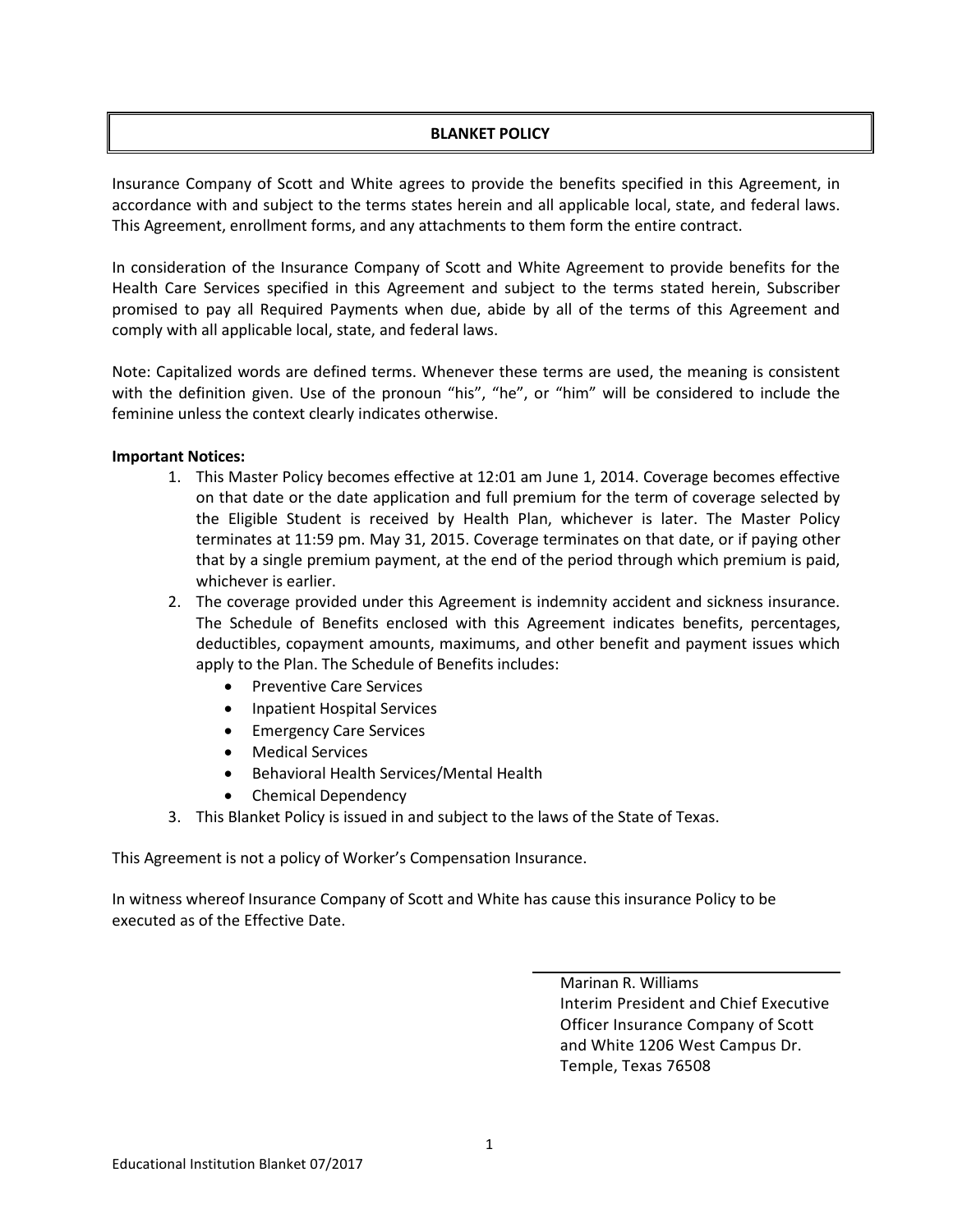# BLANKET POLICY

Insurance Company of Scott and White agrees to provide the benefits specified in this Agreement, in accordance with and subject to the terms states herein and all applicable local, state, and federal laws. This Agreement, enrollment forms, and any attachments to them form the entire contract.

In consideration of the Insurance Company of Scott and White Agreement to provide benefits for the Health Care Services specified in this Agreement and subject to the terms stated herein, Subscriber promised to pay all Required Payments when due, abide by all of the terms of this Agreement and comply with all applicable local, state, and federal laws.

Note: Capitalized words are defined terms. Whenever these terms are used, the meaning is consistent with the definition given. Use of the pronoun "his", "he", or "him" will be considered to include the feminine unless the context clearly indicates otherwise.

**Important Notices:**

1. This Master Policy becomes effective at 12:01 am June 1, 2014. Coverage becomes effective on that date or the date application and full premium for the term of coverage selected by the Eligible Student is received by Health Plan, whichever is later. The Master Policy terminates at 11:59 pm. May 31, 2015. Coverage terminates on that date, or if paying other that by a single premium payment, at the end of the period through which premium is paid, whichever is earlier.
2. The coverage provided under this Agreement is indemnity accident and sickness insurance. The Schedule of Benefits enclosed with this Agreement indicates benefits, percentages, deductibles, copayment amounts, maximums, and other benefit and payment issues which apply to the Plan. The Schedule of Benefits includes:
   - Preventive Care Services
   - Inpatient Hospital Services
   - Emergency Care Services
   - Medical Services
   - Behavioral Health Services/Mental Health
   - Chemical Dependency
3. This Blanket Policy is issued in and subject to the laws of the State of Texas.

This Agreement is not a policy of Worker's Compensation Insurance.

In witness whereof Insurance Company of Scott and White has cause this insurance Policy to be executed as of the Effective Date.

Marinan R. Williams
Interim President and Chief Executive Officer Insurance Company of Scott and White 1206 West Campus Dr.
Temple, Texas 76508

Educational Institution Blanket 07/2017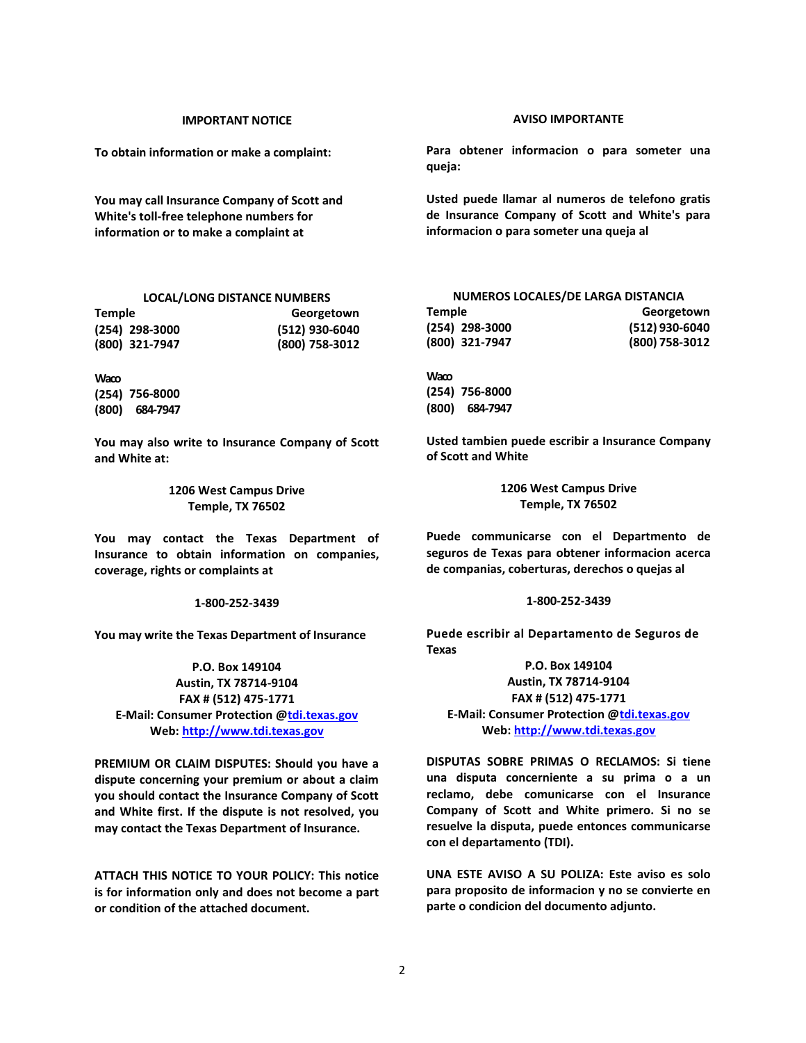## IMPORTANT NOTICE

**To obtain information or make a complaint:**

**You may call Insurance Company of Scott and White's toll-free telephone numbers for information or to make a complaint at**

**LOCAL/LONG DISTANCE NUMBERS**

| Temple | Georgetown |
|---|---|
| (254) 298-3000 | (512) 930-6040 |
| (800) 321-7947 | (800) 758-3012 |

**Waco**
**(254) 756-8000**
**(800) 684-7947**

**You may also write to Insurance Company of Scott and White at:**

**1206 West Campus Drive**
**Temple, TX 76502**

**You may contact the Texas Department of Insurance to obtain information on companies, coverage, rights or complaints at**

**1-800-252-3439**

**You may write the Texas Department of Insurance**

**P.O. Box 149104**
**Austin, TX 78714-9104**
**FAX # (512) 475-1771**
**E-Mail: Consumer Protection @tdi.texas.gov**
**Web: http://www.tdi.texas.gov**

**PREMIUM OR CLAIM DISPUTES: Should you have a dispute concerning your premium or about a claim you should contact the Insurance Company of Scott and White first. If the dispute is not resolved, you may contact the Texas Department of Insurance.**

**ATTACH THIS NOTICE TO YOUR POLICY: This notice is for information only and does not become a part or condition of the attached document.**

## AVISO IMPORTANTE

**Para obtener informacion o para someter una queja:**

**Usted puede llamar al numeros de telefono gratis de Insurance Company of Scott and White's para informacion o para someter una queja al**

**NUMEROS LOCALES/DE LARGA DISTANCIA**

| Temple | Georgetown |
|---|---|
| (254) 298-3000 | (512) 930-6040 |
| (800) 321-7947 | (800) 758-3012 |

**Waco**
**(254) 756-8000**
**(800) 684-7947**

**Usted tambien puede escribir a Insurance Company of Scott and White**

**1206 West Campus Drive**
**Temple, TX 76502**

**Puede communicarse con el Departmento de seguros de Texas para obtener informacion acerca de companias, coberturas, derechos o quejas al**

**1-800-252-3439**

**Puede escribir al Departamento de Seguros de Texas**

**P.O. Box 149104**
**Austin, TX 78714-9104**
**FAX # (512) 475-1771**
**E-Mail: Consumer Protection @tdi.texas.gov**
**Web: http://www.tdi.texas.gov**

**DISPUTAS SOBRE PRIMAS O RECLAMOS: Si tiene una disputa concerniente a su prima o a un reclamo, debe comunicarse con el Insurance Company of Scott and White primero. Si no se resuelve la disputa, puede entonces communicarse con el departamento (TDI).**

**UNA ESTE AVISO A SU POLIZA: Este aviso es solo para proposito de informacion y no se convierte en parte o condicion del documento adjunto.**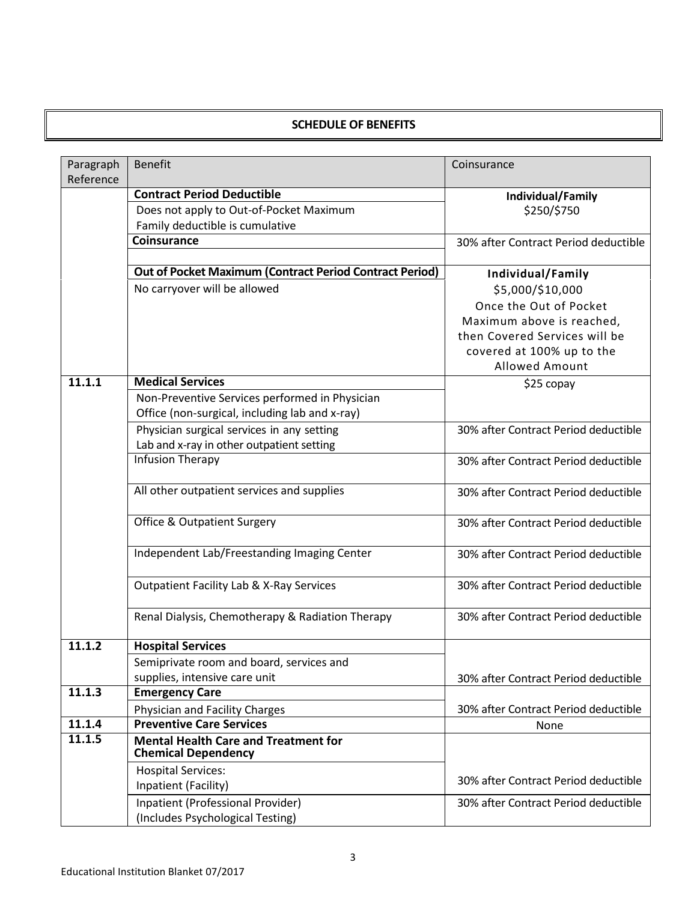# SCHEDULE OF BENEFITS

| Paragraph Reference | Benefit | Coinsurance |
|---|---|---|
| | **Contract Period Deductible** | **Individual/Family** |
| | Does not apply to Out-of-Pocket Maximum<br>Family deductible is cumulative | $250/$750 |
| | **Coinsurance** | 30% after Contract Period deductible |
| | **Out of Pocket Maximum (Contract Period Contract Period)** | **Individual/Family** |
| | No carryover will be allowed | $5,000/$10,000<br>Once the Out of Pocket Maximum above is reached, then Covered Services will be covered at 100% up to the Allowed Amount |
| **11.1.1** | **Medical Services** | $25 copay |
| | Non-Preventive Services performed in Physician Office (non-surgical, including lab and x-ray) | |
| | Physician surgical services in any setting<br>Lab and x-ray in other outpatient setting | 30% after Contract Period deductible |
| | Infusion Therapy | 30% after Contract Period deductible |
| | All other outpatient services and supplies | 30% after Contract Period deductible |
| | Office & Outpatient Surgery | 30% after Contract Period deductible |
| | Independent Lab/Freestanding Imaging Center | 30% after Contract Period deductible |
| | Outpatient Facility Lab & X-Ray Services | 30% after Contract Period deductible |
| | Renal Dialysis, Chemotherapy & Radiation Therapy | 30% after Contract Period deductible |
| **11.1.2** | **Hospital Services** | |
| | Semiprivate room and board, services and supplies, intensive care unit | 30% after Contract Period deductible |
| **11.1.3** | **Emergency Care** | |
| | Physician and Facility Charges | 30% after Contract Period deductible |
| **11.1.4** | **Preventive Care Services** | None |
| **11.1.5** | **Mental Health Care and Treatment for Chemical Dependency** | |
| | Hospital Services:<br>Inpatient (Facility) | 30% after Contract Period deductible |
| | Inpatient (Professional Provider)<br>(Includes Psychological Testing) | 30% after Contract Period deductible |

Educational Institution Blanket 07/2017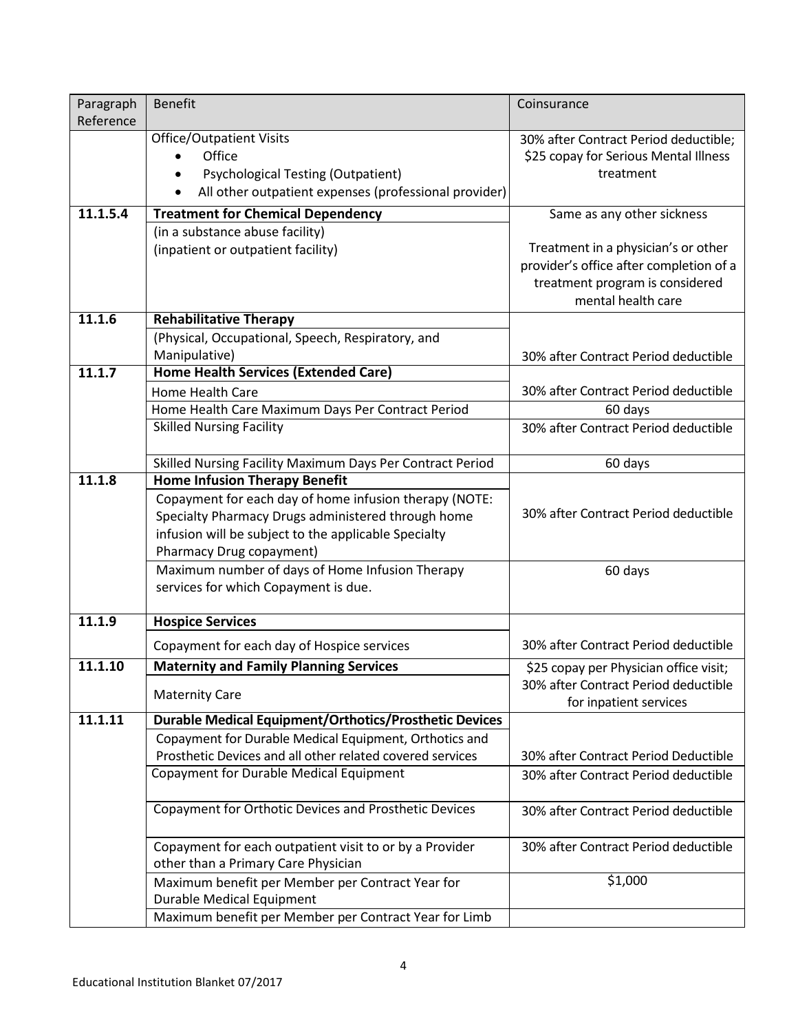| Paragraph Reference | Benefit | Coinsurance |
|---|---|---|
| | Office/Outpatient Visits<br>• Office<br>• Psychological Testing (Outpatient)<br>• All other outpatient expenses (professional provider) | 30% after Contract Period deductible; $25 copay for Serious Mental Illness treatment |
| **11.1.5.4** | **Treatment for Chemical Dependency** | Same as any other sickness |
| | (in a substance abuse facility)<br>(inpatient or outpatient facility) | Treatment in a physician's or other provider's office after completion of a treatment program is considered mental health care |
| **11.1.6** | **Rehabilitative Therapy** | |
| | (Physical, Occupational, Speech, Respiratory, and Manipulative) | 30% after Contract Period deductible |
| **11.1.7** | **Home Health Services (Extended Care)** | |
| | Home Health Care | 30% after Contract Period deductible |
| | Home Health Care Maximum Days Per Contract Period | 60 days |
| | Skilled Nursing Facility | 30% after Contract Period deductible |
| | Skilled Nursing Facility Maximum Days Per Contract Period | 60 days |
| **11.1.8** | **Home Infusion Therapy Benefit** | |
| | Copayment for each day of home infusion therapy (NOTE: Specialty Pharmacy Drugs administered through home infusion will be subject to the applicable Specialty Pharmacy Drug copayment) | 30% after Contract Period deductible |
| | Maximum number of days of Home Infusion Therapy services for which Copayment is due. | 60 days |
| **11.1.9** | **Hospice Services** | |
| | Copayment for each day of Hospice services | 30% after Contract Period deductible |
| **11.1.10** | **Maternity and Family Planning Services** | $25 copay per Physician office visit; 30% after Contract Period deductible for inpatient services |
| | Maternity Care | |
| **11.1.11** | **Durable Medical Equipment/Orthotics/Prosthetic Devices** | |
| | Copayment for Durable Medical Equipment, Orthotics and Prosthetic Devices and all other related covered services | 30% after Contract Period Deductible |
| | Copayment for Durable Medical Equipment | 30% after Contract Period deductible |
| | Copayment for Orthotic Devices and Prosthetic Devices | 30% after Contract Period deductible |
| | Copayment for each outpatient visit to or by a Provider other than a Primary Care Physician | 30% after Contract Period deductible |
| | Maximum benefit per Member per Contract Year for Durable Medical Equipment | $1,000 |
| | Maximum benefit per Member per Contract Year for Limb | |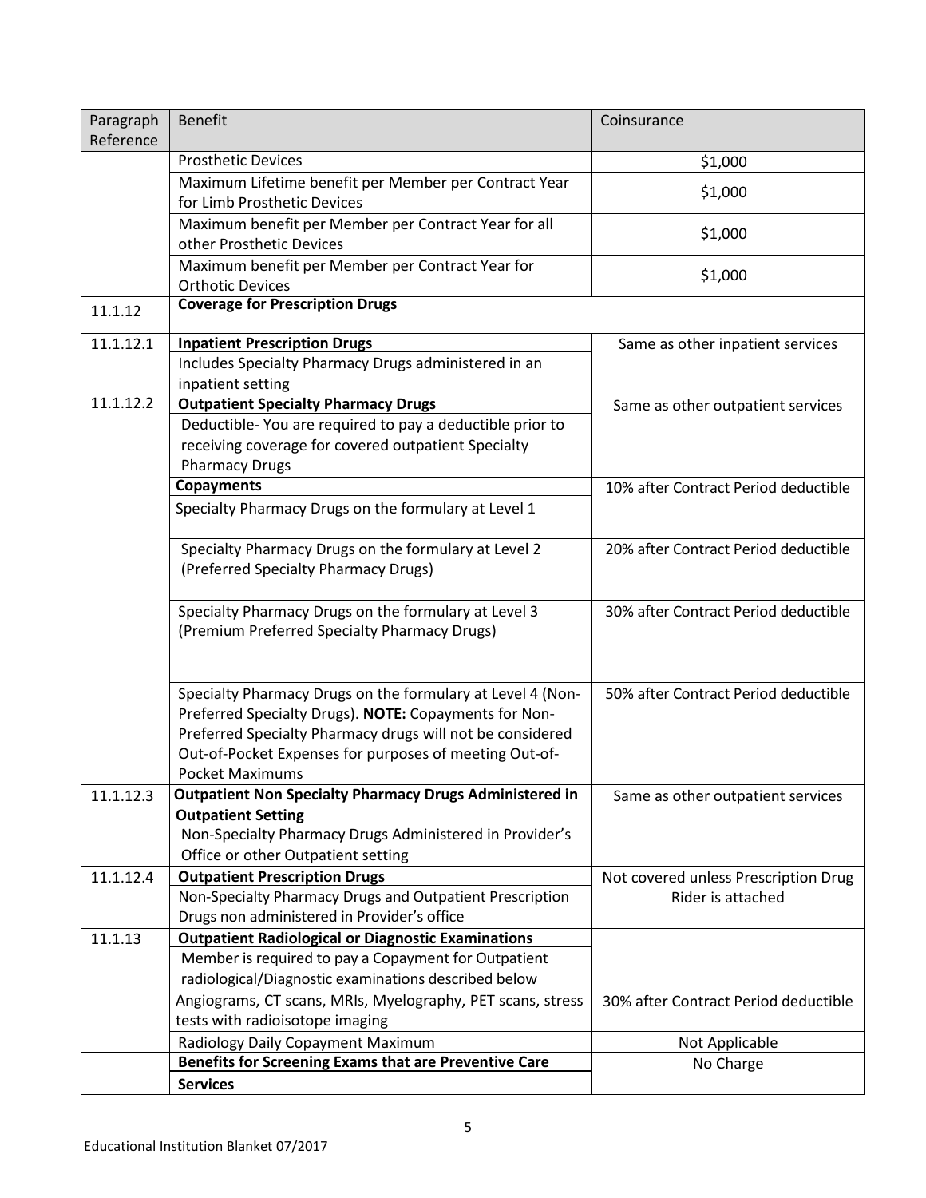| Paragraph Reference | Benefit | Coinsurance |
|---|---|---|
| | Prosthetic Devices | $1,000 |
| | Maximum Lifetime benefit per Member per Contract Year for Limb Prosthetic Devices | $1,000 |
| | Maximum benefit per Member per Contract Year for all other Prosthetic Devices | $1,000 |
| | Maximum benefit per Member per Contract Year for Orthotic Devices | $1,000 |
| 11.1.12 | **Coverage for Prescription Drugs** | |
| 11.1.12.1 | **Inpatient Prescription Drugs** | Same as other inpatient services |
| | Includes Specialty Pharmacy Drugs administered in an inpatient setting | |
| 11.1.12.2 | **Outpatient Specialty Pharmacy Drugs** | Same as other outpatient services |
| | Deductible- You are required to pay a deductible prior to receiving coverage for covered outpatient Specialty Pharmacy Drugs | |
| | **Copayments** | 10% after Contract Period deductible |
| | Specialty Pharmacy Drugs on the formulary at Level 1 | |
| | Specialty Pharmacy Drugs on the formulary at Level 2 (Preferred Specialty Pharmacy Drugs) | 20% after Contract Period deductible |
| | Specialty Pharmacy Drugs on the formulary at Level 3 (Premium Preferred Specialty Pharmacy Drugs) | 30% after Contract Period deductible |
| | Specialty Pharmacy Drugs on the formulary at Level 4 (Non-Preferred Specialty Drugs). **NOTE:** Copayments for Non-Preferred Specialty Pharmacy drugs will not be considered Out-of-Pocket Expenses for purposes of meeting Out-of-Pocket Maximums | 50% after Contract Period deductible |
| 11.1.12.3 | **Outpatient Non Specialty Pharmacy Drugs Administered in Outpatient Setting** | Same as other outpatient services |
| | Non-Specialty Pharmacy Drugs Administered in Provider's Office or other Outpatient setting | |
| 11.1.12.4 | **Outpatient Prescription Drugs** | Not covered unless Prescription Drug Rider is attached |
| | Non-Specialty Pharmacy Drugs and Outpatient Prescription Drugs non administered in Provider's office | |
| 11.1.13 | **Outpatient Radiological or Diagnostic Examinations** | |
| | Member is required to pay a Copayment for Outpatient radiological/Diagnostic examinations described below | |
| | Angiograms, CT scans, MRIs, Myelography, PET scans, stress tests with radioisotope imaging | 30% after Contract Period deductible |
| | Radiology Daily Copayment Maximum | Not Applicable |
| | **Benefits for Screening Exams that are Preventive Care Services** | No Charge |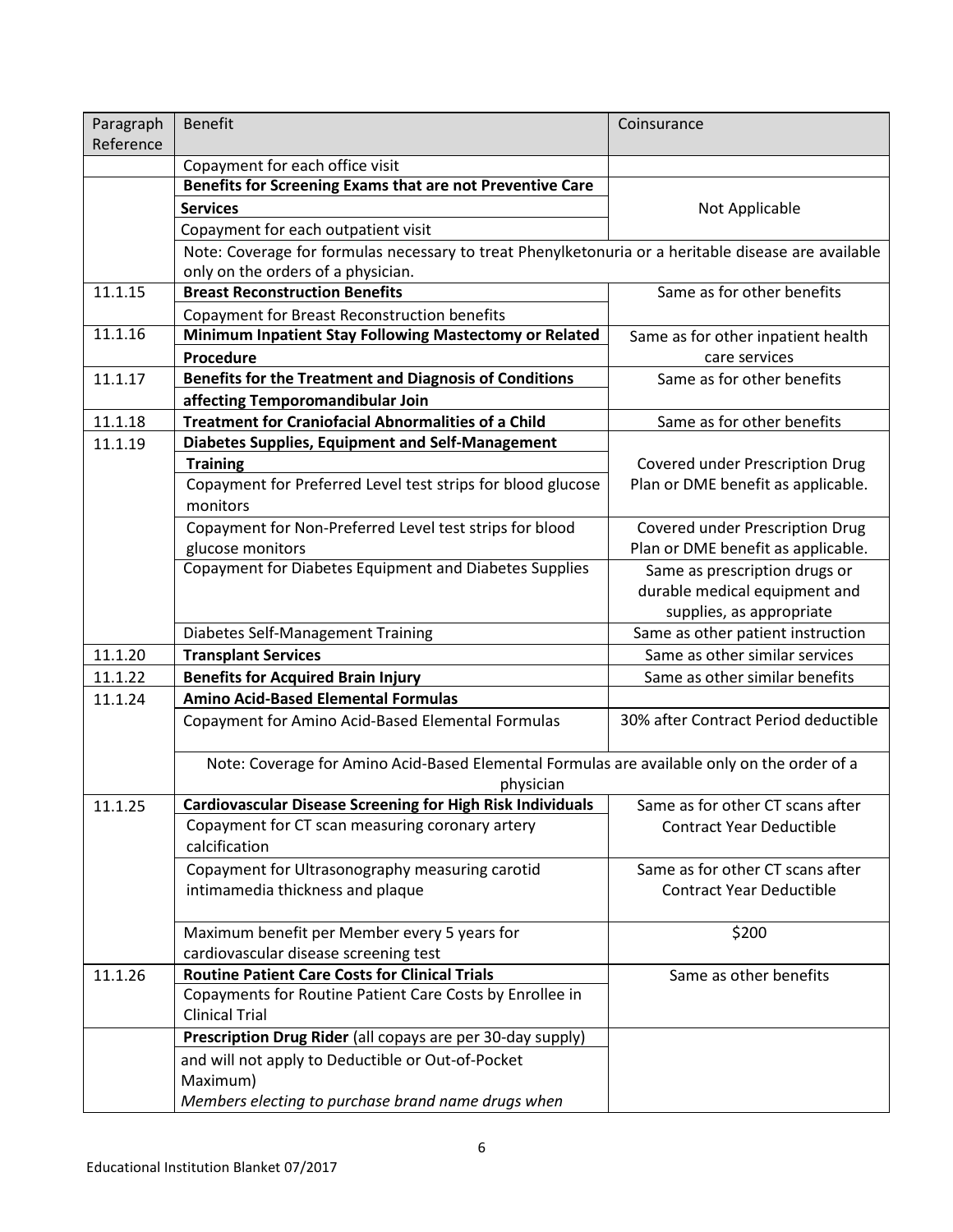| Paragraph Reference | Benefit | Coinsurance |
|---|---|---|
| | Copayment for each office visit | |
| | **Benefits for Screening Exams that are not Preventive Care Services** | Not Applicable |
| | Copayment for each outpatient visit | |
| | Note: Coverage for formulas necessary to treat Phenylketonuria or a heritable disease are available only on the orders of a physician. | |
| 11.1.15 | **Breast Reconstruction Benefits** | Same as for other benefits |
| | Copayment for Breast Reconstruction benefits | |
| 11.1.16 | **Minimum Inpatient Stay Following Mastectomy or Related Procedure** | Same as for other inpatient health care services |
| 11.1.17 | **Benefits for the Treatment and Diagnosis of Conditions affecting Temporomandibular Join** | Same as for other benefits |
| 11.1.18 | **Treatment for Craniofacial Abnormalities of a Child** | Same as for other benefits |
| 11.1.19 | **Diabetes Supplies, Equipment and Self-Management Training** | |
| | Copayment for Preferred Level test strips for blood glucose monitors | Covered under Prescription Drug Plan or DME benefit as applicable. |
| | Copayment for Non-Preferred Level test strips for blood glucose monitors | Covered under Prescription Drug Plan or DME benefit as applicable. |
| | Copayment for Diabetes Equipment and Diabetes Supplies | Same as prescription drugs or durable medical equipment and supplies, as appropriate |
| | Diabetes Self-Management Training | Same as other patient instruction |
| 11.1.20 | **Transplant Services** | Same as other similar services |
| 11.1.22 | **Benefits for Acquired Brain Injury** | Same as other similar benefits |
| 11.1.24 | **Amino Acid-Based Elemental Formulas** | |
| | Copayment for Amino Acid-Based Elemental Formulas | 30% after Contract Period deductible |
| | Note: Coverage for Amino Acid-Based Elemental Formulas are available only on the order of a physician | |
| 11.1.25 | **Cardiovascular Disease Screening for High Risk Individuals** | Same as for other CT scans after Contract Year Deductible |
| | Copayment for CT scan measuring coronary artery calcification | |
| | Copayment for Ultrasonography measuring carotid intimamedia thickness and plaque | Same as for other CT scans after Contract Year Deductible |
| | Maximum benefit per Member every 5 years for cardiovascular disease screening test | $200 |
| 11.1.26 | **Routine Patient Care Costs for Clinical Trials** | Same as other benefits |
| | Copayments for Routine Patient Care Costs by Enrollee in Clinical Trial | |
| | **Prescription Drug Rider** (all copays are per 30-day supply) | |
| | and will not apply to Deductible or Out-of-Pocket Maximum) *Members electing to purchase brand name drugs when* | |

Educational Institution Blanket 07/2017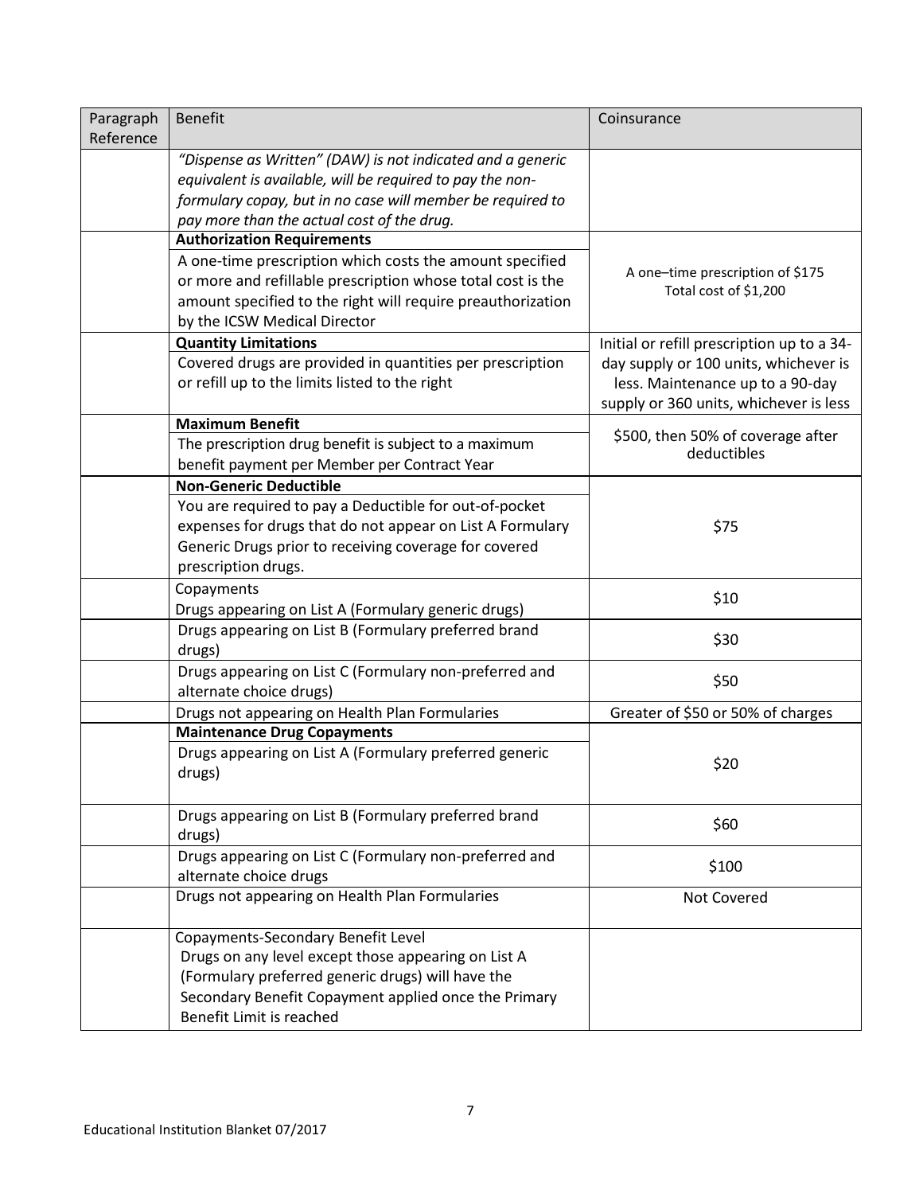| Paragraph Reference | Benefit | Coinsurance |
|---|---|---|
| | *"Dispense as Written" (DAW) is not indicated and a generic equivalent is available, will be required to pay the non-formulary copay, but in no case will member be required to pay more than the actual cost of the drug.* | |
| | **Authorization Requirements**<br>A one-time prescription which costs the amount specified or more and refillable prescription whose total cost is the amount specified to the right will require preauthorization by the ICSW Medical Director | A one–time prescription of $175<br>Total cost of $1,200 |
| | **Quantity Limitations**<br>Covered drugs are provided in quantities per prescription or refill up to the limits listed to the right | Initial or refill prescription up to a 34-day supply or 100 units, whichever is less. Maintenance up to a 90-day supply or 360 units, whichever is less |
| | **Maximum Benefit**<br>The prescription drug benefit is subject to a maximum benefit payment per Member per Contract Year | $500, then 50% of coverage after deductibles |
| | **Non-Generic Deductible**<br>You are required to pay a Deductible for out-of-pocket expenses for drugs that do not appear on List A Formulary Generic Drugs prior to receiving coverage for covered prescription drugs. | $75 |
| | Copayments<br>Drugs appearing on List A (Formulary generic drugs) | $10 |
| | Drugs appearing on List B (Formulary preferred brand drugs) | $30 |
| | Drugs appearing on List C (Formulary non-preferred and alternate choice drugs) | $50 |
| | Drugs not appearing on Health Plan Formularies | Greater of $50 or 50% of charges |
| | **Maintenance Drug Copayments**<br>Drugs appearing on List A (Formulary preferred generic drugs) | $20 |
| | Drugs appearing on List B (Formulary preferred brand drugs) | $60 |
| | Drugs appearing on List C (Formulary non-preferred and alternate choice drugs | $100 |
| | Drugs not appearing on Health Plan Formularies | Not Covered |
| | Copayments-Secondary Benefit Level<br>Drugs on any level except those appearing on List A (Formulary preferred generic drugs) will have the Secondary Benefit Copayment applied once the Primary Benefit Limit is reached | |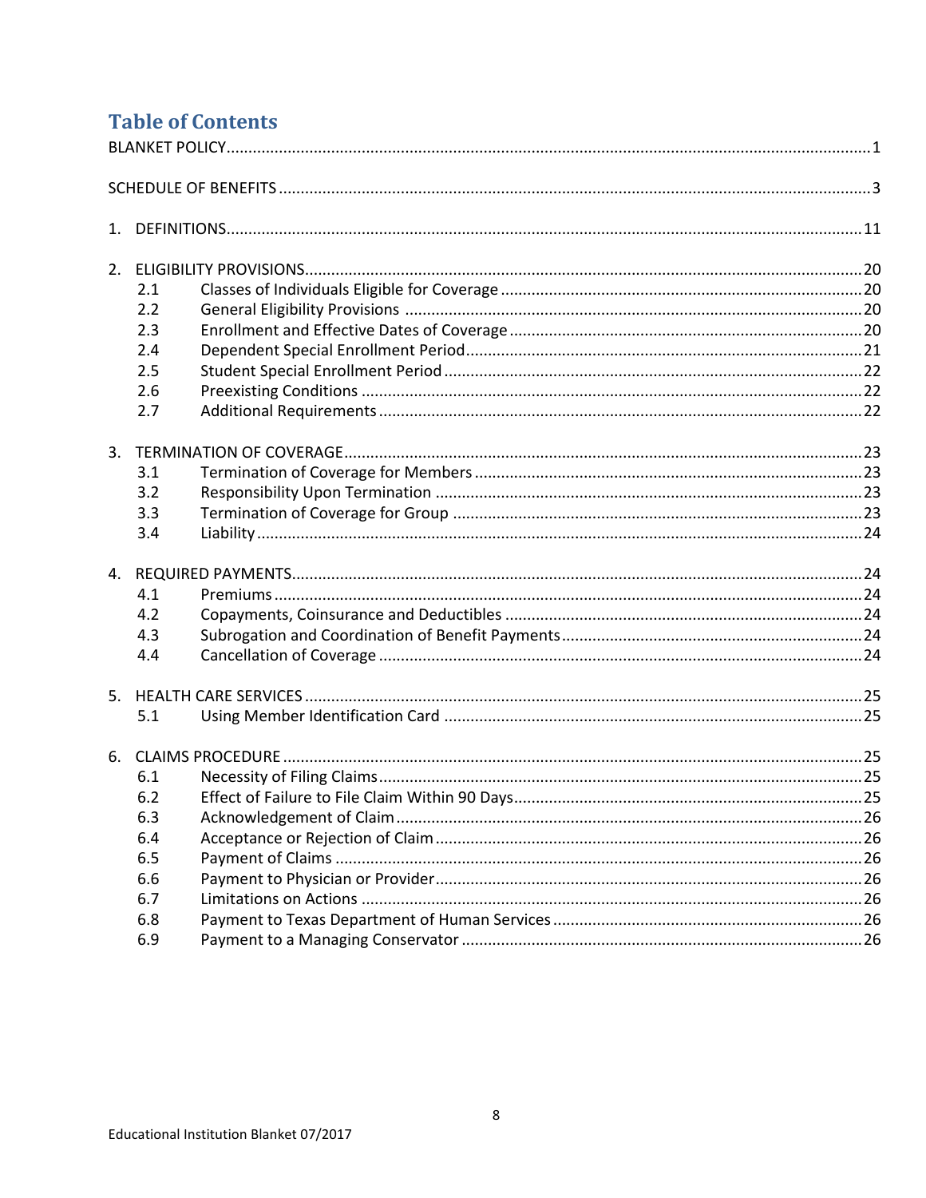# Table of Contents

BLANKET POLICY .......... 1

SCHEDULE OF BENEFITS .......... 3

1. DEFINITIONS .......... 11

2. ELIGIBILITY PROVISIONS .......... 20
   - 2.1 Classes of Individuals Eligible for Coverage .......... 20
   - 2.2 General Eligibility Provisions .......... 20
   - 2.3 Enrollment and Effective Dates of Coverage .......... 20
   - 2.4 Dependent Special Enrollment Period .......... 21
   - 2.5 Student Special Enrollment Period .......... 22
   - 2.6 Preexisting Conditions .......... 22
   - 2.7 Additional Requirements .......... 22

3. TERMINATION OF COVERAGE .......... 23
   - 3.1 Termination of Coverage for Members .......... 23
   - 3.2 Responsibility Upon Termination .......... 23
   - 3.3 Termination of Coverage for Group .......... 23
   - 3.4 Liability .......... 24

4. REQUIRED PAYMENTS .......... 24
   - 4.1 Premiums .......... 24
   - 4.2 Copayments, Coinsurance and Deductibles .......... 24
   - 4.3 Subrogation and Coordination of Benefit Payments .......... 24
   - 4.4 Cancellation of Coverage .......... 24

5. HEALTH CARE SERVICES .......... 25
   - 5.1 Using Member Identification Card .......... 25

6. CLAIMS PROCEDURE .......... 25
   - 6.1 Necessity of Filing Claims .......... 25
   - 6.2 Effect of Failure to File Claim Within 90 Days .......... 25
   - 6.3 Acknowledgement of Claim .......... 26
   - 6.4 Acceptance or Rejection of Claim .......... 26
   - 6.5 Payment of Claims .......... 26
   - 6.6 Payment to Physician or Provider .......... 26
   - 6.7 Limitations on Actions .......... 26
   - 6.8 Payment to Texas Department of Human Services .......... 26
   - 6.9 Payment to a Managing Conservator .......... 26

Educational Institution Blanket 07/2017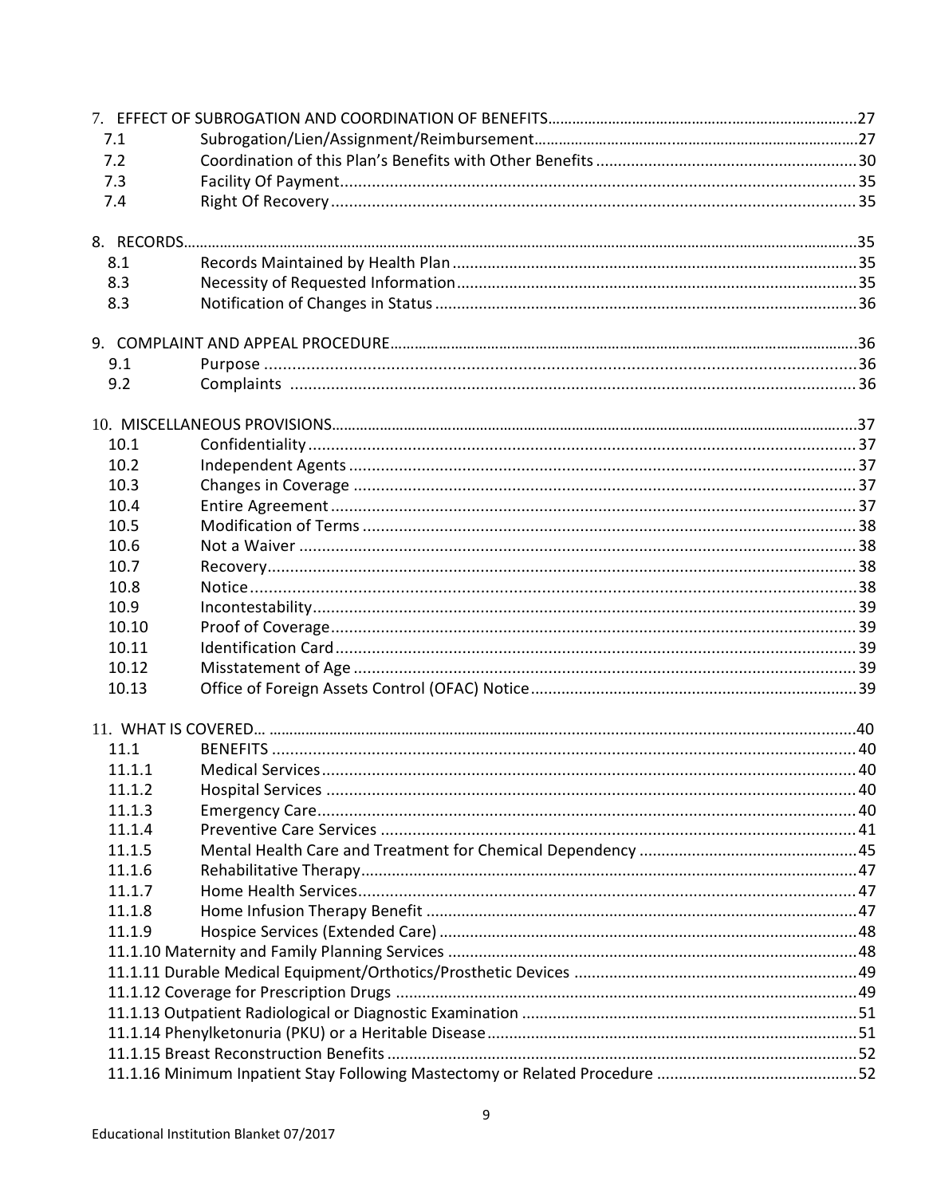| | | |
|---|---|---|
| 7. EFFECT OF SUBROGATION AND COORDINATION OF BENEFITS | | 27 |
| 7.1 | Subrogation/Lien/Assignment/Reimbursement | 27 |
| 7.2 | Coordination of this Plan's Benefits with Other Benefits | 30 |
| 7.3 | Facility Of Payment | 35 |
| 7.4 | Right Of Recovery | 35 |
| 8. RECORDS | | 35 |
| 8.1 | Records Maintained by Health Plan | 35 |
| 8.3 | Necessity of Requested Information | 35 |
| 8.3 | Notification of Changes in Status | 36 |
| 9. COMPLAINT AND APPEAL PROCEDURE | | 36 |
| 9.1 | Purpose | 36 |
| 9.2 | Complaints | 36 |
| 10. MISCELLANEOUS PROVISIONS | | 37 |
| 10.1 | Confidentiality | 37 |
| 10.2 | Independent Agents | 37 |
| 10.3 | Changes in Coverage | 37 |
| 10.4 | Entire Agreement | 37 |
| 10.5 | Modification of Terms | 38 |
| 10.6 | Not a Waiver | 38 |
| 10.7 | Recovery | 38 |
| 10.8 | Notice | 38 |
| 10.9 | Incontestability | 39 |
| 10.10 | Proof of Coverage | 39 |
| 10.11 | Identification Card | 39 |
| 10.12 | Misstatement of Age | 39 |
| 10.13 | Office of Foreign Assets Control (OFAC) Notice | 39 |
| 11. WHAT IS COVERED… | | 40 |
| 11.1 | BENEFITS | 40 |
| 11.1.1 | Medical Services | 40 |
| 11.1.2 | Hospital Services | 40 |
| 11.1.3 | Emergency Care | 40 |
| 11.1.4 | Preventive Care Services | 41 |
| 11.1.5 | Mental Health Care and Treatment for Chemical Dependency | 45 |
| 11.1.6 | Rehabilitative Therapy | 47 |
| 11.1.7 | Home Health Services | 47 |
| 11.1.8 | Home Infusion Therapy Benefit | 47 |
| 11.1.9 | Hospice Services (Extended Care) | 48 |
| 11.1.10 | Maternity and Family Planning Services | 48 |
| 11.1.11 | Durable Medical Equipment/Orthotics/Prosthetic Devices | 49 |
| 11.1.12 | Coverage for Prescription Drugs | 49 |
| 11.1.13 | Outpatient Radiological or Diagnostic Examination | 51 |
| 11.1.14 | Phenylketonuria (PKU) or a Heritable Disease | 51 |
| 11.1.15 | Breast Reconstruction Benefits | 52 |
| 11.1.16 | Minimum Inpatient Stay Following Mastectomy or Related Procedure | 52 |

Educational Institution Blanket 07/2017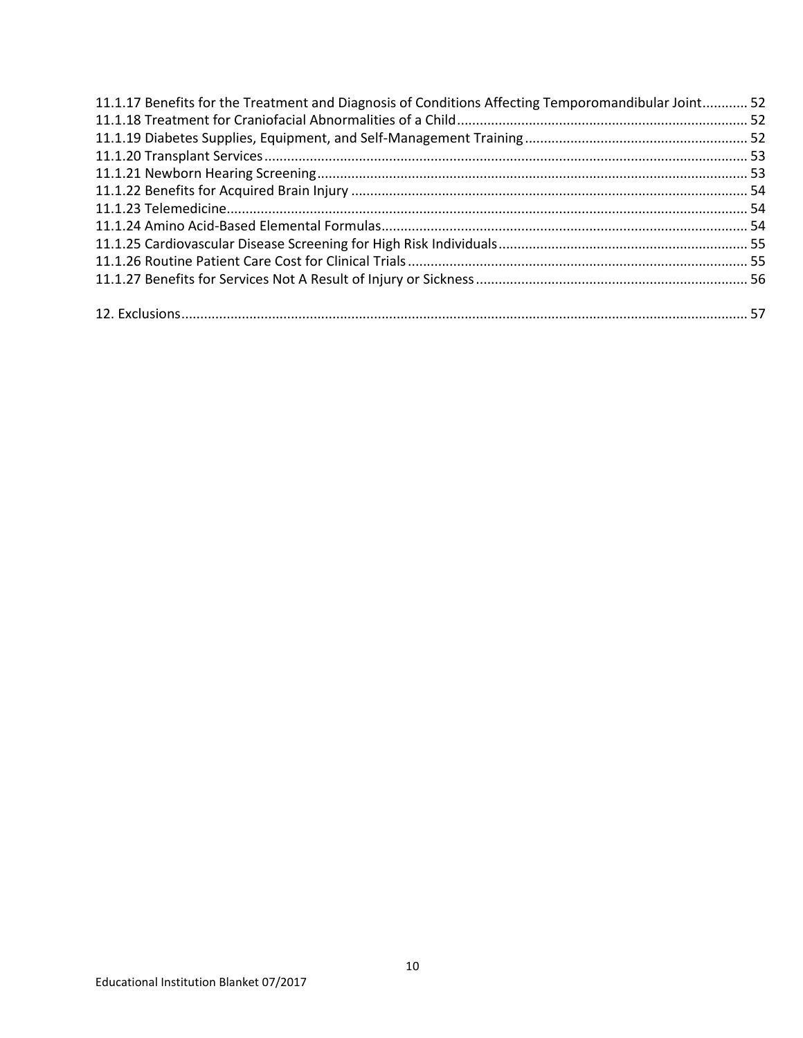11.1.17 Benefits for the Treatment and Diagnosis of Conditions Affecting Temporomandibular Joint............ 52
11.1.18 Treatment for Craniofacial Abnormalities of a Child............................................................................ 52
11.1.19 Diabetes Supplies, Equipment, and Self-Management Training.......................................................... 52
11.1.20 Transplant Services.............................................................................................................................. 53
11.1.21 Newborn Hearing Screening................................................................................................................. 53
11.1.22 Benefits for Acquired Brain Injury ........................................................................................................ 54
11.1.23 Telemedicine......................................................................................................................................... 54
11.1.24 Amino Acid-Based Elemental Formulas................................................................................................ 54
11.1.25 Cardiovascular Disease Screening for High Risk Individuals................................................................. 55
11.1.26 Routine Patient Care Cost for Clinical Trials......................................................................................... 55
11.1.27 Benefits for Services Not A Result of Injury or Sickness....................................................................... 56

12. Exclusions..................................................................................................................................................... 57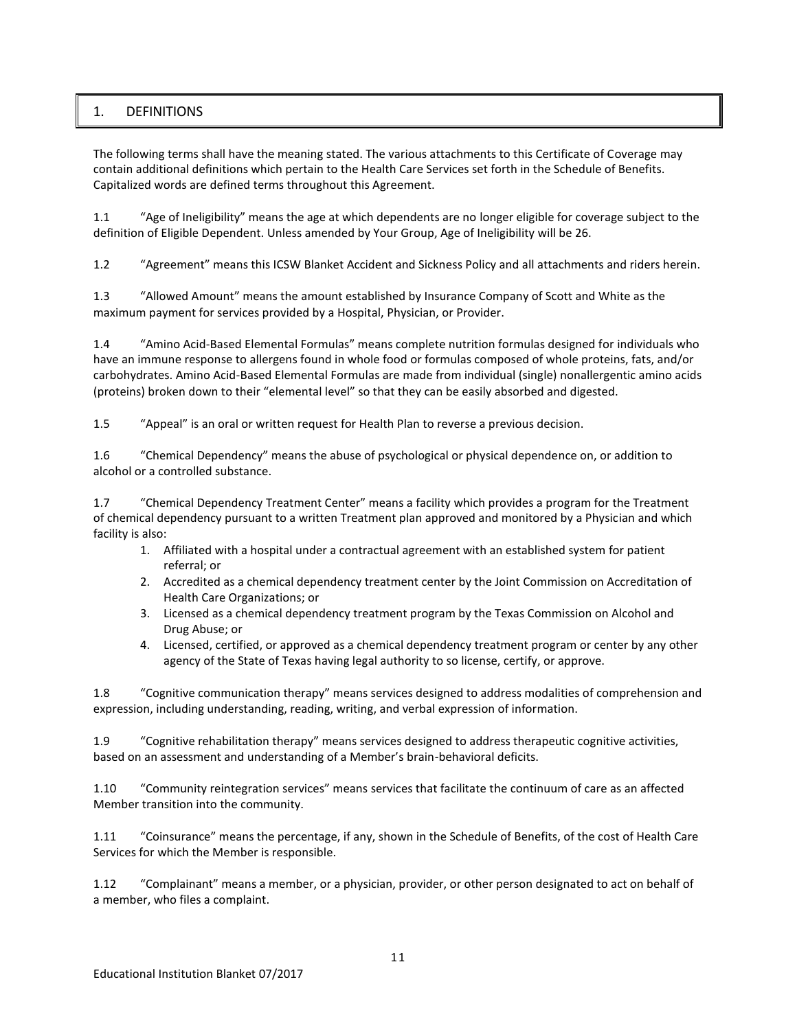## 1. DEFINITIONS

The following terms shall have the meaning stated. The various attachments to this Certificate of Coverage may contain additional definitions which pertain to the Health Care Services set forth in the Schedule of Benefits. Capitalized words are defined terms throughout this Agreement.

1.1 "Age of Ineligibility" means the age at which dependents are no longer eligible for coverage subject to the definition of Eligible Dependent. Unless amended by Your Group, Age of Ineligibility will be 26.

1.2 "Agreement" means this ICSW Blanket Accident and Sickness Policy and all attachments and riders herein.

1.3 "Allowed Amount" means the amount established by Insurance Company of Scott and White as the maximum payment for services provided by a Hospital, Physician, or Provider.

1.4 "Amino Acid-Based Elemental Formulas" means complete nutrition formulas designed for individuals who have an immune response to allergens found in whole food or formulas composed of whole proteins, fats, and/or carbohydrates. Amino Acid-Based Elemental Formulas are made from individual (single) nonallergentic amino acids (proteins) broken down to their "elemental level" so that they can be easily absorbed and digested.

1.5 "Appeal" is an oral or written request for Health Plan to reverse a previous decision.

1.6 "Chemical Dependency" means the abuse of psychological or physical dependence on, or addition to alcohol or a controlled substance.

1.7 "Chemical Dependency Treatment Center" means a facility which provides a program for the Treatment of chemical dependency pursuant to a written Treatment plan approved and monitored by a Physician and which facility is also:

1. Affiliated with a hospital under a contractual agreement with an established system for patient referral; or
2. Accredited as a chemical dependency treatment center by the Joint Commission on Accreditation of Health Care Organizations; or
3. Licensed as a chemical dependency treatment program by the Texas Commission on Alcohol and Drug Abuse; or
4. Licensed, certified, or approved as a chemical dependency treatment program or center by any other agency of the State of Texas having legal authority to so license, certify, or approve.

1.8 "Cognitive communication therapy" means services designed to address modalities of comprehension and expression, including understanding, reading, writing, and verbal expression of information.

1.9 "Cognitive rehabilitation therapy" means services designed to address therapeutic cognitive activities, based on an assessment and understanding of a Member's brain-behavioral deficits.

1.10 "Community reintegration services" means services that facilitate the continuum of care as an affected Member transition into the community.

1.11 "Coinsurance" means the percentage, if any, shown in the Schedule of Benefits, of the cost of Health Care Services for which the Member is responsible.

1.12 "Complainant" means a member, or a physician, provider, or other person designated to act on behalf of a member, who files a complaint.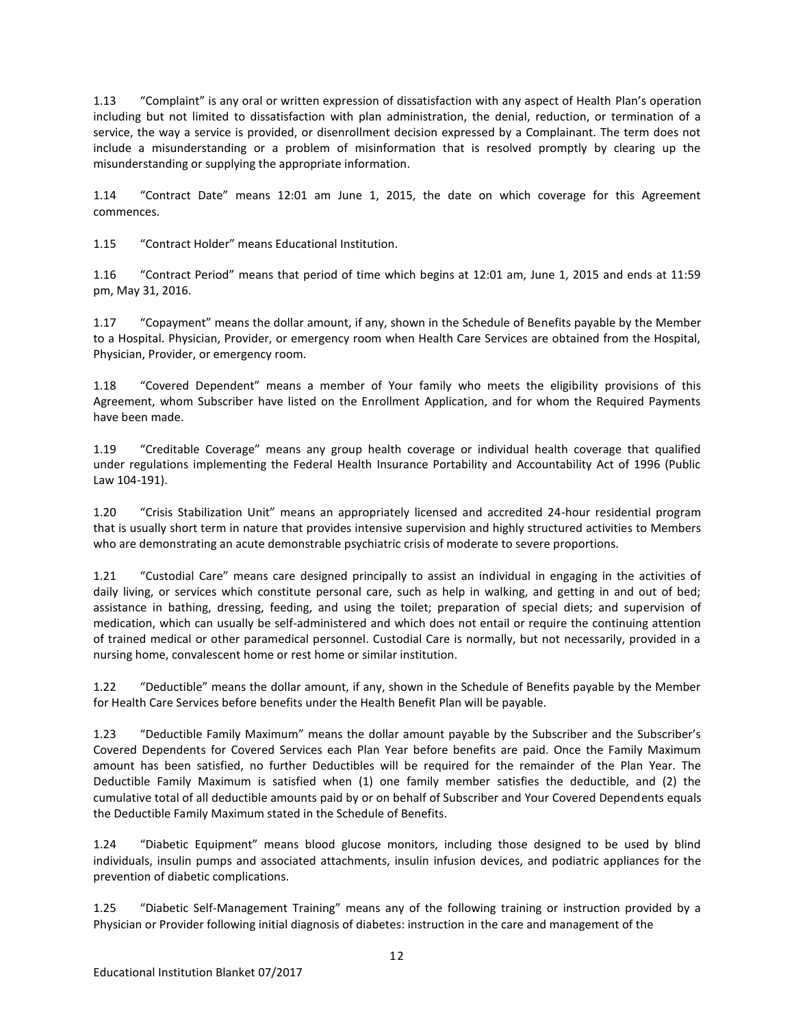1.13 "Complaint" is any oral or written expression of dissatisfaction with any aspect of Health Plan's operation including but not limited to dissatisfaction with plan administration, the denial, reduction, or termination of a service, the way a service is provided, or disenrollment decision expressed by a Complainant. The term does not include a misunderstanding or a problem of misinformation that is resolved promptly by clearing up the misunderstanding or supplying the appropriate information.

1.14 "Contract Date" means 12:01 am June 1, 2015, the date on which coverage for this Agreement commences.

1.15 "Contract Holder" means Educational Institution.

1.16 "Contract Period" means that period of time which begins at 12:01 am, June 1, 2015 and ends at 11:59 pm, May 31, 2016.

1.17 "Copayment" means the dollar amount, if any, shown in the Schedule of Benefits payable by the Member to a Hospital. Physician, Provider, or emergency room when Health Care Services are obtained from the Hospital, Physician, Provider, or emergency room.

1.18 "Covered Dependent" means a member of Your family who meets the eligibility provisions of this Agreement, whom Subscriber have listed on the Enrollment Application, and for whom the Required Payments have been made.

1.19 "Creditable Coverage" means any group health coverage or individual health coverage that qualified under regulations implementing the Federal Health Insurance Portability and Accountability Act of 1996 (Public Law 104-191).

1.20 "Crisis Stabilization Unit" means an appropriately licensed and accredited 24-hour residential program that is usually short term in nature that provides intensive supervision and highly structured activities to Members who are demonstrating an acute demonstrable psychiatric crisis of moderate to severe proportions.

1.21 "Custodial Care" means care designed principally to assist an individual in engaging in the activities of daily living, or services which constitute personal care, such as help in walking, and getting in and out of bed; assistance in bathing, dressing, feeding, and using the toilet; preparation of special diets; and supervision of medication, which can usually be self-administered and which does not entail or require the continuing attention of trained medical or other paramedical personnel. Custodial Care is normally, but not necessarily, provided in a nursing home, convalescent home or rest home or similar institution.

1.22 "Deductible" means the dollar amount, if any, shown in the Schedule of Benefits payable by the Member for Health Care Services before benefits under the Health Benefit Plan will be payable.

1.23 "Deductible Family Maximum" means the dollar amount payable by the Subscriber and the Subscriber's Covered Dependents for Covered Services each Plan Year before benefits are paid. Once the Family Maximum amount has been satisfied, no further Deductibles will be required for the remainder of the Plan Year. The Deductible Family Maximum is satisfied when (1) one family member satisfies the deductible, and (2) the cumulative total of all deductible amounts paid by or on behalf of Subscriber and Your Covered Dependents equals the Deductible Family Maximum stated in the Schedule of Benefits.

1.24 "Diabetic Equipment" means blood glucose monitors, including those designed to be used by blind individuals, insulin pumps and associated attachments, insulin infusion devices, and podiatric appliances for the prevention of diabetic complications.

1.25 "Diabetic Self-Management Training" means any of the following training or instruction provided by a Physician or Provider following initial diagnosis of diabetes: instruction in the care and management of the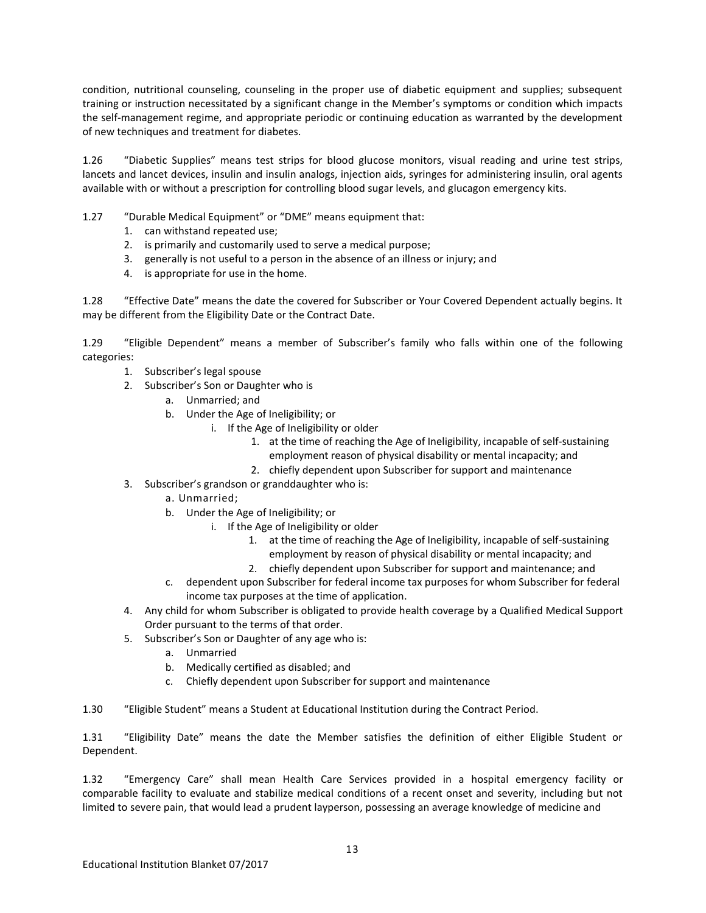condition, nutritional counseling, counseling in the proper use of diabetic equipment and supplies; subsequent training or instruction necessitated by a significant change in the Member's symptoms or condition which impacts the self-management regime, and appropriate periodic or continuing education as warranted by the development of new techniques and treatment for diabetes.

1.26 "Diabetic Supplies" means test strips for blood glucose monitors, visual reading and urine test strips, lancets and lancet devices, insulin and insulin analogs, injection aids, syringes for administering insulin, oral agents available with or without a prescription for controlling blood sugar levels, and glucagon emergency kits.

1.27 "Durable Medical Equipment" or "DME" means equipment that:

1. can withstand repeated use;
2. is primarily and customarily used to serve a medical purpose;
3. generally is not useful to a person in the absence of an illness or injury; and
4. is appropriate for use in the home.

1.28 "Effective Date" means the date the covered for Subscriber or Your Covered Dependent actually begins. It may be different from the Eligibility Date or the Contract Date.

1.29 "Eligible Dependent" means a member of Subscriber's family who falls within one of the following categories:

1. Subscriber's legal spouse
2. Subscriber's Son or Daughter who is
   a. Unmarried; and
   b. Under the Age of Ineligibility; or
      i. If the Age of Ineligibility or older
         1. at the time of reaching the Age of Ineligibility, incapable of self-sustaining employment reason of physical disability or mental incapacity; and
         2. chiefly dependent upon Subscriber for support and maintenance
3. Subscriber's grandson or granddaughter who is:
   a. Unmarried;
   b. Under the Age of Ineligibility; or
      i. If the Age of Ineligibility or older
         1. at the time of reaching the Age of Ineligibility, incapable of self-sustaining employment by reason of physical disability or mental incapacity; and
         2. chiefly dependent upon Subscriber for support and maintenance; and
   c. dependent upon Subscriber for federal income tax purposes for whom Subscriber for federal income tax purposes at the time of application.
4. Any child for whom Subscriber is obligated to provide health coverage by a Qualified Medical Support Order pursuant to the terms of that order.
5. Subscriber's Son or Daughter of any age who is:
   a. Unmarried
   b. Medically certified as disabled; and
   c. Chiefly dependent upon Subscriber for support and maintenance

1.30 "Eligible Student" means a Student at Educational Institution during the Contract Period.

1.31 "Eligibility Date" means the date the Member satisfies the definition of either Eligible Student or Dependent.

1.32 "Emergency Care" shall mean Health Care Services provided in a hospital emergency facility or comparable facility to evaluate and stabilize medical conditions of a recent onset and severity, including but not limited to severe pain, that would lead a prudent layperson, possessing an average knowledge of medicine and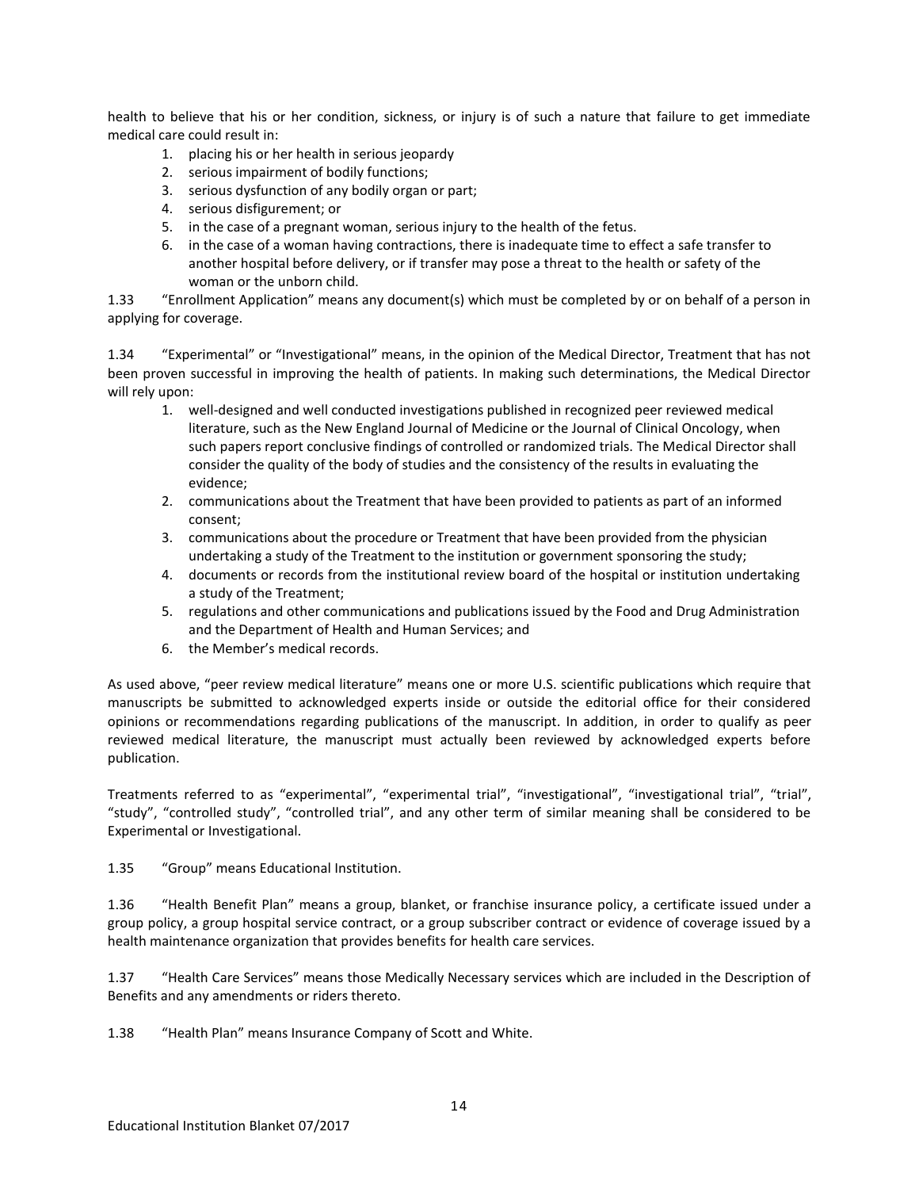health to believe that his or her condition, sickness, or injury is of such a nature that failure to get immediate medical care could result in:

1. placing his or her health in serious jeopardy
2. serious impairment of bodily functions;
3. serious dysfunction of any bodily organ or part;
4. serious disfigurement; or
5. in the case of a pregnant woman, serious injury to the health of the fetus.
6. in the case of a woman having contractions, there is inadequate time to effect a safe transfer to another hospital before delivery, or if transfer may pose a threat to the health or safety of the woman or the unborn child.

1.33 "Enrollment Application" means any document(s) which must be completed by or on behalf of a person in applying for coverage.

1.34 "Experimental" or "Investigational" means, in the opinion of the Medical Director, Treatment that has not been proven successful in improving the health of patients. In making such determinations, the Medical Director will rely upon:

1. well-designed and well conducted investigations published in recognized peer reviewed medical literature, such as the New England Journal of Medicine or the Journal of Clinical Oncology, when such papers report conclusive findings of controlled or randomized trials. The Medical Director shall consider the quality of the body of studies and the consistency of the results in evaluating the evidence;
2. communications about the Treatment that have been provided to patients as part of an informed consent;
3. communications about the procedure or Treatment that have been provided from the physician undertaking a study of the Treatment to the institution or government sponsoring the study;
4. documents or records from the institutional review board of the hospital or institution undertaking a study of the Treatment;
5. regulations and other communications and publications issued by the Food and Drug Administration and the Department of Health and Human Services; and
6. the Member's medical records.

As used above, "peer review medical literature" means one or more U.S. scientific publications which require that manuscripts be submitted to acknowledged experts inside or outside the editorial office for their considered opinions or recommendations regarding publications of the manuscript. In addition, in order to qualify as peer reviewed medical literature, the manuscript must actually been reviewed by acknowledged experts before publication.

Treatments referred to as "experimental", "experimental trial", "investigational", "investigational trial", "trial", "study", "controlled study", "controlled trial", and any other term of similar meaning shall be considered to be Experimental or Investigational.

1.35 "Group" means Educational Institution.

1.36 "Health Benefit Plan" means a group, blanket, or franchise insurance policy, a certificate issued under a group policy, a group hospital service contract, or a group subscriber contract or evidence of coverage issued by a health maintenance organization that provides benefits for health care services.

1.37 "Health Care Services" means those Medically Necessary services which are included in the Description of Benefits and any amendments or riders thereto.

1.38 "Health Plan" means Insurance Company of Scott and White.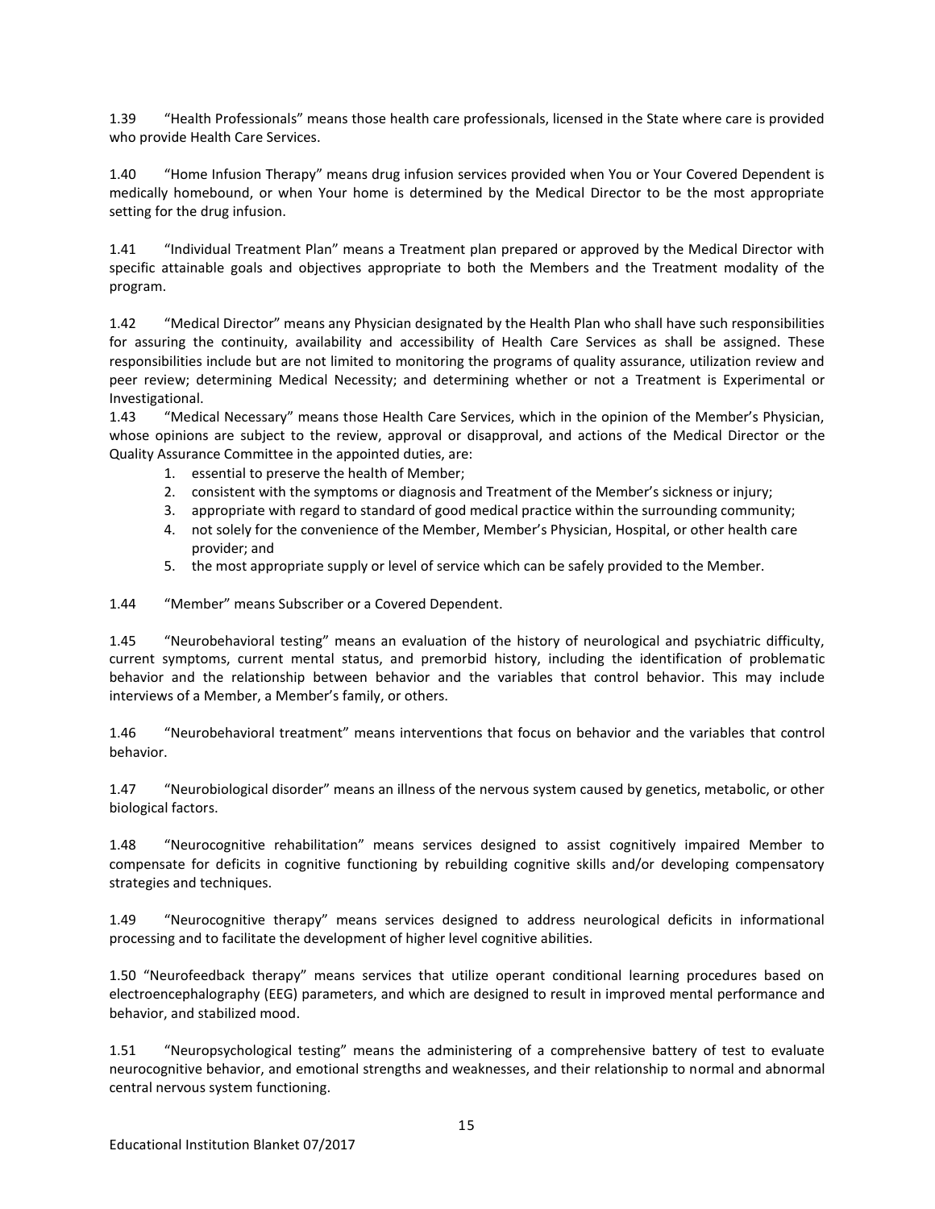1.39 "Health Professionals" means those health care professionals, licensed in the State where care is provided who provide Health Care Services.

1.40 "Home Infusion Therapy" means drug infusion services provided when You or Your Covered Dependent is medically homebound, or when Your home is determined by the Medical Director to be the most appropriate setting for the drug infusion.

1.41 "Individual Treatment Plan" means a Treatment plan prepared or approved by the Medical Director with specific attainable goals and objectives appropriate to both the Members and the Treatment modality of the program.

1.42 "Medical Director" means any Physician designated by the Health Plan who shall have such responsibilities for assuring the continuity, availability and accessibility of Health Care Services as shall be assigned. These responsibilities include but are not limited to monitoring the programs of quality assurance, utilization review and peer review; determining Medical Necessity; and determining whether or not a Treatment is Experimental or Investigational.

1.43 "Medical Necessary" means those Health Care Services, which in the opinion of the Member's Physician, whose opinions are subject to the review, approval or disapproval, and actions of the Medical Director or the Quality Assurance Committee in the appointed duties, are:

1. essential to preserve the health of Member;
2. consistent with the symptoms or diagnosis and Treatment of the Member's sickness or injury;
3. appropriate with regard to standard of good medical practice within the surrounding community;
4. not solely for the convenience of the Member, Member's Physician, Hospital, or other health care provider; and
5. the most appropriate supply or level of service which can be safely provided to the Member.

1.44 "Member" means Subscriber or a Covered Dependent.

1.45 "Neurobehavioral testing" means an evaluation of the history of neurological and psychiatric difficulty, current symptoms, current mental status, and premorbid history, including the identification of problematic behavior and the relationship between behavior and the variables that control behavior. This may include interviews of a Member, a Member's family, or others.

1.46 "Neurobehavioral treatment" means interventions that focus on behavior and the variables that control behavior.

1.47 "Neurobiological disorder" means an illness of the nervous system caused by genetics, metabolic, or other biological factors.

1.48 "Neurocognitive rehabilitation" means services designed to assist cognitively impaired Member to compensate for deficits in cognitive functioning by rebuilding cognitive skills and/or developing compensatory strategies and techniques.

1.49 "Neurocognitive therapy" means services designed to address neurological deficits in informational processing and to facilitate the development of higher level cognitive abilities.

1.50 "Neurofeedback therapy" means services that utilize operant conditional learning procedures based on electroencephalography (EEG) parameters, and which are designed to result in improved mental performance and behavior, and stabilized mood.

1.51 "Neuropsychological testing" means the administering of a comprehensive battery of test to evaluate neurocognitive behavior, and emotional strengths and weaknesses, and their relationship to normal and abnormal central nervous system functioning.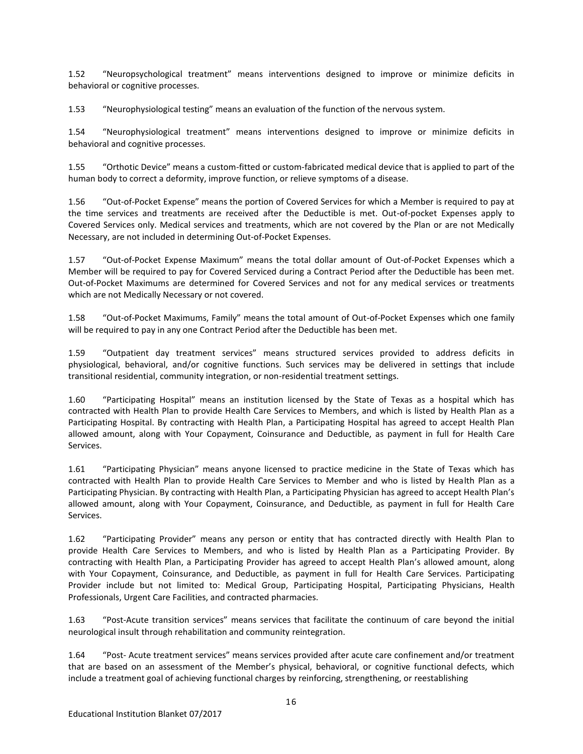1.52 "Neuropsychological treatment" means interventions designed to improve or minimize deficits in behavioral or cognitive processes.

1.53 "Neurophysiological testing" means an evaluation of the function of the nervous system.

1.54 "Neurophysiological treatment" means interventions designed to improve or minimize deficits in behavioral and cognitive processes.

1.55 "Orthotic Device" means a custom-fitted or custom-fabricated medical device that is applied to part of the human body to correct a deformity, improve function, or relieve symptoms of a disease.

1.56 "Out-of-Pocket Expense" means the portion of Covered Services for which a Member is required to pay at the time services and treatments are received after the Deductible is met. Out-of-pocket Expenses apply to Covered Services only. Medical services and treatments, which are not covered by the Plan or are not Medically Necessary, are not included in determining Out-of-Pocket Expenses.

1.57 "Out-of-Pocket Expense Maximum" means the total dollar amount of Out-of-Pocket Expenses which a Member will be required to pay for Covered Serviced during a Contract Period after the Deductible has been met. Out-of-Pocket Maximums are determined for Covered Services and not for any medical services or treatments which are not Medically Necessary or not covered.

1.58 "Out-of-Pocket Maximums, Family" means the total amount of Out-of-Pocket Expenses which one family will be required to pay in any one Contract Period after the Deductible has been met.

1.59 "Outpatient day treatment services" means structured services provided to address deficits in physiological, behavioral, and/or cognitive functions. Such services may be delivered in settings that include transitional residential, community integration, or non-residential treatment settings.

1.60 "Participating Hospital" means an institution licensed by the State of Texas as a hospital which has contracted with Health Plan to provide Health Care Services to Members, and which is listed by Health Plan as a Participating Hospital. By contracting with Health Plan, a Participating Hospital has agreed to accept Health Plan allowed amount, along with Your Copayment, Coinsurance and Deductible, as payment in full for Health Care Services.

1.61 "Participating Physician" means anyone licensed to practice medicine in the State of Texas which has contracted with Health Plan to provide Health Care Services to Member and who is listed by Health Plan as a Participating Physician. By contracting with Health Plan, a Participating Physician has agreed to accept Health Plan's allowed amount, along with Your Copayment, Coinsurance, and Deductible, as payment in full for Health Care Services.

1.62 "Participating Provider" means any person or entity that has contracted directly with Health Plan to provide Health Care Services to Members, and who is listed by Health Plan as a Participating Provider. By contracting with Health Plan, a Participating Provider has agreed to accept Health Plan's allowed amount, along with Your Copayment, Coinsurance, and Deductible, as payment in full for Health Care Services. Participating Provider include but not limited to: Medical Group, Participating Hospital, Participating Physicians, Health Professionals, Urgent Care Facilities, and contracted pharmacies.

1.63 "Post-Acute transition services" means services that facilitate the continuum of care beyond the initial neurological insult through rehabilitation and community reintegration.

1.64 "Post- Acute treatment services" means services provided after acute care confinement and/or treatment that are based on an assessment of the Member's physical, behavioral, or cognitive functional defects, which include a treatment goal of achieving functional charges by reinforcing, strengthening, or reestablishing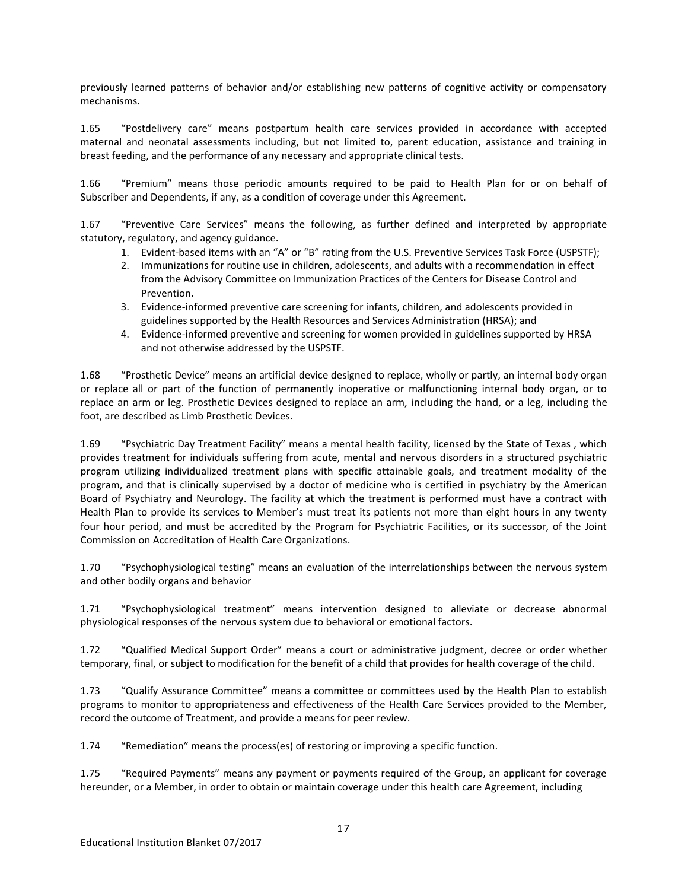previously learned patterns of behavior and/or establishing new patterns of cognitive activity or compensatory mechanisms.

1.65 "Postdelivery care" means postpartum health care services provided in accordance with accepted maternal and neonatal assessments including, but not limited to, parent education, assistance and training in breast feeding, and the performance of any necessary and appropriate clinical tests.

1.66 "Premium" means those periodic amounts required to be paid to Health Plan for or on behalf of Subscriber and Dependents, if any, as a condition of coverage under this Agreement.

1.67 "Preventive Care Services" means the following, as further defined and interpreted by appropriate statutory, regulatory, and agency guidance.

1. Evident-based items with an "A" or "B" rating from the U.S. Preventive Services Task Force (USPSTF);
2. Immunizations for routine use in children, adolescents, and adults with a recommendation in effect from the Advisory Committee on Immunization Practices of the Centers for Disease Control and Prevention.
3. Evidence-informed preventive care screening for infants, children, and adolescents provided in guidelines supported by the Health Resources and Services Administration (HRSA); and
4. Evidence-informed preventive and screening for women provided in guidelines supported by HRSA and not otherwise addressed by the USPSTF.

1.68 "Prosthetic Device" means an artificial device designed to replace, wholly or partly, an internal body organ or replace all or part of the function of permanently inoperative or malfunctioning internal body organ, or to replace an arm or leg. Prosthetic Devices designed to replace an arm, including the hand, or a leg, including the foot, are described as Limb Prosthetic Devices.

1.69 "Psychiatric Day Treatment Facility" means a mental health facility, licensed by the State of Texas , which provides treatment for individuals suffering from acute, mental and nervous disorders in a structured psychiatric program utilizing individualized treatment plans with specific attainable goals, and treatment modality of the program, and that is clinically supervised by a doctor of medicine who is certified in psychiatry by the American Board of Psychiatry and Neurology. The facility at which the treatment is performed must have a contract with Health Plan to provide its services to Member's must treat its patients not more than eight hours in any twenty four hour period, and must be accredited by the Program for Psychiatric Facilities, or its successor, of the Joint Commission on Accreditation of Health Care Organizations.

1.70 "Psychophysiological testing" means an evaluation of the interrelationships between the nervous system and other bodily organs and behavior

1.71 "Psychophysiological treatment" means intervention designed to alleviate or decrease abnormal physiological responses of the nervous system due to behavioral or emotional factors.

1.72 "Qualified Medical Support Order" means a court or administrative judgment, decree or order whether temporary, final, or subject to modification for the benefit of a child that provides for health coverage of the child.

1.73 "Qualify Assurance Committee" means a committee or committees used by the Health Plan to establish programs to monitor to appropriateness and effectiveness of the Health Care Services provided to the Member, record the outcome of Treatment, and provide a means for peer review.

1.74 "Remediation" means the process(es) of restoring or improving a specific function.

1.75 "Required Payments" means any payment or payments required of the Group, an applicant for coverage hereunder, or a Member, in order to obtain or maintain coverage under this health care Agreement, including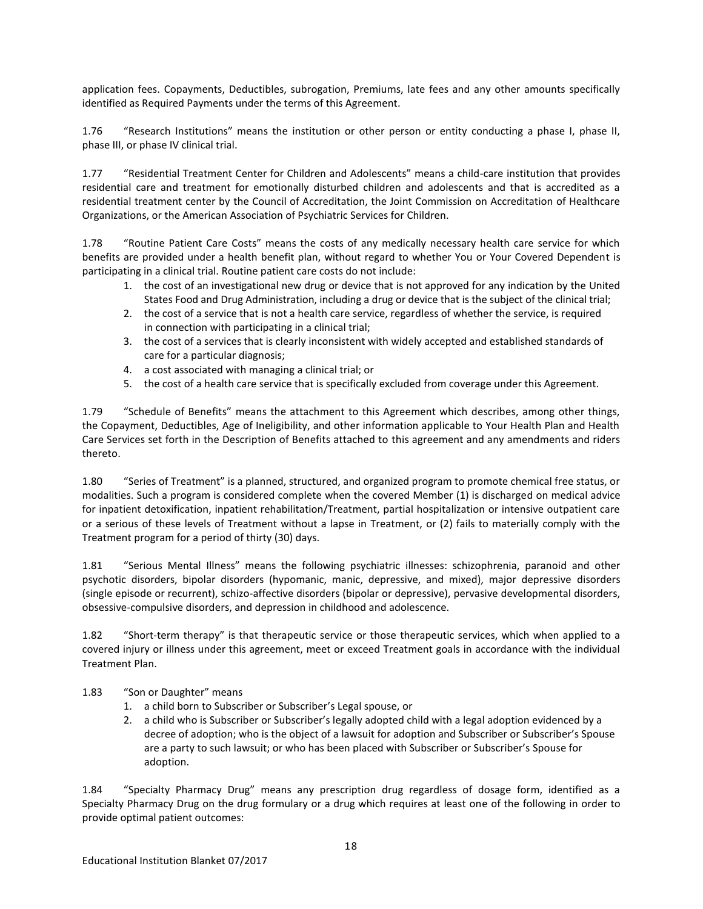application fees. Copayments, Deductibles, subrogation, Premiums, late fees and any other amounts specifically identified as Required Payments under the terms of this Agreement.

1.76 "Research Institutions" means the institution or other person or entity conducting a phase I, phase II, phase III, or phase IV clinical trial.

1.77 "Residential Treatment Center for Children and Adolescents" means a child-care institution that provides residential care and treatment for emotionally disturbed children and adolescents and that is accredited as a residential treatment center by the Council of Accreditation, the Joint Commission on Accreditation of Healthcare Organizations, or the American Association of Psychiatric Services for Children.

1.78 "Routine Patient Care Costs" means the costs of any medically necessary health care service for which benefits are provided under a health benefit plan, without regard to whether You or Your Covered Dependent is participating in a clinical trial. Routine patient care costs do not include:

1. the cost of an investigational new drug or device that is not approved for any indication by the United States Food and Drug Administration, including a drug or device that is the subject of the clinical trial;
2. the cost of a service that is not a health care service, regardless of whether the service, is required in connection with participating in a clinical trial;
3. the cost of a services that is clearly inconsistent with widely accepted and established standards of care for a particular diagnosis;
4. a cost associated with managing a clinical trial; or
5. the cost of a health care service that is specifically excluded from coverage under this Agreement.

1.79 "Schedule of Benefits" means the attachment to this Agreement which describes, among other things, the Copayment, Deductibles, Age of Ineligibility, and other information applicable to Your Health Plan and Health Care Services set forth in the Description of Benefits attached to this agreement and any amendments and riders thereto.

1.80 "Series of Treatment" is a planned, structured, and organized program to promote chemical free status, or modalities. Such a program is considered complete when the covered Member (1) is discharged on medical advice for inpatient detoxification, inpatient rehabilitation/Treatment, partial hospitalization or intensive outpatient care or a serious of these levels of Treatment without a lapse in Treatment, or (2) fails to materially comply with the Treatment program for a period of thirty (30) days.

1.81 "Serious Mental Illness" means the following psychiatric illnesses: schizophrenia, paranoid and other psychotic disorders, bipolar disorders (hypomanic, manic, depressive, and mixed), major depressive disorders (single episode or recurrent), schizo-affective disorders (bipolar or depressive), pervasive developmental disorders, obsessive-compulsive disorders, and depression in childhood and adolescence.

1.82 "Short-term therapy" is that therapeutic service or those therapeutic services, which when applied to a covered injury or illness under this agreement, meet or exceed Treatment goals in accordance with the individual Treatment Plan.

1.83 "Son or Daughter" means

1. a child born to Subscriber or Subscriber's Legal spouse, or
2. a child who is Subscriber or Subscriber's legally adopted child with a legal adoption evidenced by a decree of adoption; who is the object of a lawsuit for adoption and Subscriber or Subscriber's Spouse are a party to such lawsuit; or who has been placed with Subscriber or Subscriber's Spouse for adoption.

1.84 "Specialty Pharmacy Drug" means any prescription drug regardless of dosage form, identified as a Specialty Pharmacy Drug on the drug formulary or a drug which requires at least one of the following in order to provide optimal patient outcomes: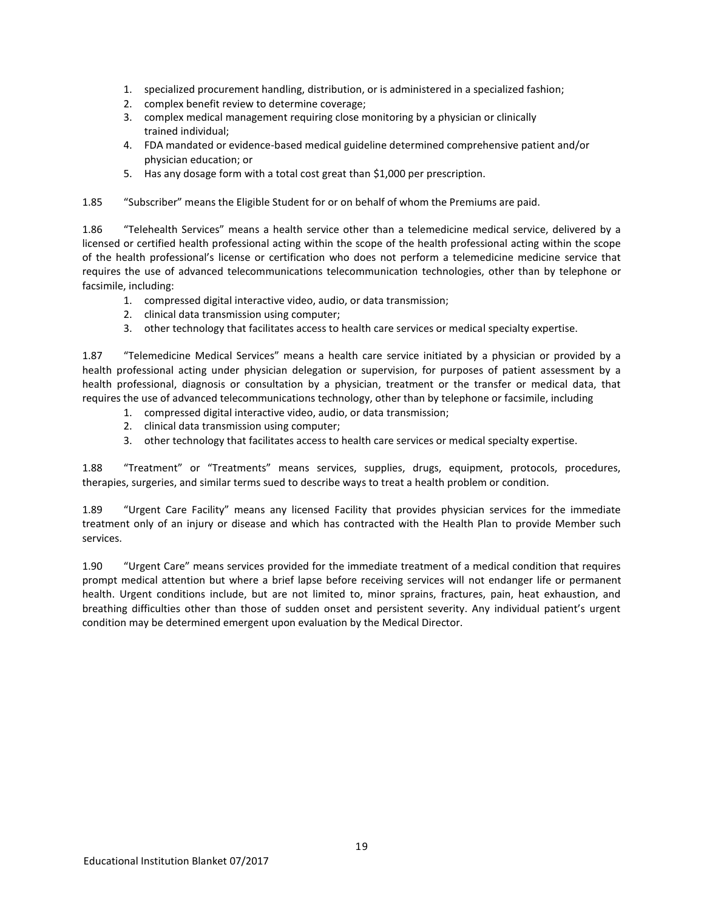1. specialized procurement handling, distribution, or is administered in a specialized fashion;
2. complex benefit review to determine coverage;
3. complex medical management requiring close monitoring by a physician or clinically trained individual;
4. FDA mandated or evidence-based medical guideline determined comprehensive patient and/or physician education; or
5. Has any dosage form with a total cost great than $1,000 per prescription.

1.85 "Subscriber" means the Eligible Student for or on behalf of whom the Premiums are paid.

1.86 "Telehealth Services" means a health service other than a telemedicine medical service, delivered by a licensed or certified health professional acting within the scope of the health professional acting within the scope of the health professional's license or certification who does not perform a telemedicine medicine service that requires the use of advanced telecommunications telecommunication technologies, other than by telephone or facsimile, including:

1. compressed digital interactive video, audio, or data transmission;
2. clinical data transmission using computer;
3. other technology that facilitates access to health care services or medical specialty expertise.

1.87 "Telemedicine Medical Services" means a health care service initiated by a physician or provided by a health professional acting under physician delegation or supervision, for purposes of patient assessment by a health professional, diagnosis or consultation by a physician, treatment or the transfer or medical data, that requires the use of advanced telecommunications technology, other than by telephone or facsimile, including

1. compressed digital interactive video, audio, or data transmission;
2. clinical data transmission using computer;
3. other technology that facilitates access to health care services or medical specialty expertise.

1.88 "Treatment" or "Treatments" means services, supplies, drugs, equipment, protocols, procedures, therapies, surgeries, and similar terms sued to describe ways to treat a health problem or condition.

1.89 "Urgent Care Facility" means any licensed Facility that provides physician services for the immediate treatment only of an injury or disease and which has contracted with the Health Plan to provide Member such services.

1.90 "Urgent Care" means services provided for the immediate treatment of a medical condition that requires prompt medical attention but where a brief lapse before receiving services will not endanger life or permanent health. Urgent conditions include, but are not limited to, minor sprains, fractures, pain, heat exhaustion, and breathing difficulties other than those of sudden onset and persistent severity. Any individual patient's urgent condition may be determined emergent upon evaluation by the Medical Director.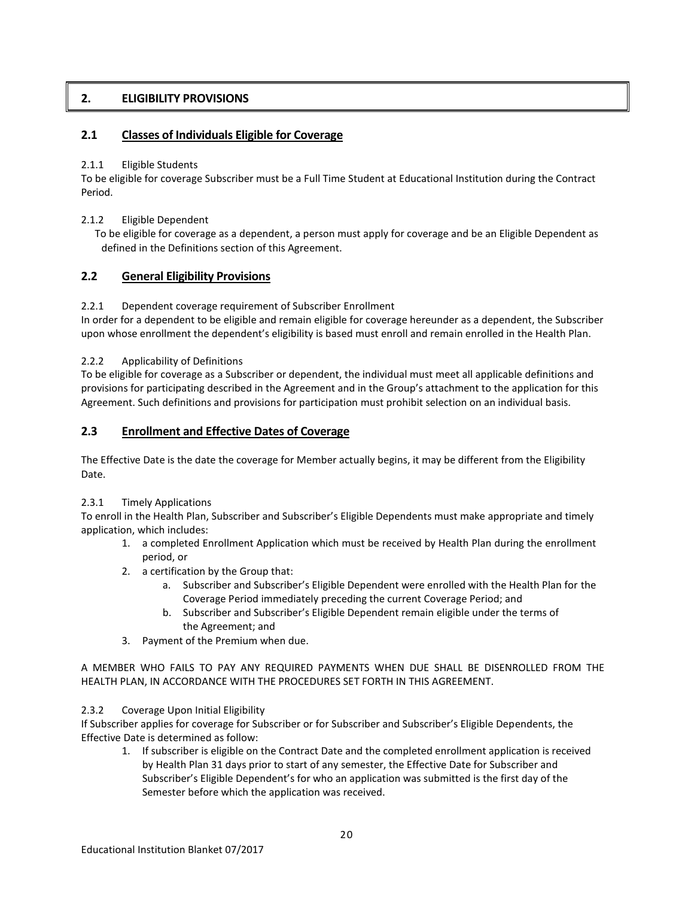# 2. ELIGIBILITY PROVISIONS

## 2.1 Classes of Individuals Eligible for Coverage

2.1.1 Eligible Students

To be eligible for coverage Subscriber must be a Full Time Student at Educational Institution during the Contract Period.

2.1.2 Eligible Dependent

To be eligible for coverage as a dependent, a person must apply for coverage and be an Eligible Dependent as defined in the Definitions section of this Agreement.

## 2.2 General Eligibility Provisions

2.2.1 Dependent coverage requirement of Subscriber Enrollment

In order for a dependent to be eligible and remain eligible for coverage hereunder as a dependent, the Subscriber upon whose enrollment the dependent's eligibility is based must enroll and remain enrolled in the Health Plan.

2.2.2 Applicability of Definitions

To be eligible for coverage as a Subscriber or dependent, the individual must meet all applicable definitions and provisions for participating described in the Agreement and in the Group's attachment to the application for this Agreement. Such definitions and provisions for participation must prohibit selection on an individual basis.

## 2.3 Enrollment and Effective Dates of Coverage

The Effective Date is the date the coverage for Member actually begins, it may be different from the Eligibility Date.

2.3.1 Timely Applications

To enroll in the Health Plan, Subscriber and Subscriber's Eligible Dependents must make appropriate and timely application, which includes:

1. a completed Enrollment Application which must be received by Health Plan during the enrollment period, or
2. a certification by the Group that:
    a. Subscriber and Subscriber's Eligible Dependent were enrolled with the Health Plan for the Coverage Period immediately preceding the current Coverage Period; and
    b. Subscriber and Subscriber's Eligible Dependent remain eligible under the terms of the Agreement; and
3. Payment of the Premium when due.

A MEMBER WHO FAILS TO PAY ANY REQUIRED PAYMENTS WHEN DUE SHALL BE DISENROLLED FROM THE HEALTH PLAN, IN ACCORDANCE WITH THE PROCEDURES SET FORTH IN THIS AGREEMENT.

2.3.2 Coverage Upon Initial Eligibility

If Subscriber applies for coverage for Subscriber or for Subscriber and Subscriber's Eligible Dependents, the Effective Date is determined as follow:

1. If subscriber is eligible on the Contract Date and the completed enrollment application is received by Health Plan 31 days prior to start of any semester, the Effective Date for Subscriber and Subscriber's Eligible Dependent's for who an application was submitted is the first day of the Semester before which the application was received.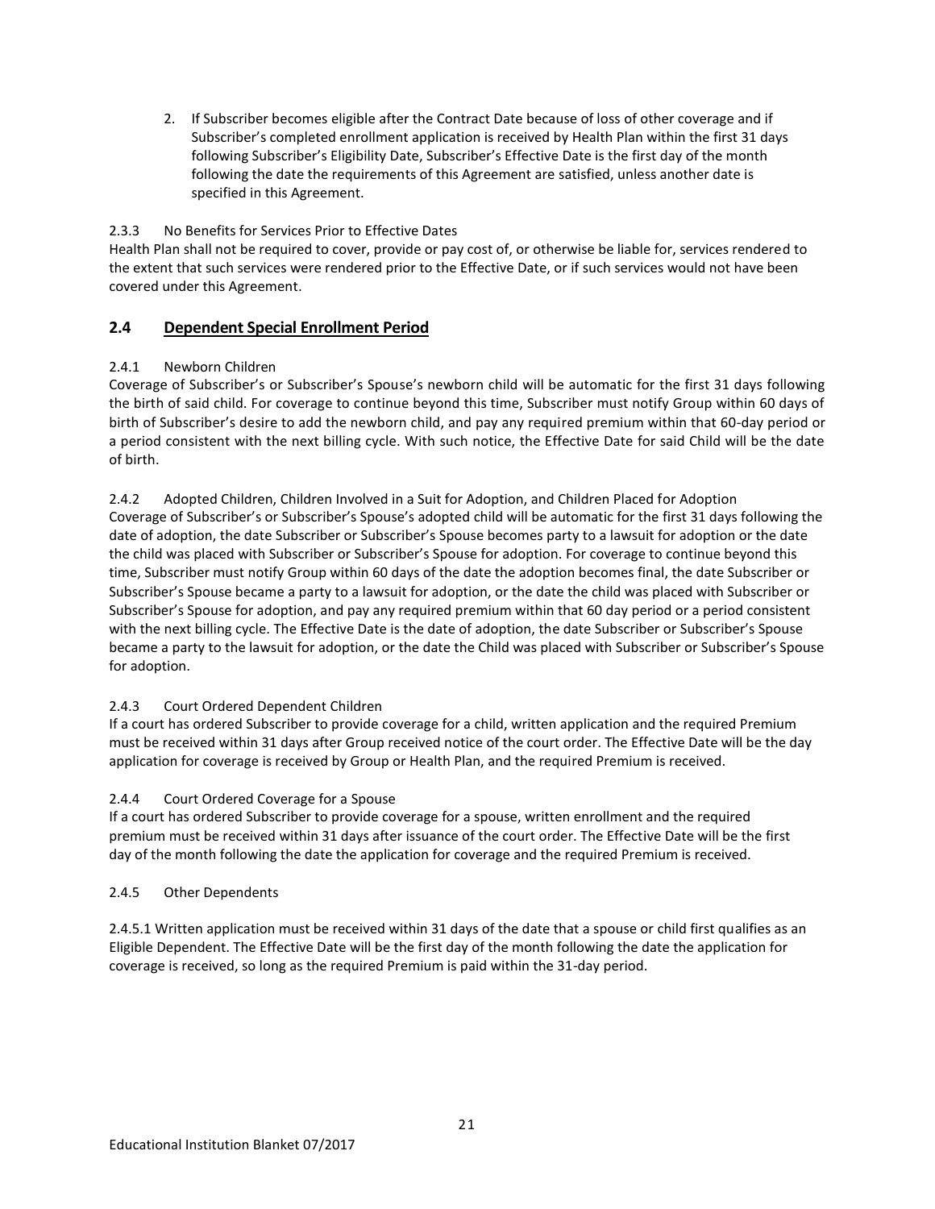2. If Subscriber becomes eligible after the Contract Date because of loss of other coverage and if Subscriber's completed enrollment application is received by Health Plan within the first 31 days following Subscriber's Eligibility Date, Subscriber's Effective Date is the first day of the month following the date the requirements of this Agreement are satisfied, unless another date is specified in this Agreement.

2.3.3 No Benefits for Services Prior to Effective Dates

Health Plan shall not be required to cover, provide or pay cost of, or otherwise be liable for, services rendered to the extent that such services were rendered prior to the Effective Date, or if such services would not have been covered under this Agreement.

## 2.4 Dependent Special Enrollment Period

2.4.1 Newborn Children

Coverage of Subscriber's or Subscriber's Spouse's newborn child will be automatic for the first 31 days following the birth of said child. For coverage to continue beyond this time, Subscriber must notify Group within 60 days of birth of Subscriber's desire to add the newborn child, and pay any required premium within that 60-day period or a period consistent with the next billing cycle. With such notice, the Effective Date for said Child will be the date of birth.

2.4.2 Adopted Children, Children Involved in a Suit for Adoption, and Children Placed for Adoption

Coverage of Subscriber's or Subscriber's Spouse's adopted child will be automatic for the first 31 days following the date of adoption, the date Subscriber or Subscriber's Spouse becomes party to a lawsuit for adoption or the date the child was placed with Subscriber or Subscriber's Spouse for adoption. For coverage to continue beyond this time, Subscriber must notify Group within 60 days of the date the adoption becomes final, the date Subscriber or Subscriber's Spouse became a party to a lawsuit for adoption, or the date the child was placed with Subscriber or Subscriber's Spouse for adoption, and pay any required premium within that 60 day period or a period consistent with the next billing cycle. The Effective Date is the date of adoption, the date Subscriber or Subscriber's Spouse became a party to the lawsuit for adoption, or the date the Child was placed with Subscriber or Subscriber's Spouse for adoption.

2.4.3 Court Ordered Dependent Children

If a court has ordered Subscriber to provide coverage for a child, written application and the required Premium must be received within 31 days after Group received notice of the court order. The Effective Date will be the day application for coverage is received by Group or Health Plan, and the required Premium is received.

2.4.4 Court Ordered Coverage for a Spouse

If a court has ordered Subscriber to provide coverage for a spouse, written enrollment and the required premium must be received within 31 days after issuance of the court order. The Effective Date will be the first day of the month following the date the application for coverage and the required Premium is received.

2.4.5 Other Dependents

2.4.5.1 Written application must be received within 31 days of the date that a spouse or child first qualifies as an Eligible Dependent. The Effective Date will be the first day of the month following the date the application for coverage is received, so long as the required Premium is paid within the 31-day period.

Educational Institution Blanket 07/2017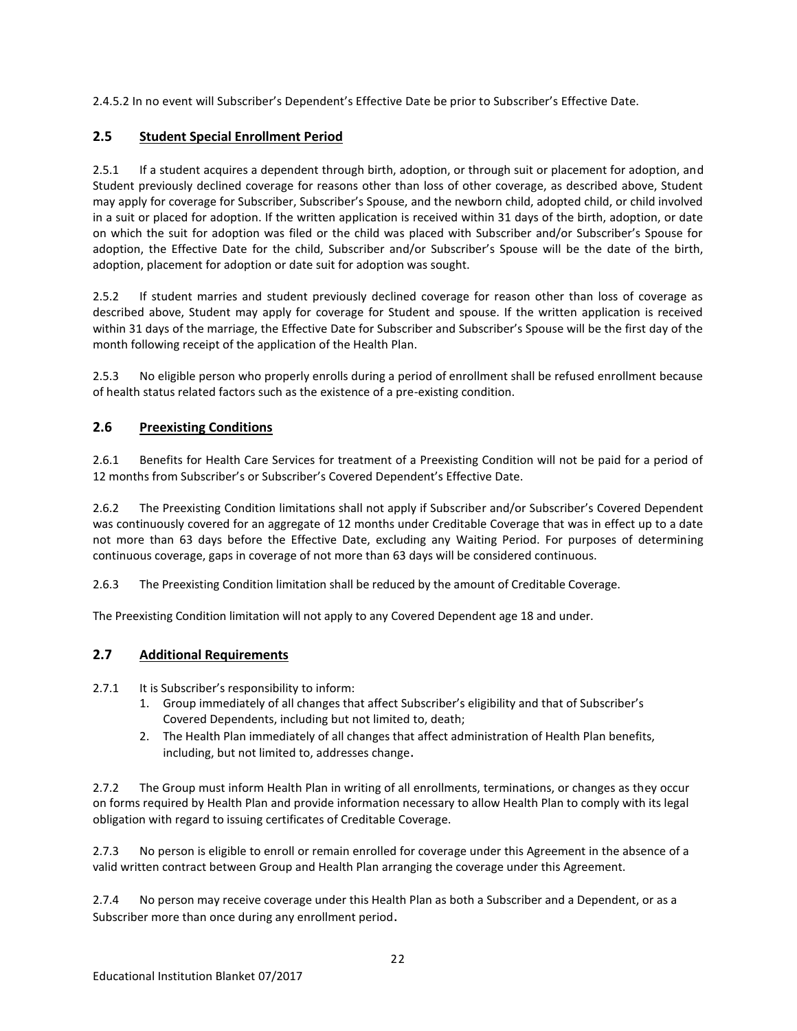2.4.5.2 In no event will Subscriber's Dependent's Effective Date be prior to Subscriber's Effective Date.

## 2.5 Student Special Enrollment Period

2.5.1 If a student acquires a dependent through birth, adoption, or through suit or placement for adoption, and Student previously declined coverage for reasons other than loss of other coverage, as described above, Student may apply for coverage for Subscriber, Subscriber's Spouse, and the newborn child, adopted child, or child involved in a suit or placed for adoption. If the written application is received within 31 days of the birth, adoption, or date on which the suit for adoption was filed or the child was placed with Subscriber and/or Subscriber's Spouse for adoption, the Effective Date for the child, Subscriber and/or Subscriber's Spouse will be the date of the birth, adoption, placement for adoption or date suit for adoption was sought.

2.5.2 If student marries and student previously declined coverage for reason other than loss of coverage as described above, Student may apply for coverage for Student and spouse. If the written application is received within 31 days of the marriage, the Effective Date for Subscriber and Subscriber's Spouse will be the first day of the month following receipt of the application of the Health Plan.

2.5.3 No eligible person who properly enrolls during a period of enrollment shall be refused enrollment because of health status related factors such as the existence of a pre-existing condition.

## 2.6 Preexisting Conditions

2.6.1 Benefits for Health Care Services for treatment of a Preexisting Condition will not be paid for a period of 12 months from Subscriber's or Subscriber's Covered Dependent's Effective Date.

2.6.2 The Preexisting Condition limitations shall not apply if Subscriber and/or Subscriber's Covered Dependent was continuously covered for an aggregate of 12 months under Creditable Coverage that was in effect up to a date not more than 63 days before the Effective Date, excluding any Waiting Period. For purposes of determining continuous coverage, gaps in coverage of not more than 63 days will be considered continuous.

2.6.3 The Preexisting Condition limitation shall be reduced by the amount of Creditable Coverage.

The Preexisting Condition limitation will not apply to any Covered Dependent age 18 and under.

## 2.7 Additional Requirements

2.7.1 It is Subscriber's responsibility to inform:

1. Group immediately of all changes that affect Subscriber's eligibility and that of Subscriber's Covered Dependents, including but not limited to, death;
2. The Health Plan immediately of all changes that affect administration of Health Plan benefits, including, but not limited to, addresses change.

2.7.2 The Group must inform Health Plan in writing of all enrollments, terminations, or changes as they occur on forms required by Health Plan and provide information necessary to allow Health Plan to comply with its legal obligation with regard to issuing certificates of Creditable Coverage.

2.7.3 No person is eligible to enroll or remain enrolled for coverage under this Agreement in the absence of a valid written contract between Group and Health Plan arranging the coverage under this Agreement.

2.7.4 No person may receive coverage under this Health Plan as both a Subscriber and a Dependent, or as a Subscriber more than once during any enrollment period.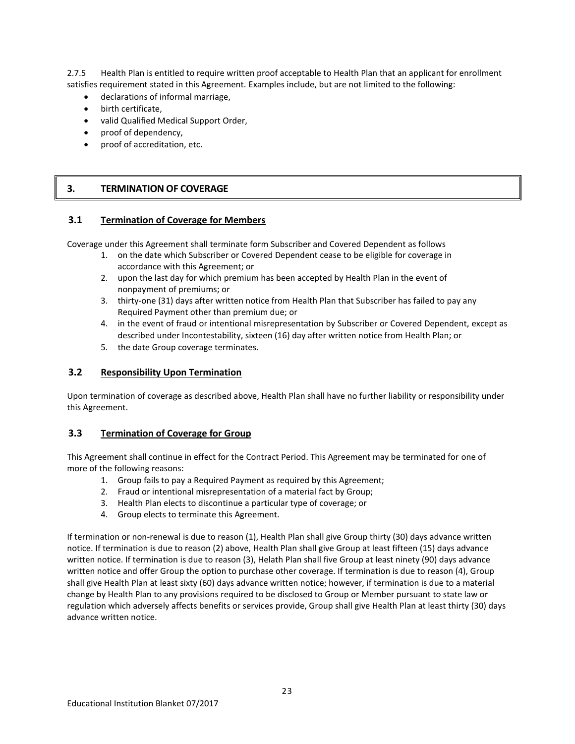2.7.5 Health Plan is entitled to require written proof acceptable to Health Plan that an applicant for enrollment satisfies requirement stated in this Agreement. Examples include, but are not limited to the following:

- declarations of informal marriage,
- birth certificate,
- valid Qualified Medical Support Order,
- proof of dependency,
- proof of accreditation, etc.

# 3. TERMINATION OF COVERAGE

## 3.1 Termination of Coverage for Members

Coverage under this Agreement shall terminate form Subscriber and Covered Dependent as follows

1. on the date which Subscriber or Covered Dependent cease to be eligible for coverage in accordance with this Agreement; or
2. upon the last day for which premium has been accepted by Health Plan in the event of nonpayment of premiums; or
3. thirty-one (31) days after written notice from Health Plan that Subscriber has failed to pay any Required Payment other than premium due; or
4. in the event of fraud or intentional misrepresentation by Subscriber or Covered Dependent, except as described under Incontestability, sixteen (16) day after written notice from Health Plan; or
5. the date Group coverage terminates.

## 3.2 Responsibility Upon Termination

Upon termination of coverage as described above, Health Plan shall have no further liability or responsibility under this Agreement.

## 3.3 Termination of Coverage for Group

This Agreement shall continue in effect for the Contract Period. This Agreement may be terminated for one of more of the following reasons:

1. Group fails to pay a Required Payment as required by this Agreement;
2. Fraud or intentional misrepresentation of a material fact by Group;
3. Health Plan elects to discontinue a particular type of coverage; or
4. Group elects to terminate this Agreement.

If termination or non-renewal is due to reason (1), Health Plan shall give Group thirty (30) days advance written notice. If termination is due to reason (2) above, Health Plan shall give Group at least fifteen (15) days advance written notice. If termination is due to reason (3), Helath Plan shall five Group at least ninety (90) days advance written notice and offer Group the option to purchase other coverage. If termination is due to reason (4), Group shall give Health Plan at least sixty (60) days advance written notice; however, if termination is due to a material change by Health Plan to any provisions required to be disclosed to Group or Member pursuant to state law or regulation which adversely affects benefits or services provide, Group shall give Health Plan at least thirty (30) days advance written notice.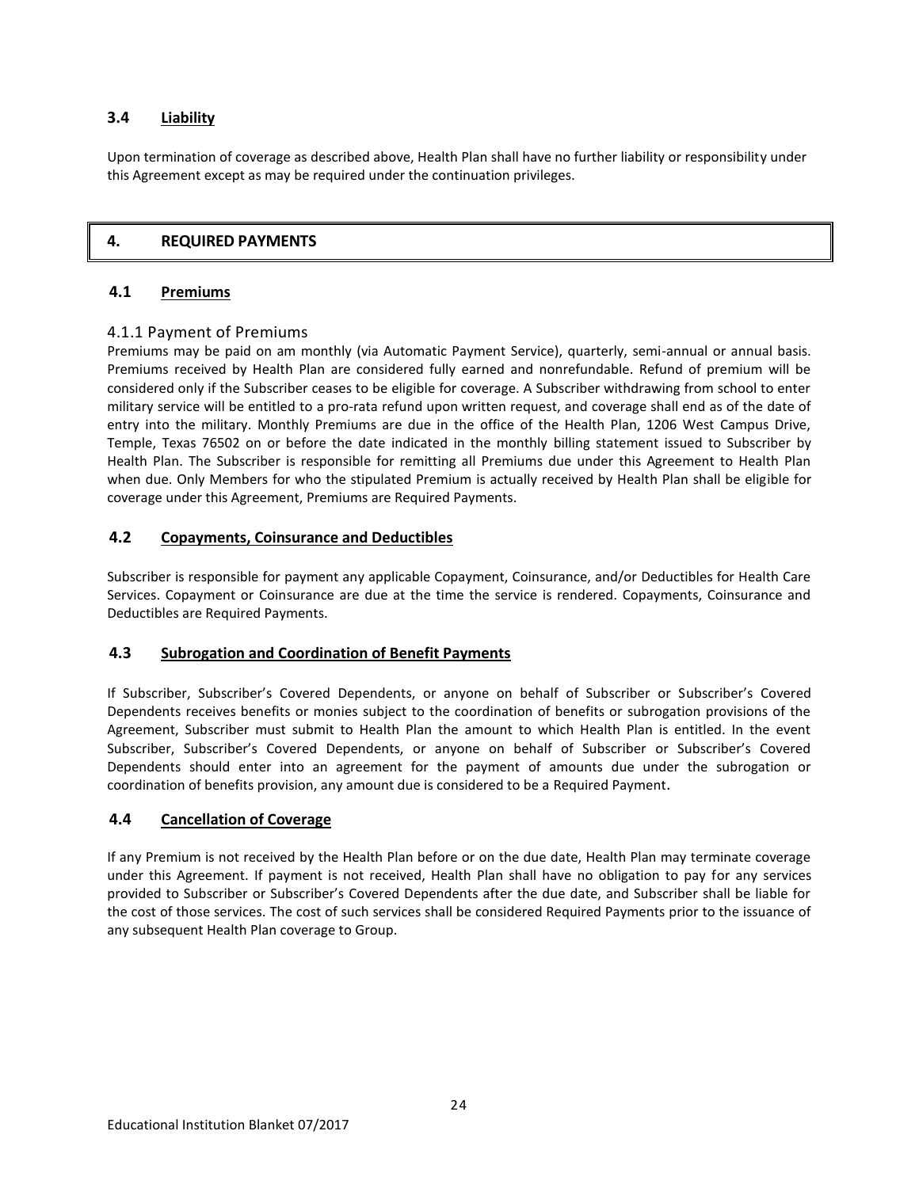### 3.4 Liability

Upon termination of coverage as described above, Health Plan shall have no further liability or responsibility under this Agreement except as may be required under the continuation privileges.

## 4. REQUIRED PAYMENTS

### 4.1 Premiums

#### 4.1.1 Payment of Premiums

Premiums may be paid on am monthly (via Automatic Payment Service), quarterly, semi-annual or annual basis. Premiums received by Health Plan are considered fully earned and nonrefundable. Refund of premium will be considered only if the Subscriber ceases to be eligible for coverage. A Subscriber withdrawing from school to enter military service will be entitled to a pro-rata refund upon written request, and coverage shall end as of the date of entry into the military. Monthly Premiums are due in the office of the Health Plan, 1206 West Campus Drive, Temple, Texas 76502 on or before the date indicated in the monthly billing statement issued to Subscriber by Health Plan. The Subscriber is responsible for remitting all Premiums due under this Agreement to Health Plan when due. Only Members for who the stipulated Premium is actually received by Health Plan shall be eligible for coverage under this Agreement, Premiums are Required Payments.

### 4.2 Copayments, Coinsurance and Deductibles

Subscriber is responsible for payment any applicable Copayment, Coinsurance, and/or Deductibles for Health Care Services. Copayment or Coinsurance are due at the time the service is rendered. Copayments, Coinsurance and Deductibles are Required Payments.

### 4.3 Subrogation and Coordination of Benefit Payments

If Subscriber, Subscriber's Covered Dependents, or anyone on behalf of Subscriber or Subscriber's Covered Dependents receives benefits or monies subject to the coordination of benefits or subrogation provisions of the Agreement, Subscriber must submit to Health Plan the amount to which Health Plan is entitled. In the event Subscriber, Subscriber's Covered Dependents, or anyone on behalf of Subscriber or Subscriber's Covered Dependents should enter into an agreement for the payment of amounts due under the subrogation or coordination of benefits provision, any amount due is considered to be a Required Payment.

### 4.4 Cancellation of Coverage

If any Premium is not received by the Health Plan before or on the due date, Health Plan may terminate coverage under this Agreement. If payment is not received, Health Plan shall have no obligation to pay for any services provided to Subscriber or Subscriber's Covered Dependents after the due date, and Subscriber shall be liable for the cost of those services. The cost of such services shall be considered Required Payments prior to the issuance of any subsequent Health Plan coverage to Group.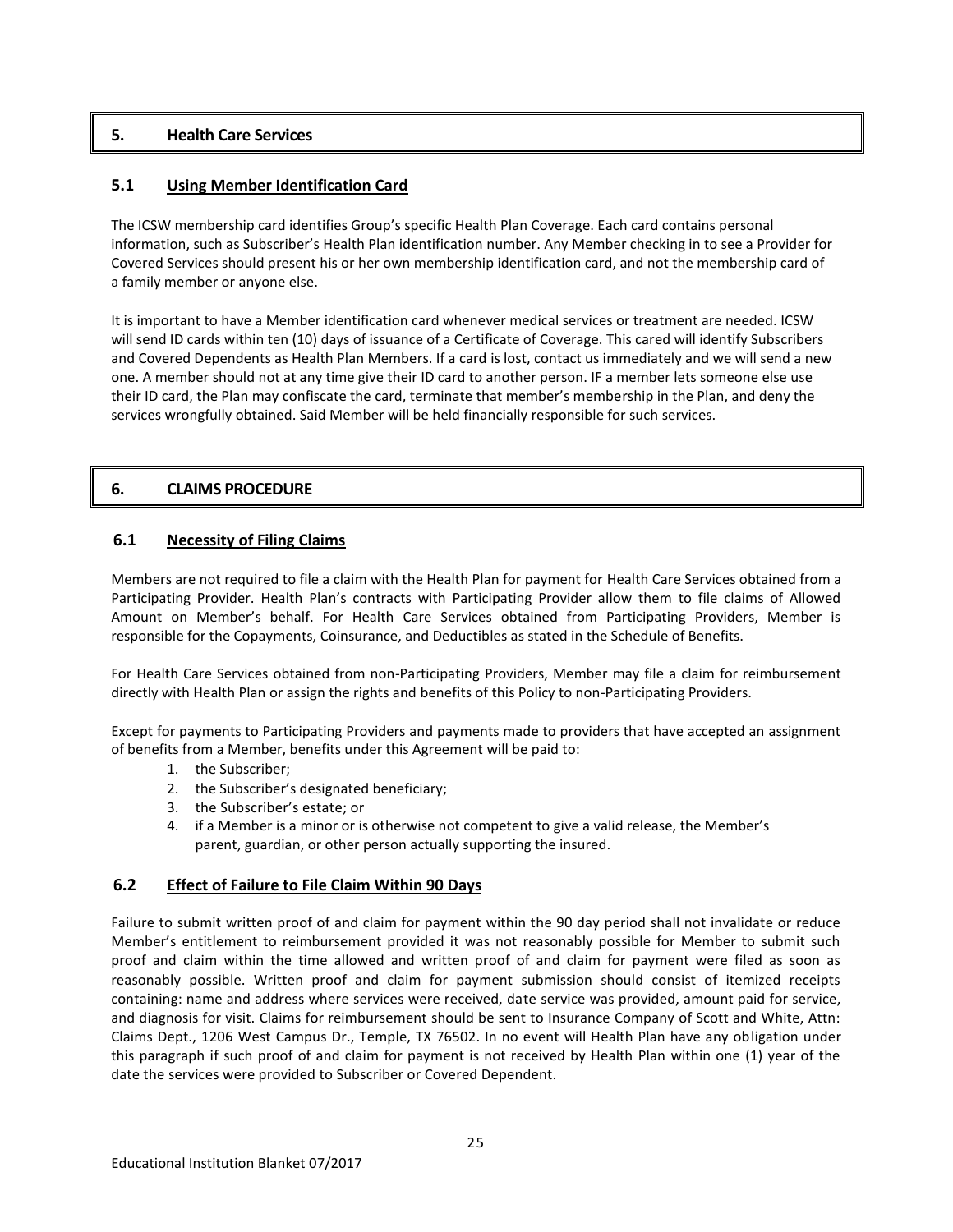## 5. Health Care Services

### 5.1 Using Member Identification Card

The ICSW membership card identifies Group's specific Health Plan Coverage. Each card contains personal information, such as Subscriber's Health Plan identification number. Any Member checking in to see a Provider for Covered Services should present his or her own membership identification card, and not the membership card of a family member or anyone else.

It is important to have a Member identification card whenever medical services or treatment are needed. ICSW will send ID cards within ten (10) days of issuance of a Certificate of Coverage. This cared will identify Subscribers and Covered Dependents as Health Plan Members. If a card is lost, contact us immediately and we will send a new one. A member should not at any time give their ID card to another person. IF a member lets someone else use their ID card, the Plan may confiscate the card, terminate that member's membership in the Plan, and deny the services wrongfully obtained. Said Member will be held financially responsible for such services.

## 6. CLAIMS PROCEDURE

### 6.1 Necessity of Filing Claims

Members are not required to file a claim with the Health Plan for payment for Health Care Services obtained from a Participating Provider. Health Plan's contracts with Participating Provider allow them to file claims of Allowed Amount on Member's behalf. For Health Care Services obtained from Participating Providers, Member is responsible for the Copayments, Coinsurance, and Deductibles as stated in the Schedule of Benefits.

For Health Care Services obtained from non-Participating Providers, Member may file a claim for reimbursement directly with Health Plan or assign the rights and benefits of this Policy to non-Participating Providers.

Except for payments to Participating Providers and payments made to providers that have accepted an assignment of benefits from a Member, benefits under this Agreement will be paid to:

1. the Subscriber;
2. the Subscriber's designated beneficiary;
3. the Subscriber's estate; or
4. if a Member is a minor or is otherwise not competent to give a valid release, the Member's parent, guardian, or other person actually supporting the insured.

### 6.2 Effect of Failure to File Claim Within 90 Days

Failure to submit written proof of and claim for payment within the 90 day period shall not invalidate or reduce Member's entitlement to reimbursement provided it was not reasonably possible for Member to submit such proof and claim within the time allowed and written proof of and claim for payment were filed as soon as reasonably possible. Written proof and claim for payment submission should consist of itemized receipts containing: name and address where services were received, date service was provided, amount paid for service, and diagnosis for visit. Claims for reimbursement should be sent to Insurance Company of Scott and White, Attn: Claims Dept., 1206 West Campus Dr., Temple, TX 76502. In no event will Health Plan have any obligation under this paragraph if such proof of and claim for payment is not received by Health Plan within one (1) year of the date the services were provided to Subscriber or Covered Dependent.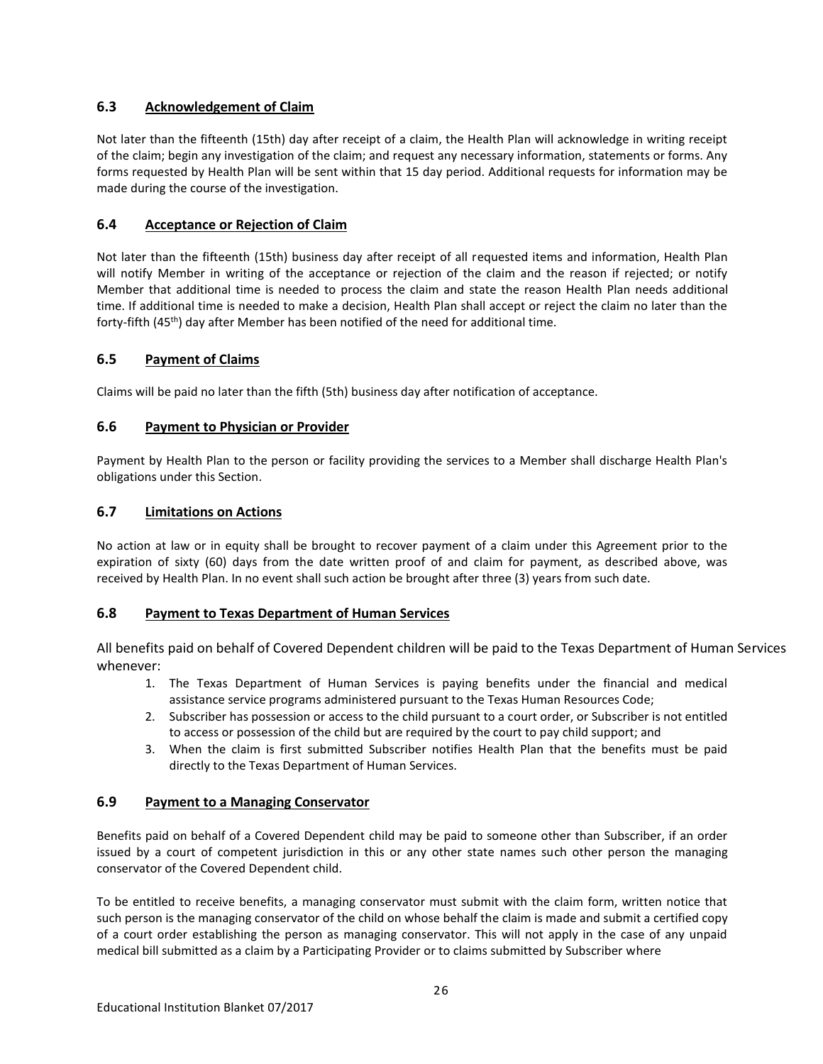### 6.3 Acknowledgement of Claim

Not later than the fifteenth (15th) day after receipt of a claim, the Health Plan will acknowledge in writing receipt of the claim; begin any investigation of the claim; and request any necessary information, statements or forms. Any forms requested by Health Plan will be sent within that 15 day period. Additional requests for information may be made during the course of the investigation.

### 6.4 Acceptance or Rejection of Claim

Not later than the fifteenth (15th) business day after receipt of all requested items and information, Health Plan will notify Member in writing of the acceptance or rejection of the claim and the reason if rejected; or notify Member that additional time is needed to process the claim and state the reason Health Plan needs additional time. If additional time is needed to make a decision, Health Plan shall accept or reject the claim no later than the forty-fifth (45th) day after Member has been notified of the need for additional time.

### 6.5 Payment of Claims

Claims will be paid no later than the fifth (5th) business day after notification of acceptance.

### 6.6 Payment to Physician or Provider

Payment by Health Plan to the person or facility providing the services to a Member shall discharge Health Plan's obligations under this Section.

### 6.7 Limitations on Actions

No action at law or in equity shall be brought to recover payment of a claim under this Agreement prior to the expiration of sixty (60) days from the date written proof of and claim for payment, as described above, was received by Health Plan. In no event shall such action be brought after three (3) years from such date.

### 6.8 Payment to Texas Department of Human Services

All benefits paid on behalf of Covered Dependent children will be paid to the Texas Department of Human Services whenever:

1. The Texas Department of Human Services is paying benefits under the financial and medical assistance service programs administered pursuant to the Texas Human Resources Code;
2. Subscriber has possession or access to the child pursuant to a court order, or Subscriber is not entitled to access or possession of the child but are required by the court to pay child support; and
3. When the claim is first submitted Subscriber notifies Health Plan that the benefits must be paid directly to the Texas Department of Human Services.

### 6.9 Payment to a Managing Conservator

Benefits paid on behalf of a Covered Dependent child may be paid to someone other than Subscriber, if an order issued by a court of competent jurisdiction in this or any other state names such other person the managing conservator of the Covered Dependent child.

To be entitled to receive benefits, a managing conservator must submit with the claim form, written notice that such person is the managing conservator of the child on whose behalf the claim is made and submit a certified copy of a court order establishing the person as managing conservator. This will not apply in the case of any unpaid medical bill submitted as a claim by a Participating Provider or to claims submitted by Subscriber where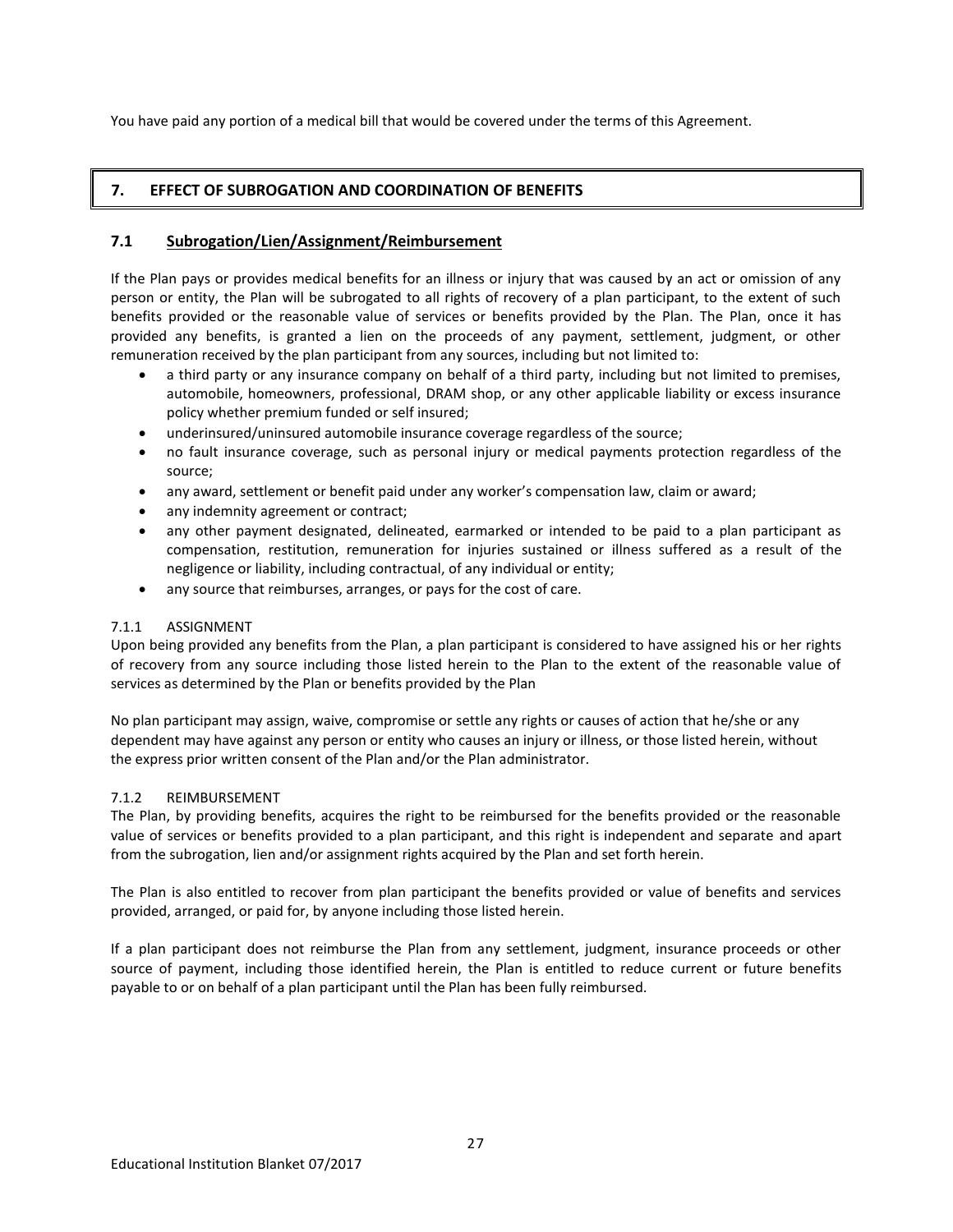You have paid any portion of a medical bill that would be covered under the terms of this Agreement.

## 7. EFFECT OF SUBROGATION AND COORDINATION OF BENEFITS

### 7.1 Subrogation/Lien/Assignment/Reimbursement

If the Plan pays or provides medical benefits for an illness or injury that was caused by an act or omission of any person or entity, the Plan will be subrogated to all rights of recovery of a plan participant, to the extent of such benefits provided or the reasonable value of services or benefits provided by the Plan. The Plan, once it has provided any benefits, is granted a lien on the proceeds of any payment, settlement, judgment, or other remuneration received by the plan participant from any sources, including but not limited to:

- a third party or any insurance company on behalf of a third party, including but not limited to premises, automobile, homeowners, professional, DRAM shop, or any other applicable liability or excess insurance policy whether premium funded or self insured;
- underinsured/uninsured automobile insurance coverage regardless of the source;
- no fault insurance coverage, such as personal injury or medical payments protection regardless of the source;
- any award, settlement or benefit paid under any worker's compensation law, claim or award;
- any indemnity agreement or contract;
- any other payment designated, delineated, earmarked or intended to be paid to a plan participant as compensation, restitution, remuneration for injuries sustained or illness suffered as a result of the negligence or liability, including contractual, of any individual or entity;
- any source that reimburses, arranges, or pays for the cost of care.

7.1.1 ASSIGNMENT

Upon being provided any benefits from the Plan, a plan participant is considered to have assigned his or her rights of recovery from any source including those listed herein to the Plan to the extent of the reasonable value of services as determined by the Plan or benefits provided by the Plan

No plan participant may assign, waive, compromise or settle any rights or causes of action that he/she or any dependent may have against any person or entity who causes an injury or illness, or those listed herein, without the express prior written consent of the Plan and/or the Plan administrator.

7.1.2 REIMBURSEMENT

The Plan, by providing benefits, acquires the right to be reimbursed for the benefits provided or the reasonable value of services or benefits provided to a plan participant, and this right is independent and separate and apart from the subrogation, lien and/or assignment rights acquired by the Plan and set forth herein.

The Plan is also entitled to recover from plan participant the benefits provided or value of benefits and services provided, arranged, or paid for, by anyone including those listed herein.

If a plan participant does not reimburse the Plan from any settlement, judgment, insurance proceeds or other source of payment, including those identified herein, the Plan is entitled to reduce current or future benefits payable to or on behalf of a plan participant until the Plan has been fully reimbursed.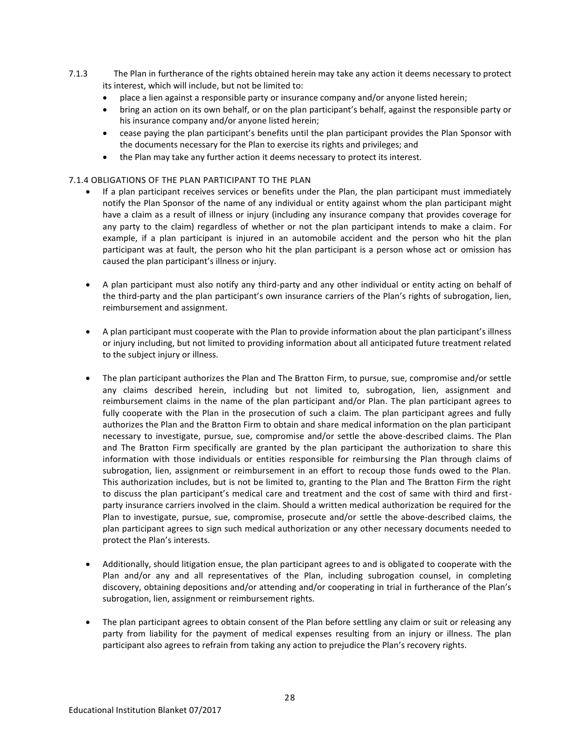7.1.3 The Plan in furtherance of the rights obtained herein may take any action it deems necessary to protect its interest, which will include, but not be limited to:

- place a lien against a responsible party or insurance company and/or anyone listed herein;
- bring an action on its own behalf, or on the plan participant's behalf, against the responsible party or his insurance company and/or anyone listed herein;
- cease paying the plan participant's benefits until the plan participant provides the Plan Sponsor with the documents necessary for the Plan to exercise its rights and privileges; and
- the Plan may take any further action it deems necessary to protect its interest.

7.1.4 OBLIGATIONS OF THE PLAN PARTICIPANT TO THE PLAN

- If a plan participant receives services or benefits under the Plan, the plan participant must immediately notify the Plan Sponsor of the name of any individual or entity against whom the plan participant might have a claim as a result of illness or injury (including any insurance company that provides coverage for any party to the claim) regardless of whether or not the plan participant intends to make a claim. For example, if a plan participant is injured in an automobile accident and the person who hit the plan participant was at fault, the person who hit the plan participant is a person whose act or omission has caused the plan participant's illness or injury.

- A plan participant must also notify any third-party and any other individual or entity acting on behalf of the third-party and the plan participant's own insurance carriers of the Plan's rights of subrogation, lien, reimbursement and assignment.

- A plan participant must cooperate with the Plan to provide information about the plan participant's illness or injury including, but not limited to providing information about all anticipated future treatment related to the subject injury or illness.

- The plan participant authorizes the Plan and The Bratton Firm, to pursue, sue, compromise and/or settle any claims described herein, including but not limited to, subrogation, lien, assignment and reimbursement claims in the name of the plan participant and/or Plan. The plan participant agrees to fully cooperate with the Plan in the prosecution of such a claim. The plan participant agrees and fully authorizes the Plan and the Bratton Firm to obtain and share medical information on the plan participant necessary to investigate, pursue, sue, compromise and/or settle the above-described claims. The Plan and The Bratton Firm specifically are granted by the plan participant the authorization to share this information with those individuals or entities responsible for reimbursing the Plan through claims of subrogation, lien, assignment or reimbursement in an effort to recoup those funds owed to the Plan. This authorization includes, but is not be limited to, granting to the Plan and The Bratton Firm the right to discuss the plan participant's medical care and treatment and the cost of same with third and first-party insurance carriers involved in the claim. Should a written medical authorization be required for the Plan to investigate, pursue, sue, compromise, prosecute and/or settle the above-described claims, the plan participant agrees to sign such medical authorization or any other necessary documents needed to protect the Plan's interests.

- Additionally, should litigation ensue, the plan participant agrees to and is obligated to cooperate with the Plan and/or any and all representatives of the Plan, including subrogation counsel, in completing discovery, obtaining depositions and/or attending and/or cooperating in trial in furtherance of the Plan's subrogation, lien, assignment or reimbursement rights.

- The plan participant agrees to obtain consent of the Plan before settling any claim or suit or releasing any party from liability for the payment of medical expenses resulting from an injury or illness. The plan participant also agrees to refrain from taking any action to prejudice the Plan's recovery rights.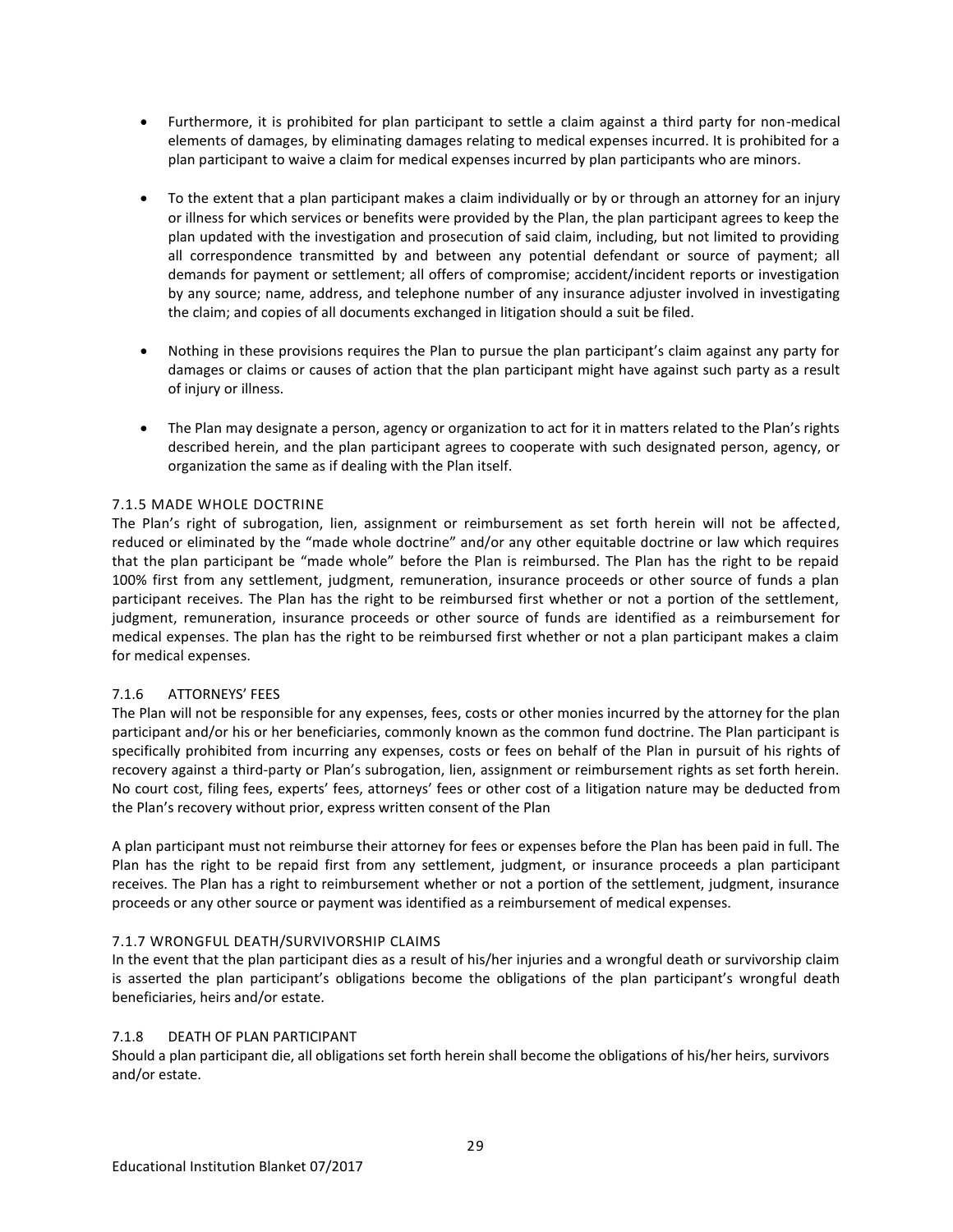- Furthermore, it is prohibited for plan participant to settle a claim against a third party for non-medical elements of damages, by eliminating damages relating to medical expenses incurred. It is prohibited for a plan participant to waive a claim for medical expenses incurred by plan participants who are minors.

- To the extent that a plan participant makes a claim individually or by or through an attorney for an injury or illness for which services or benefits were provided by the Plan, the plan participant agrees to keep the plan updated with the investigation and prosecution of said claim, including, but not limited to providing all correspondence transmitted by and between any potential defendant or source of payment; all demands for payment or settlement; all offers of compromise; accident/incident reports or investigation by any source; name, address, and telephone number of any insurance adjuster involved in investigating the claim; and copies of all documents exchanged in litigation should a suit be filed.

- Nothing in these provisions requires the Plan to pursue the plan participant's claim against any party for damages or claims or causes of action that the plan participant might have against such party as a result of injury or illness.

- The Plan may designate a person, agency or organization to act for it in matters related to the Plan's rights described herein, and the plan participant agrees to cooperate with such designated person, agency, or organization the same as if dealing with the Plan itself.

### 7.1.5 MADE WHOLE DOCTRINE

The Plan's right of subrogation, lien, assignment or reimbursement as set forth herein will not be affected, reduced or eliminated by the "made whole doctrine" and/or any other equitable doctrine or law which requires that the plan participant be "made whole" before the Plan is reimbursed. The Plan has the right to be repaid 100% first from any settlement, judgment, remuneration, insurance proceeds or other source of funds a plan participant receives. The Plan has the right to be reimbursed first whether or not a portion of the settlement, judgment, remuneration, insurance proceeds or other source of funds are identified as a reimbursement for medical expenses. The plan has the right to be reimbursed first whether or not a plan participant makes a claim for medical expenses.

### 7.1.6 ATTORNEYS' FEES

The Plan will not be responsible for any expenses, fees, costs or other monies incurred by the attorney for the plan participant and/or his or her beneficiaries, commonly known as the common fund doctrine. The Plan participant is specifically prohibited from incurring any expenses, costs or fees on behalf of the Plan in pursuit of his rights of recovery against a third-party or Plan's subrogation, lien, assignment or reimbursement rights as set forth herein. No court cost, filing fees, experts' fees, attorneys' fees or other cost of a litigation nature may be deducted from the Plan's recovery without prior, express written consent of the Plan

A plan participant must not reimburse their attorney for fees or expenses before the Plan has been paid in full. The Plan has the right to be repaid first from any settlement, judgment, or insurance proceeds a plan participant receives. The Plan has a right to reimbursement whether or not a portion of the settlement, judgment, insurance proceeds or any other source or payment was identified as a reimbursement of medical expenses.

### 7.1.7 WRONGFUL DEATH/SURVIVORSHIP CLAIMS

In the event that the plan participant dies as a result of his/her injuries and a wrongful death or survivorship claim is asserted the plan participant's obligations become the obligations of the plan participant's wrongful death beneficiaries, heirs and/or estate.

### 7.1.8 DEATH OF PLAN PARTICIPANT

Should a plan participant die, all obligations set forth herein shall become the obligations of his/her heirs, survivors and/or estate.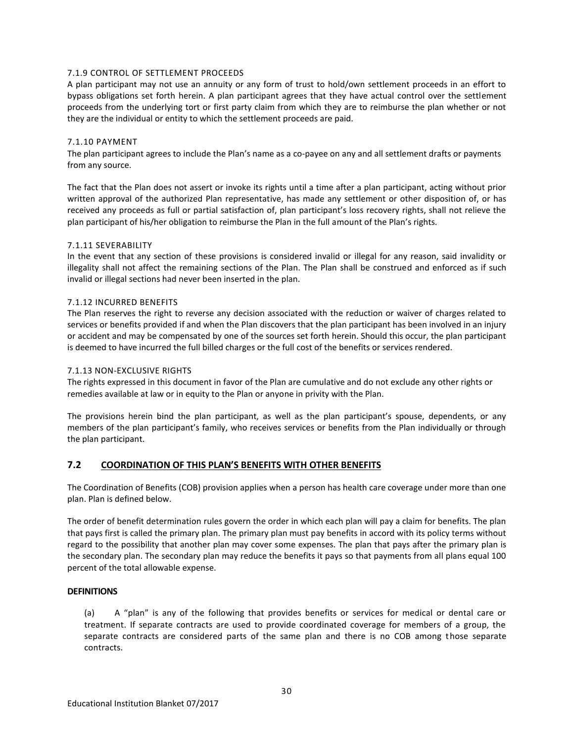#### 7.1.9 CONTROL OF SETTLEMENT PROCEEDS

A plan participant may not use an annuity or any form of trust to hold/own settlement proceeds in an effort to bypass obligations set forth herein. A plan participant agrees that they have actual control over the settlement proceeds from the underlying tort or first party claim from which they are to reimburse the plan whether or not they are the individual or entity to which the settlement proceeds are paid.

#### 7.1.10 PAYMENT

The plan participant agrees to include the Plan's name as a co-payee on any and all settlement drafts or payments from any source.

The fact that the Plan does not assert or invoke its rights until a time after a plan participant, acting without prior written approval of the authorized Plan representative, has made any settlement or other disposition of, or has received any proceeds as full or partial satisfaction of, plan participant's loss recovery rights, shall not relieve the plan participant of his/her obligation to reimburse the Plan in the full amount of the Plan's rights.

#### 7.1.11 SEVERABILITY

In the event that any section of these provisions is considered invalid or illegal for any reason, said invalidity or illegality shall not affect the remaining sections of the Plan. The Plan shall be construed and enforced as if such invalid or illegal sections had never been inserted in the plan.

#### 7.1.12 INCURRED BENEFITS

The Plan reserves the right to reverse any decision associated with the reduction or waiver of charges related to services or benefits provided if and when the Plan discovers that the plan participant has been involved in an injury or accident and may be compensated by one of the sources set forth herein. Should this occur, the plan participant is deemed to have incurred the full billed charges or the full cost of the benefits or services rendered.

#### 7.1.13 NON-EXCLUSIVE RIGHTS

The rights expressed in this document in favor of the Plan are cumulative and do not exclude any other rights or remedies available at law or in equity to the Plan or anyone in privity with the Plan.

The provisions herein bind the plan participant, as well as the plan participant's spouse, dependents, or any members of the plan participant's family, who receives services or benefits from the Plan individually or through the plan participant.

## 7.2 COORDINATION OF THIS PLAN'S BENEFITS WITH OTHER BENEFITS

The Coordination of Benefits (COB) provision applies when a person has health care coverage under more than one plan. Plan is defined below.

The order of benefit determination rules govern the order in which each plan will pay a claim for benefits. The plan that pays first is called the primary plan. The primary plan must pay benefits in accord with its policy terms without regard to the possibility that another plan may cover some expenses. The plan that pays after the primary plan is the secondary plan. The secondary plan may reduce the benefits it pays so that payments from all plans equal 100 percent of the total allowable expense.

**DEFINITIONS**

(a) A "plan" is any of the following that provides benefits or services for medical or dental care or treatment. If separate contracts are used to provide coordinated coverage for members of a group, the separate contracts are considered parts of the same plan and there is no COB among those separate contracts.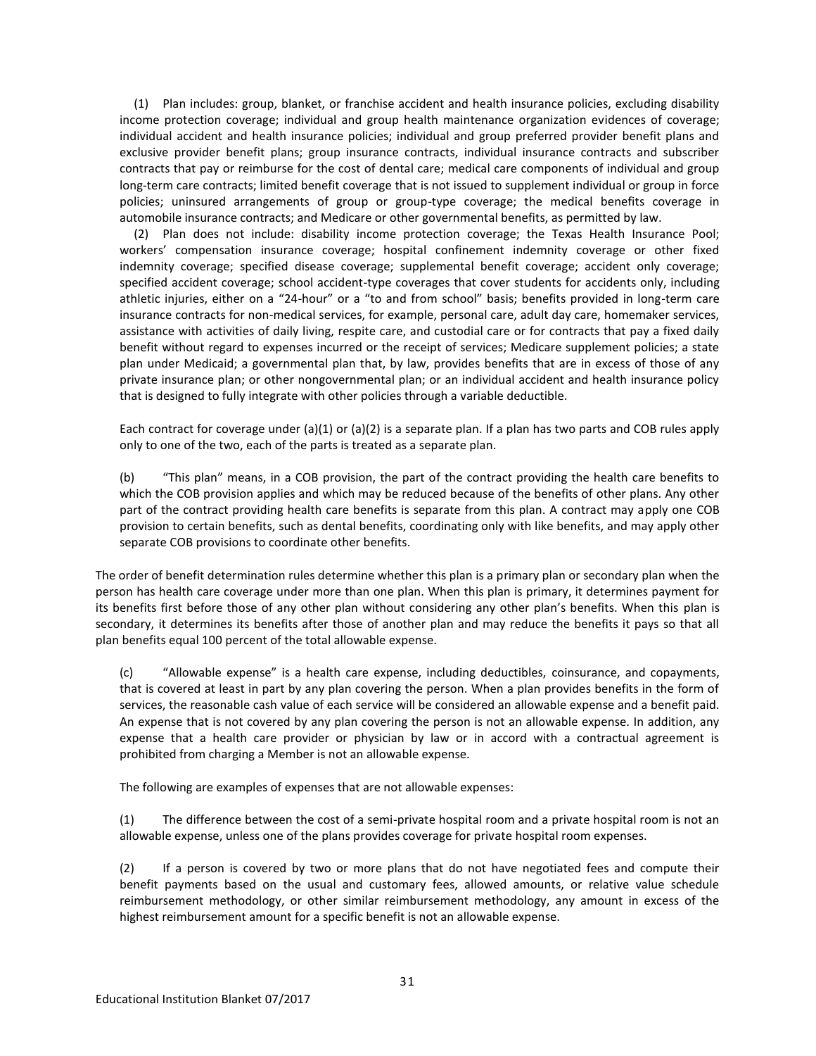(1) Plan includes: group, blanket, or franchise accident and health insurance policies, excluding disability income protection coverage; individual and group health maintenance organization evidences of coverage; individual accident and health insurance policies; individual and group preferred provider benefit plans and exclusive provider benefit plans; group insurance contracts, individual insurance contracts and subscriber contracts that pay or reimburse for the cost of dental care; medical care components of individual and group long-term care contracts; limited benefit coverage that is not issued to supplement individual or group in force policies; uninsured arrangements of group or group-type coverage; the medical benefits coverage in automobile insurance contracts; and Medicare or other governmental benefits, as permitted by law.

(2) Plan does not include: disability income protection coverage; the Texas Health Insurance Pool; workers' compensation insurance coverage; hospital confinement indemnity coverage or other fixed indemnity coverage; specified disease coverage; supplemental benefit coverage; accident only coverage; specified accident coverage; school accident-type coverages that cover students for accidents only, including athletic injuries, either on a "24-hour" or a "to and from school" basis; benefits provided in long-term care insurance contracts for non-medical services, for example, personal care, adult day care, homemaker services, assistance with activities of daily living, respite care, and custodial care or for contracts that pay a fixed daily benefit without regard to expenses incurred or the receipt of services; Medicare supplement policies; a state plan under Medicaid; a governmental plan that, by law, provides benefits that are in excess of those of any private insurance plan; or other nongovernmental plan; or an individual accident and health insurance policy that is designed to fully integrate with other policies through a variable deductible.

Each contract for coverage under (a)(1) or (a)(2) is a separate plan. If a plan has two parts and COB rules apply only to one of the two, each of the parts is treated as a separate plan.

(b) "This plan" means, in a COB provision, the part of the contract providing the health care benefits to which the COB provision applies and which may be reduced because of the benefits of other plans. Any other part of the contract providing health care benefits is separate from this plan. A contract may apply one COB provision to certain benefits, such as dental benefits, coordinating only with like benefits, and may apply other separate COB provisions to coordinate other benefits.

The order of benefit determination rules determine whether this plan is a primary plan or secondary plan when the person has health care coverage under more than one plan. When this plan is primary, it determines payment for its benefits first before those of any other plan without considering any other plan's benefits. When this plan is secondary, it determines its benefits after those of another plan and may reduce the benefits it pays so that all plan benefits equal 100 percent of the total allowable expense.

(c) "Allowable expense" is a health care expense, including deductibles, coinsurance, and copayments, that is covered at least in part by any plan covering the person. When a plan provides benefits in the form of services, the reasonable cash value of each service will be considered an allowable expense and a benefit paid. An expense that is not covered by any plan covering the person is not an allowable expense. In addition, any expense that a health care provider or physician by law or in accord with a contractual agreement is prohibited from charging a Member is not an allowable expense.

The following are examples of expenses that are not allowable expenses:

(1) The difference between the cost of a semi-private hospital room and a private hospital room is not an allowable expense, unless one of the plans provides coverage for private hospital room expenses.

(2) If a person is covered by two or more plans that do not have negotiated fees and compute their benefit payments based on the usual and customary fees, allowed amounts, or relative value schedule reimbursement methodology, or other similar reimbursement methodology, any amount in excess of the highest reimbursement amount for a specific benefit is not an allowable expense.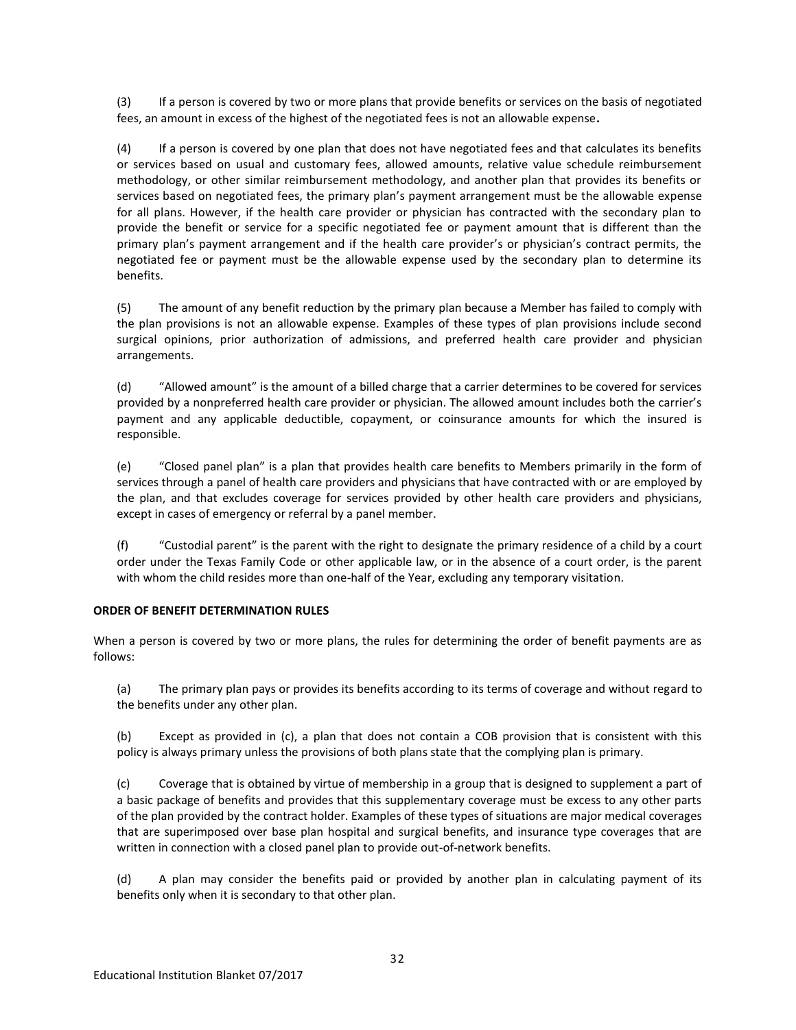(3) If a person is covered by two or more plans that provide benefits or services on the basis of negotiated fees, an amount in excess of the highest of the negotiated fees is not an allowable expense.

(4) If a person is covered by one plan that does not have negotiated fees and that calculates its benefits or services based on usual and customary fees, allowed amounts, relative value schedule reimbursement methodology, or other similar reimbursement methodology, and another plan that provides its benefits or services based on negotiated fees, the primary plan's payment arrangement must be the allowable expense for all plans. However, if the health care provider or physician has contracted with the secondary plan to provide the benefit or service for a specific negotiated fee or payment amount that is different than the primary plan's payment arrangement and if the health care provider's or physician's contract permits, the negotiated fee or payment must be the allowable expense used by the secondary plan to determine its benefits.

(5) The amount of any benefit reduction by the primary plan because a Member has failed to comply with the plan provisions is not an allowable expense. Examples of these types of plan provisions include second surgical opinions, prior authorization of admissions, and preferred health care provider and physician arrangements.

(d) "Allowed amount" is the amount of a billed charge that a carrier determines to be covered for services provided by a nonpreferred health care provider or physician. The allowed amount includes both the carrier's payment and any applicable deductible, copayment, or coinsurance amounts for which the insured is responsible.

(e) "Closed panel plan" is a plan that provides health care benefits to Members primarily in the form of services through a panel of health care providers and physicians that have contracted with or are employed by the plan, and that excludes coverage for services provided by other health care providers and physicians, except in cases of emergency or referral by a panel member.

(f) "Custodial parent" is the parent with the right to designate the primary residence of a child by a court order under the Texas Family Code or other applicable law, or in the absence of a court order, is the parent with whom the child resides more than one-half of the Year, excluding any temporary visitation.

**ORDER OF BENEFIT DETERMINATION RULES**

When a person is covered by two or more plans, the rules for determining the order of benefit payments are as follows:

(a) The primary plan pays or provides its benefits according to its terms of coverage and without regard to the benefits under any other plan.

(b) Except as provided in (c), a plan that does not contain a COB provision that is consistent with this policy is always primary unless the provisions of both plans state that the complying plan is primary.

(c) Coverage that is obtained by virtue of membership in a group that is designed to supplement a part of a basic package of benefits and provides that this supplementary coverage must be excess to any other parts of the plan provided by the contract holder. Examples of these types of situations are major medical coverages that are superimposed over base plan hospital and surgical benefits, and insurance type coverages that are written in connection with a closed panel plan to provide out-of-network benefits.

(d) A plan may consider the benefits paid or provided by another plan in calculating payment of its benefits only when it is secondary to that other plan.

Educational Institution Blanket 07/2017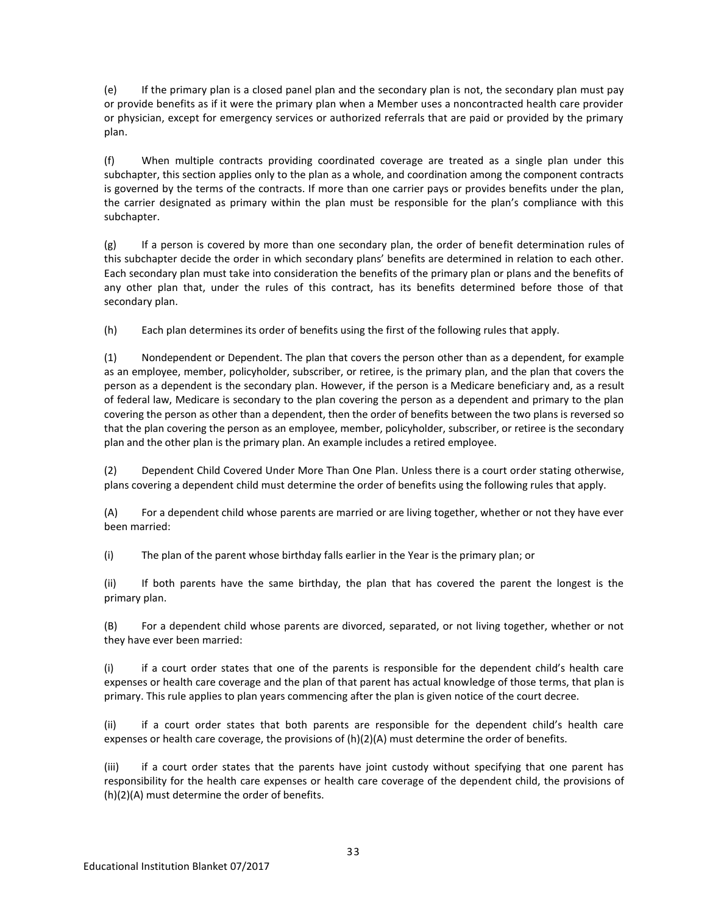(e) If the primary plan is a closed panel plan and the secondary plan is not, the secondary plan must pay or provide benefits as if it were the primary plan when a Member uses a noncontracted health care provider or physician, except for emergency services or authorized referrals that are paid or provided by the primary plan.

(f) When multiple contracts providing coordinated coverage are treated as a single plan under this subchapter, this section applies only to the plan as a whole, and coordination among the component contracts is governed by the terms of the contracts. If more than one carrier pays or provides benefits under the plan, the carrier designated as primary within the plan must be responsible for the plan's compliance with this subchapter.

(g) If a person is covered by more than one secondary plan, the order of benefit determination rules of this subchapter decide the order in which secondary plans' benefits are determined in relation to each other. Each secondary plan must take into consideration the benefits of the primary plan or plans and the benefits of any other plan that, under the rules of this contract, has its benefits determined before those of that secondary plan.

(h) Each plan determines its order of benefits using the first of the following rules that apply.

(1) Nondependent or Dependent. The plan that covers the person other than as a dependent, for example as an employee, member, policyholder, subscriber, or retiree, is the primary plan, and the plan that covers the person as a dependent is the secondary plan. However, if the person is a Medicare beneficiary and, as a result of federal law, Medicare is secondary to the plan covering the person as a dependent and primary to the plan covering the person as other than a dependent, then the order of benefits between the two plans is reversed so that the plan covering the person as an employee, member, policyholder, subscriber, or retiree is the secondary plan and the other plan is the primary plan. An example includes a retired employee.

(2) Dependent Child Covered Under More Than One Plan. Unless there is a court order stating otherwise, plans covering a dependent child must determine the order of benefits using the following rules that apply.

(A) For a dependent child whose parents are married or are living together, whether or not they have ever been married:

(i) The plan of the parent whose birthday falls earlier in the Year is the primary plan; or

(ii) If both parents have the same birthday, the plan that has covered the parent the longest is the primary plan.

(B) For a dependent child whose parents are divorced, separated, or not living together, whether or not they have ever been married:

(i) if a court order states that one of the parents is responsible for the dependent child's health care expenses or health care coverage and the plan of that parent has actual knowledge of those terms, that plan is primary. This rule applies to plan years commencing after the plan is given notice of the court decree.

(ii) if a court order states that both parents are responsible for the dependent child's health care expenses or health care coverage, the provisions of (h)(2)(A) must determine the order of benefits.

(iii) if a court order states that the parents have joint custody without specifying that one parent has responsibility for the health care expenses or health care coverage of the dependent child, the provisions of (h)(2)(A) must determine the order of benefits.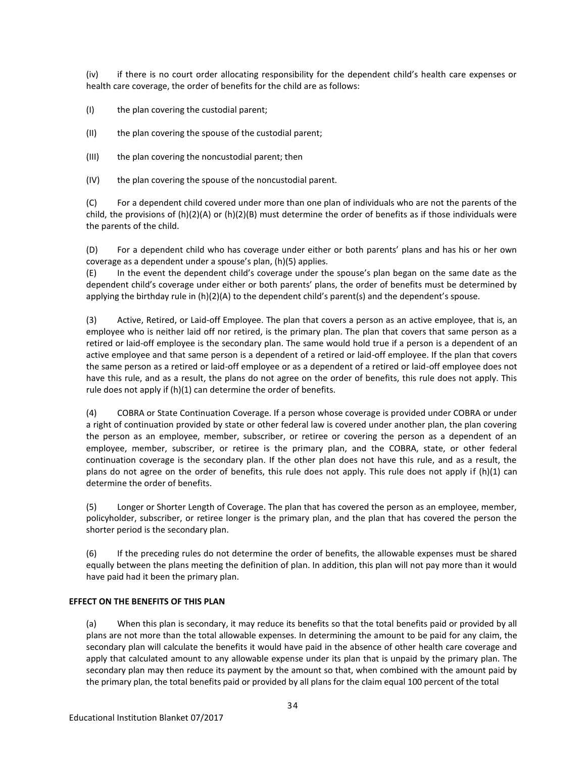(iv) if there is no court order allocating responsibility for the dependent child's health care expenses or health care coverage, the order of benefits for the child are as follows:

(I) the plan covering the custodial parent;

(II) the plan covering the spouse of the custodial parent;

(III) the plan covering the noncustodial parent; then

(IV) the plan covering the spouse of the noncustodial parent.

(C) For a dependent child covered under more than one plan of individuals who are not the parents of the child, the provisions of (h)(2)(A) or (h)(2)(B) must determine the order of benefits as if those individuals were the parents of the child.

(D) For a dependent child who has coverage under either or both parents' plans and has his or her own coverage as a dependent under a spouse's plan, (h)(5) applies.

(E) In the event the dependent child's coverage under the spouse's plan began on the same date as the dependent child's coverage under either or both parents' plans, the order of benefits must be determined by applying the birthday rule in (h)(2)(A) to the dependent child's parent(s) and the dependent's spouse.

(3) Active, Retired, or Laid-off Employee. The plan that covers a person as an active employee, that is, an employee who is neither laid off nor retired, is the primary plan. The plan that covers that same person as a retired or laid-off employee is the secondary plan. The same would hold true if a person is a dependent of an active employee and that same person is a dependent of a retired or laid-off employee. If the plan that covers the same person as a retired or laid-off employee or as a dependent of a retired or laid-off employee does not have this rule, and as a result, the plans do not agree on the order of benefits, this rule does not apply. This rule does not apply if (h)(1) can determine the order of benefits.

(4) COBRA or State Continuation Coverage. If a person whose coverage is provided under COBRA or under a right of continuation provided by state or other federal law is covered under another plan, the plan covering the person as an employee, member, subscriber, or retiree or covering the person as a dependent of an employee, member, subscriber, or retiree is the primary plan, and the COBRA, state, or other federal continuation coverage is the secondary plan. If the other plan does not have this rule, and as a result, the plans do not agree on the order of benefits, this rule does not apply. This rule does not apply if (h)(1) can determine the order of benefits.

(5) Longer or Shorter Length of Coverage. The plan that has covered the person as an employee, member, policyholder, subscriber, or retiree longer is the primary plan, and the plan that has covered the person the shorter period is the secondary plan.

(6) If the preceding rules do not determine the order of benefits, the allowable expenses must be shared equally between the plans meeting the definition of plan. In addition, this plan will not pay more than it would have paid had it been the primary plan.

**EFFECT ON THE BENEFITS OF THIS PLAN**

(a) When this plan is secondary, it may reduce its benefits so that the total benefits paid or provided by all plans are not more than the total allowable expenses. In determining the amount to be paid for any claim, the secondary plan will calculate the benefits it would have paid in the absence of other health care coverage and apply that calculated amount to any allowable expense under its plan that is unpaid by the primary plan. The secondary plan may then reduce its payment by the amount so that, when combined with the amount paid by the primary plan, the total benefits paid or provided by all plans for the claim equal 100 percent of the total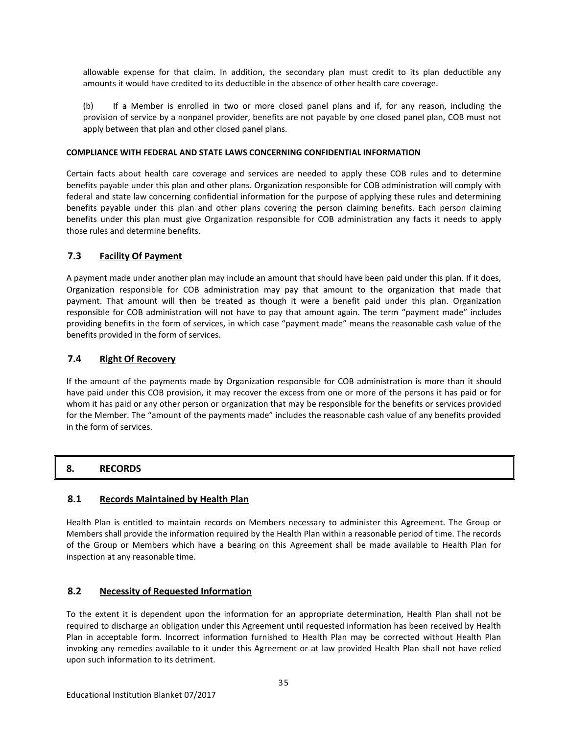allowable expense for that claim. In addition, the secondary plan must credit to its plan deductible any amounts it would have credited to its deductible in the absence of other health care coverage.

(b) If a Member is enrolled in two or more closed panel plans and if, for any reason, including the provision of service by a nonpanel provider, benefits are not payable by one closed panel plan, COB must not apply between that plan and other closed panel plans.

**COMPLIANCE WITH FEDERAL AND STATE LAWS CONCERNING CONFIDENTIAL INFORMATION**

Certain facts about health care coverage and services are needed to apply these COB rules and to determine benefits payable under this plan and other plans. Organization responsible for COB administration will comply with federal and state law concerning confidential information for the purpose of applying these rules and determining benefits payable under this plan and other plans covering the person claiming benefits. Each person claiming benefits under this plan must give Organization responsible for COB administration any facts it needs to apply those rules and determine benefits.

### 7.3 Facility Of Payment

A payment made under another plan may include an amount that should have been paid under this plan. If it does, Organization responsible for COB administration may pay that amount to the organization that made that payment. That amount will then be treated as though it were a benefit paid under this plan. Organization responsible for COB administration will not have to pay that amount again. The term "payment made" includes providing benefits in the form of services, in which case "payment made" means the reasonable cash value of the benefits provided in the form of services.

### 7.4 Right Of Recovery

If the amount of the payments made by Organization responsible for COB administration is more than it should have paid under this COB provision, it may recover the excess from one or more of the persons it has paid or for whom it has paid or any other person or organization that may be responsible for the benefits or services provided for the Member. The "amount of the payments made" includes the reasonable cash value of any benefits provided in the form of services.

## 8. RECORDS

### 8.1 Records Maintained by Health Plan

Health Plan is entitled to maintain records on Members necessary to administer this Agreement. The Group or Members shall provide the information required by the Health Plan within a reasonable period of time. The records of the Group or Members which have a bearing on this Agreement shall be made available to Health Plan for inspection at any reasonable time.

### 8.2 Necessity of Requested Information

To the extent it is dependent upon the information for an appropriate determination, Health Plan shall not be required to discharge an obligation under this Agreement until requested information has been received by Health Plan in acceptable form. Incorrect information furnished to Health Plan may be corrected without Health Plan invoking any remedies available to it under this Agreement or at law provided Health Plan shall not have relied upon such information to its detriment.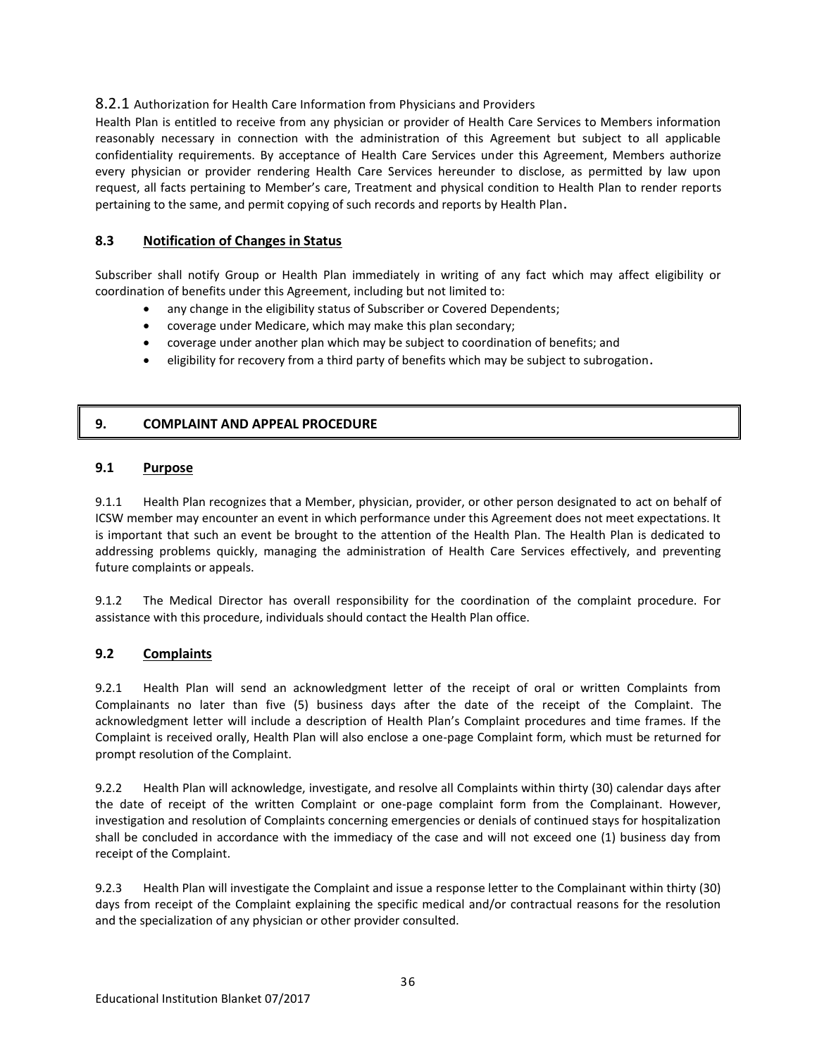#### 8.2.1 Authorization for Health Care Information from Physicians and Providers

Health Plan is entitled to receive from any physician or provider of Health Care Services to Members information reasonably necessary in connection with the administration of this Agreement but subject to all applicable confidentiality requirements. By acceptance of Health Care Services under this Agreement, Members authorize every physician or provider rendering Health Care Services hereunder to disclose, as permitted by law upon request, all facts pertaining to Member's care, Treatment and physical condition to Health Plan to render reports pertaining to the same, and permit copying of such records and reports by Health Plan.

### 8.3 Notification of Changes in Status

Subscriber shall notify Group or Health Plan immediately in writing of any fact which may affect eligibility or coordination of benefits under this Agreement, including but not limited to:

- any change in the eligibility status of Subscriber or Covered Dependents;
- coverage under Medicare, which may make this plan secondary;
- coverage under another plan which may be subject to coordination of benefits; and
- eligibility for recovery from a third party of benefits which may be subject to subrogation.

## 9. COMPLAINT AND APPEAL PROCEDURE

### 9.1 Purpose

9.1.1 Health Plan recognizes that a Member, physician, provider, or other person designated to act on behalf of ICSW member may encounter an event in which performance under this Agreement does not meet expectations. It is important that such an event be brought to the attention of the Health Plan. The Health Plan is dedicated to addressing problems quickly, managing the administration of Health Care Services effectively, and preventing future complaints or appeals.

9.1.2 The Medical Director has overall responsibility for the coordination of the complaint procedure. For assistance with this procedure, individuals should contact the Health Plan office.

### 9.2 Complaints

9.2.1 Health Plan will send an acknowledgment letter of the receipt of oral or written Complaints from Complainants no later than five (5) business days after the date of the receipt of the Complaint. The acknowledgment letter will include a description of Health Plan's Complaint procedures and time frames. If the Complaint is received orally, Health Plan will also enclose a one-page Complaint form, which must be returned for prompt resolution of the Complaint.

9.2.2 Health Plan will acknowledge, investigate, and resolve all Complaints within thirty (30) calendar days after the date of receipt of the written Complaint or one-page complaint form from the Complainant. However, investigation and resolution of Complaints concerning emergencies or denials of continued stays for hospitalization shall be concluded in accordance with the immediacy of the case and will not exceed one (1) business day from receipt of the Complaint.

9.2.3 Health Plan will investigate the Complaint and issue a response letter to the Complainant within thirty (30) days from receipt of the Complaint explaining the specific medical and/or contractual reasons for the resolution and the specialization of any physician or other provider consulted.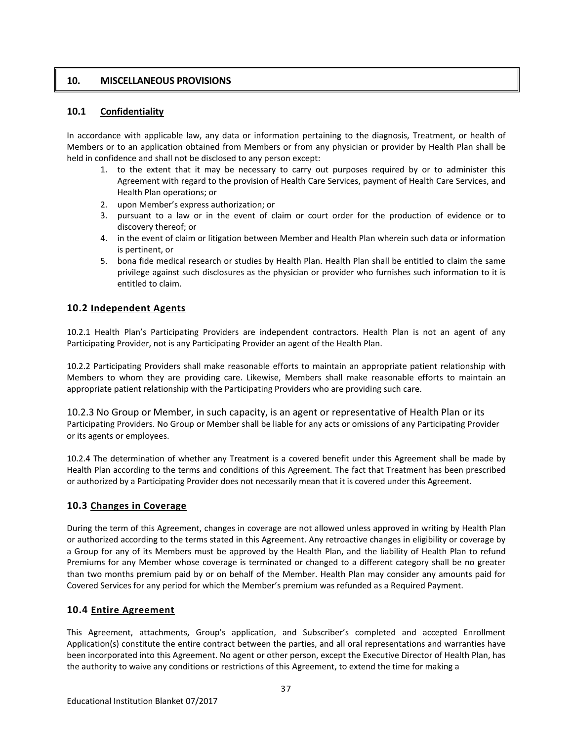## 10. MISCELLANEOUS PROVISIONS

### 10.1 Confidentiality

In accordance with applicable law, any data or information pertaining to the diagnosis, Treatment, or health of Members or to an application obtained from Members or from any physician or provider by Health Plan shall be held in confidence and shall not be disclosed to any person except:

1. to the extent that it may be necessary to carry out purposes required by or to administer this Agreement with regard to the provision of Health Care Services, payment of Health Care Services, and Health Plan operations; or
2. upon Member's express authorization; or
3. pursuant to a law or in the event of claim or court order for the production of evidence or to discovery thereof; or
4. in the event of claim or litigation between Member and Health Plan wherein such data or information is pertinent, or
5. bona fide medical research or studies by Health Plan. Health Plan shall be entitled to claim the same privilege against such disclosures as the physician or provider who furnishes such information to it is entitled to claim.

### 10.2 Independent Agents

10.2.1 Health Plan's Participating Providers are independent contractors. Health Plan is not an agent of any Participating Provider, not is any Participating Provider an agent of the Health Plan.

10.2.2 Participating Providers shall make reasonable efforts to maintain an appropriate patient relationship with Members to whom they are providing care. Likewise, Members shall make reasonable efforts to maintain an appropriate patient relationship with the Participating Providers who are providing such care.

10.2.3 No Group or Member, in such capacity, is an agent or representative of Health Plan or its Participating Providers. No Group or Member shall be liable for any acts or omissions of any Participating Provider or its agents or employees.

10.2.4 The determination of whether any Treatment is a covered benefit under this Agreement shall be made by Health Plan according to the terms and conditions of this Agreement. The fact that Treatment has been prescribed or authorized by a Participating Provider does not necessarily mean that it is covered under this Agreement.

### 10.3 Changes in Coverage

During the term of this Agreement, changes in coverage are not allowed unless approved in writing by Health Plan or authorized according to the terms stated in this Agreement. Any retroactive changes in eligibility or coverage by a Group for any of its Members must be approved by the Health Plan, and the liability of Health Plan to refund Premiums for any Member whose coverage is terminated or changed to a different category shall be no greater than two months premium paid by or on behalf of the Member. Health Plan may consider any amounts paid for Covered Services for any period for which the Member's premium was refunded as a Required Payment.

### 10.4 Entire Agreement

This Agreement, attachments, Group's application, and Subscriber's completed and accepted Enrollment Application(s) constitute the entire contract between the parties, and all oral representations and warranties have been incorporated into this Agreement. No agent or other person, except the Executive Director of Health Plan, has the authority to waive any conditions or restrictions of this Agreement, to extend the time for making a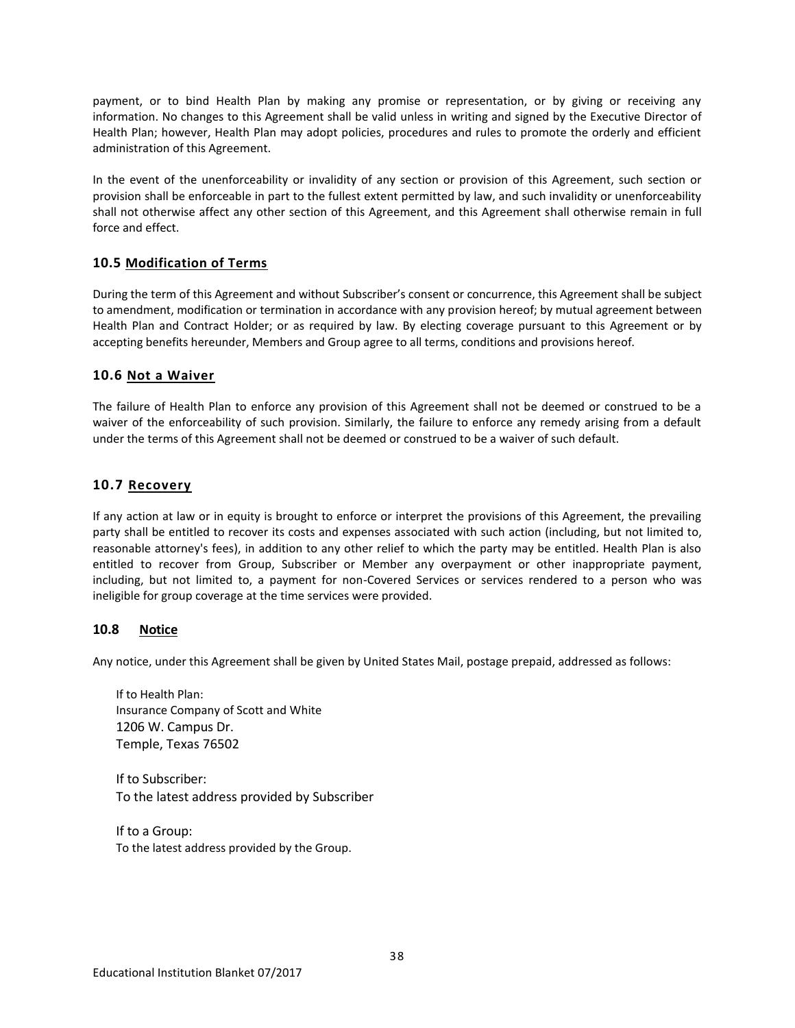payment, or to bind Health Plan by making any promise or representation, or by giving or receiving any information. No changes to this Agreement shall be valid unless in writing and signed by the Executive Director of Health Plan; however, Health Plan may adopt policies, procedures and rules to promote the orderly and efficient administration of this Agreement.

In the event of the unenforceability or invalidity of any section or provision of this Agreement, such section or provision shall be enforceable in part to the fullest extent permitted by law, and such invalidity or unenforceability shall not otherwise affect any other section of this Agreement, and this Agreement shall otherwise remain in full force and effect.

### 10.5 Modification of Terms

During the term of this Agreement and without Subscriber's consent or concurrence, this Agreement shall be subject to amendment, modification or termination in accordance with any provision hereof; by mutual agreement between Health Plan and Contract Holder; or as required by law. By electing coverage pursuant to this Agreement or by accepting benefits hereunder, Members and Group agree to all terms, conditions and provisions hereof.

### 10.6 Not a Waiver

The failure of Health Plan to enforce any provision of this Agreement shall not be deemed or construed to be a waiver of the enforceability of such provision. Similarly, the failure to enforce any remedy arising from a default under the terms of this Agreement shall not be deemed or construed to be a waiver of such default.

### 10.7 Recovery

If any action at law or in equity is brought to enforce or interpret the provisions of this Agreement, the prevailing party shall be entitled to recover its costs and expenses associated with such action (including, but not limited to, reasonable attorney's fees), in addition to any other relief to which the party may be entitled. Health Plan is also entitled to recover from Group, Subscriber or Member any overpayment or other inappropriate payment, including, but not limited to, a payment for non-Covered Services or services rendered to a person who was ineligible for group coverage at the time services were provided.

### 10.8 Notice

Any notice, under this Agreement shall be given by United States Mail, postage prepaid, addressed as follows:

If to Health Plan:
Insurance Company of Scott and White
1206 W. Campus Dr.
Temple, Texas 76502

If to Subscriber:
To the latest address provided by Subscriber

If to a Group:
To the latest address provided by the Group.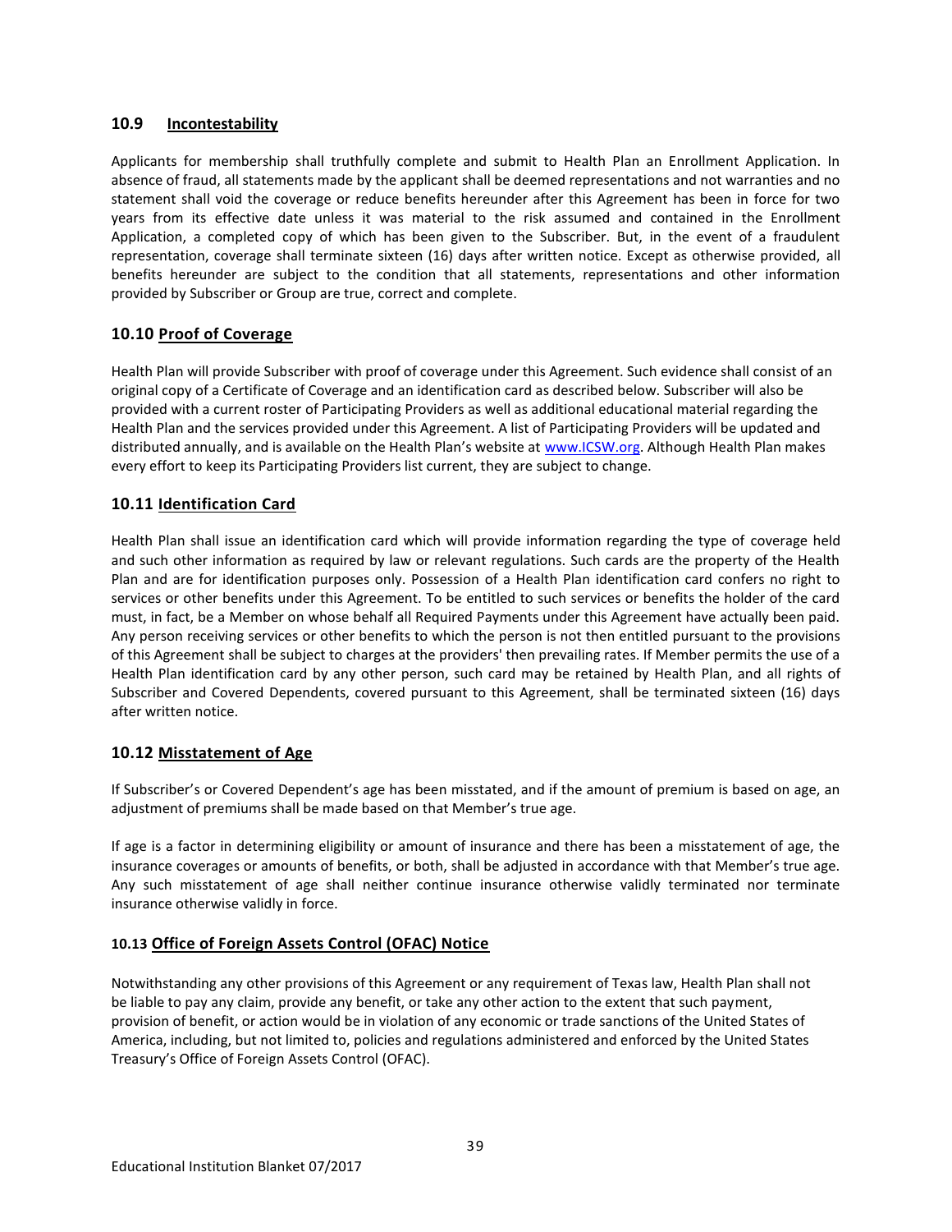### 10.9 Incontestability

Applicants for membership shall truthfully complete and submit to Health Plan an Enrollment Application. In absence of fraud, all statements made by the applicant shall be deemed representations and not warranties and no statement shall void the coverage or reduce benefits hereunder after this Agreement has been in force for two years from its effective date unless it was material to the risk assumed and contained in the Enrollment Application, a completed copy of which has been given to the Subscriber. But, in the event of a fraudulent representation, coverage shall terminate sixteen (16) days after written notice. Except as otherwise provided, all benefits hereunder are subject to the condition that all statements, representations and other information provided by Subscriber or Group are true, correct and complete.

### 10.10 Proof of Coverage

Health Plan will provide Subscriber with proof of coverage under this Agreement. Such evidence shall consist of an original copy of a Certificate of Coverage and an identification card as described below. Subscriber will also be provided with a current roster of Participating Providers as well as additional educational material regarding the Health Plan and the services provided under this Agreement. A list of Participating Providers will be updated and distributed annually, and is available on the Health Plan's website at www.ICSW.org. Although Health Plan makes every effort to keep its Participating Providers list current, they are subject to change.

### 10.11 Identification Card

Health Plan shall issue an identification card which will provide information regarding the type of coverage held and such other information as required by law or relevant regulations. Such cards are the property of the Health Plan and are for identification purposes only. Possession of a Health Plan identification card confers no right to services or other benefits under this Agreement. To be entitled to such services or benefits the holder of the card must, in fact, be a Member on whose behalf all Required Payments under this Agreement have actually been paid. Any person receiving services or other benefits to which the person is not then entitled pursuant to the provisions of this Agreement shall be subject to charges at the providers' then prevailing rates. If Member permits the use of a Health Plan identification card by any other person, such card may be retained by Health Plan, and all rights of Subscriber and Covered Dependents, covered pursuant to this Agreement, shall be terminated sixteen (16) days after written notice.

### 10.12 Misstatement of Age

If Subscriber's or Covered Dependent's age has been misstated, and if the amount of premium is based on age, an adjustment of premiums shall be made based on that Member's true age.

If age is a factor in determining eligibility or amount of insurance and there has been a misstatement of age, the insurance coverages or amounts of benefits, or both, shall be adjusted in accordance with that Member's true age. Any such misstatement of age shall neither continue insurance otherwise validly terminated nor terminate insurance otherwise validly in force.

### 10.13 Office of Foreign Assets Control (OFAC) Notice

Notwithstanding any other provisions of this Agreement or any requirement of Texas law, Health Plan shall not be liable to pay any claim, provide any benefit, or take any other action to the extent that such payment, provision of benefit, or action would be in violation of any economic or trade sanctions of the United States of America, including, but not limited to, policies and regulations administered and enforced by the United States Treasury's Office of Foreign Assets Control (OFAC).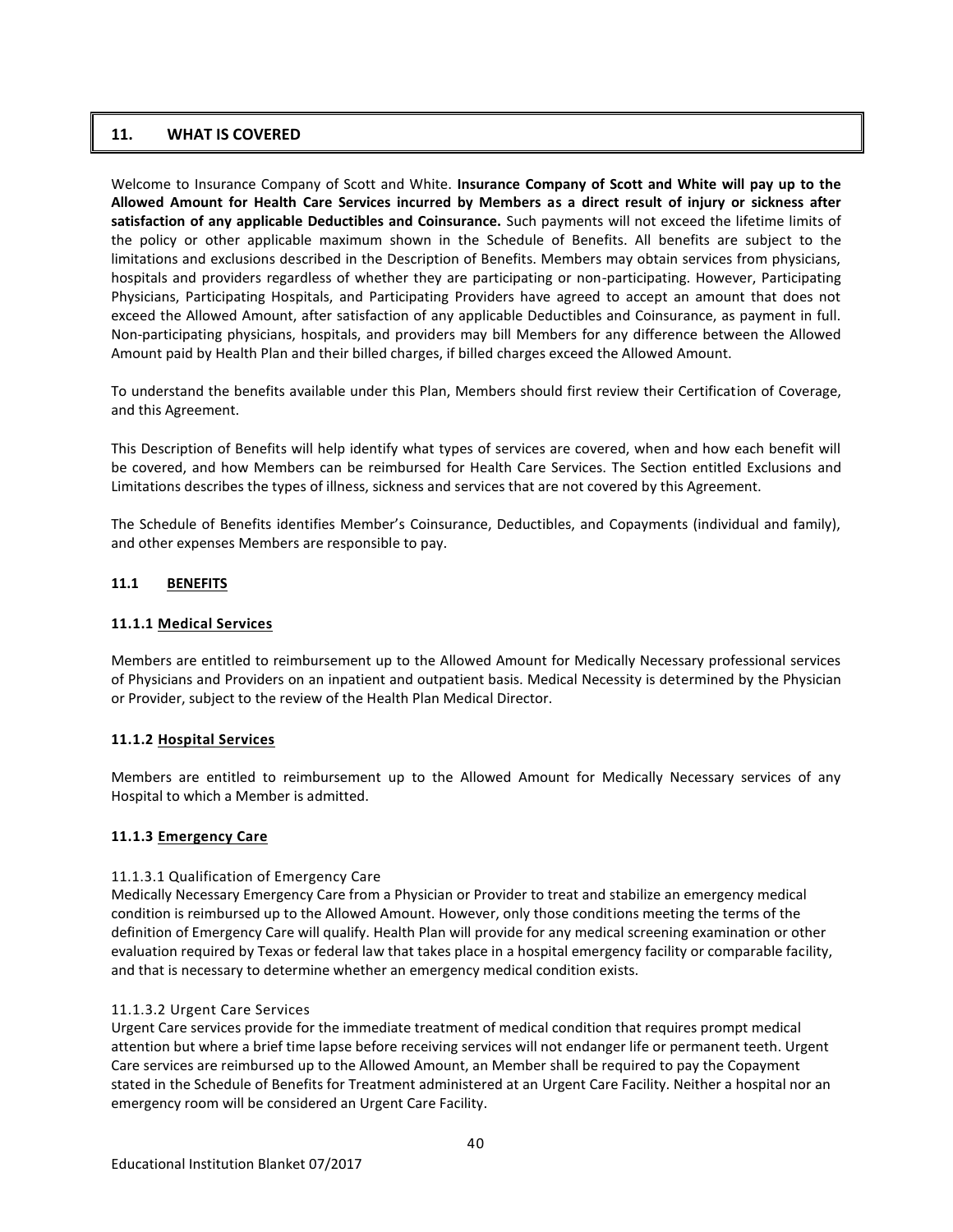## 11. WHAT IS COVERED

Welcome to Insurance Company of Scott and White. **Insurance Company of Scott and White will pay up to the Allowed Amount for Health Care Services incurred by Members as a direct result of injury or sickness after satisfaction of any applicable Deductibles and Coinsurance.** Such payments will not exceed the lifetime limits of the policy or other applicable maximum shown in the Schedule of Benefits. All benefits are subject to the limitations and exclusions described in the Description of Benefits. Members may obtain services from physicians, hospitals and providers regardless of whether they are participating or non-participating. However, Participating Physicians, Participating Hospitals, and Participating Providers have agreed to accept an amount that does not exceed the Allowed Amount, after satisfaction of any applicable Deductibles and Coinsurance, as payment in full. Non-participating physicians, hospitals, and providers may bill Members for any difference between the Allowed Amount paid by Health Plan and their billed charges, if billed charges exceed the Allowed Amount.

To understand the benefits available under this Plan, Members should first review their Certification of Coverage, and this Agreement.

This Description of Benefits will help identify what types of services are covered, when and how each benefit will be covered, and how Members can be reimbursed for Health Care Services. The Section entitled Exclusions and Limitations describes the types of illness, sickness and services that are not covered by this Agreement.

The Schedule of Benefits identifies Member's Coinsurance, Deductibles, and Copayments (individual and family), and other expenses Members are responsible to pay.

### 11.1 BENEFITS

#### 11.1.1 Medical Services

Members are entitled to reimbursement up to the Allowed Amount for Medically Necessary professional services of Physicians and Providers on an inpatient and outpatient basis. Medical Necessity is determined by the Physician or Provider, subject to the review of the Health Plan Medical Director.

#### 11.1.2 Hospital Services

Members are entitled to reimbursement up to the Allowed Amount for Medically Necessary services of any Hospital to which a Member is admitted.

#### 11.1.3 Emergency Care

11.1.3.1 Qualification of Emergency Care
Medically Necessary Emergency Care from a Physician or Provider to treat and stabilize an emergency medical condition is reimbursed up to the Allowed Amount. However, only those conditions meeting the terms of the definition of Emergency Care will qualify. Health Plan will provide for any medical screening examination or other evaluation required by Texas or federal law that takes place in a hospital emergency facility or comparable facility, and that is necessary to determine whether an emergency medical condition exists.

11.1.3.2 Urgent Care Services
Urgent Care services provide for the immediate treatment of medical condition that requires prompt medical attention but where a brief time lapse before receiving services will not endanger life or permanent teeth. Urgent Care services are reimbursed up to the Allowed Amount, an Member shall be required to pay the Copayment stated in the Schedule of Benefits for Treatment administered at an Urgent Care Facility. Neither a hospital nor an emergency room will be considered an Urgent Care Facility.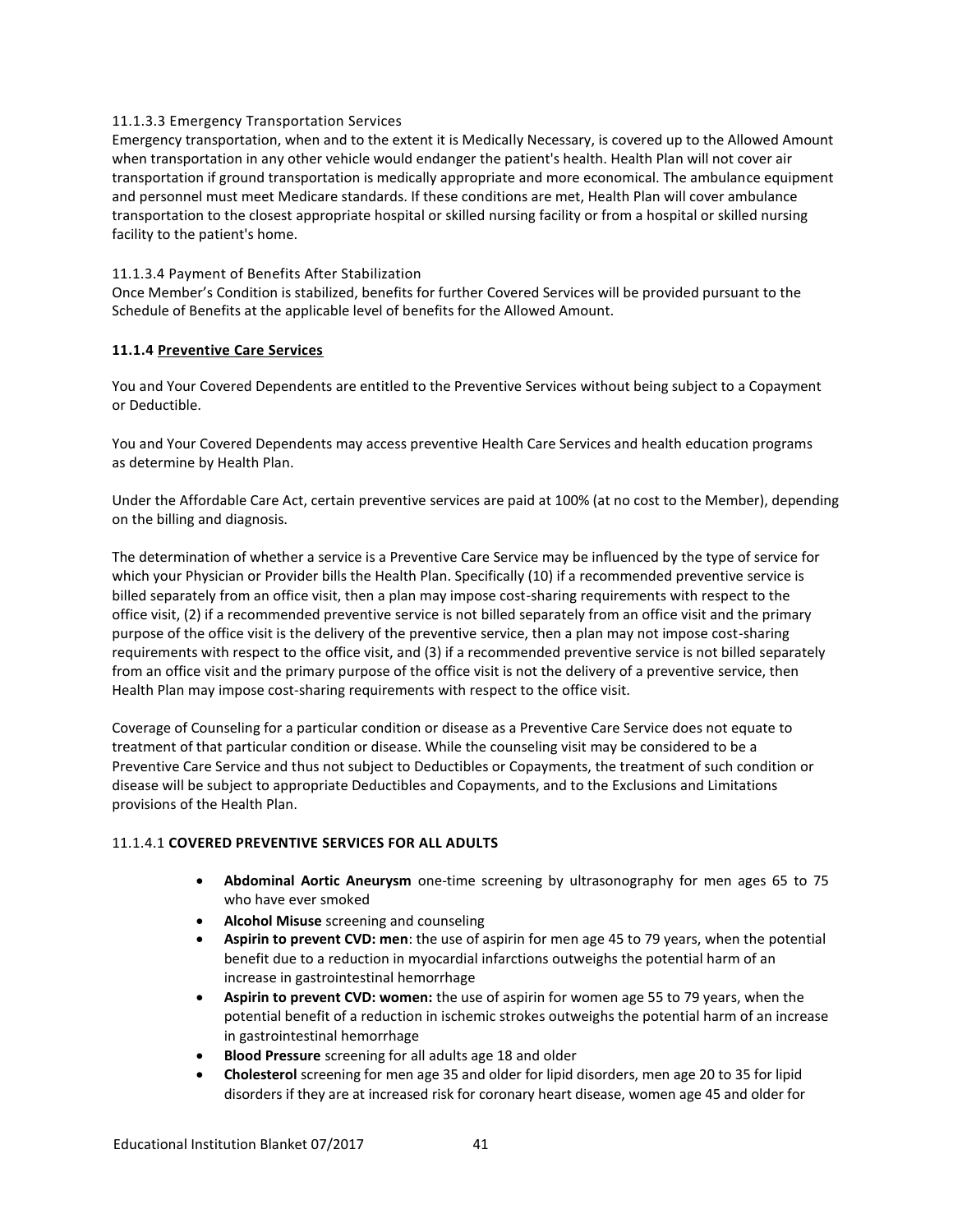11.1.3.3 Emergency Transportation Services

Emergency transportation, when and to the extent it is Medically Necessary, is covered up to the Allowed Amount when transportation in any other vehicle would endanger the patient's health. Health Plan will not cover air transportation if ground transportation is medically appropriate and more economical. The ambulance equipment and personnel must meet Medicare standards. If these conditions are met, Health Plan will cover ambulance transportation to the closest appropriate hospital or skilled nursing facility or from a hospital or skilled nursing facility to the patient's home.

11.1.3.4 Payment of Benefits After Stabilization

Once Member's Condition is stabilized, benefits for further Covered Services will be provided pursuant to the Schedule of Benefits at the applicable level of benefits for the Allowed Amount.

**11.1.4 Preventive Care Services**

You and Your Covered Dependents are entitled to the Preventive Services without being subject to a Copayment or Deductible.

You and Your Covered Dependents may access preventive Health Care Services and health education programs as determine by Health Plan.

Under the Affordable Care Act, certain preventive services are paid at 100% (at no cost to the Member), depending on the billing and diagnosis.

The determination of whether a service is a Preventive Care Service may be influenced by the type of service for which your Physician or Provider bills the Health Plan. Specifically (10) if a recommended preventive service is billed separately from an office visit, then a plan may impose cost-sharing requirements with respect to the office visit, (2) if a recommended preventive service is not billed separately from an office visit and the primary purpose of the office visit is the delivery of the preventive service, then a plan may not impose cost-sharing requirements with respect to the office visit, and (3) if a recommended preventive service is not billed separately from an office visit and the primary purpose of the office visit is not the delivery of a preventive service, then Health Plan may impose cost-sharing requirements with respect to the office visit.

Coverage of Counseling for a particular condition or disease as a Preventive Care Service does not equate to treatment of that particular condition or disease. While the counseling visit may be considered to be a Preventive Care Service and thus not subject to Deductibles or Copayments, the treatment of such condition or disease will be subject to appropriate Deductibles and Copayments, and to the Exclusions and Limitations provisions of the Health Plan.

11.1.4.1 **COVERED PREVENTIVE SERVICES FOR ALL ADULTS**

- **Abdominal Aortic Aneurysm** one-time screening by ultrasonography for men ages 65 to 75 who have ever smoked
- **Alcohol Misuse** screening and counseling
- **Aspirin to prevent CVD: men**: the use of aspirin for men age 45 to 79 years, when the potential benefit due to a reduction in myocardial infarctions outweighs the potential harm of an increase in gastrointestinal hemorrhage
- **Aspirin to prevent CVD: women:** the use of aspirin for women age 55 to 79 years, when the potential benefit of a reduction in ischemic strokes outweighs the potential harm of an increase in gastrointestinal hemorrhage
- **Blood Pressure** screening for all adults age 18 and older
- **Cholesterol** screening for men age 35 and older for lipid disorders, men age 20 to 35 for lipid disorders if they are at increased risk for coronary heart disease, women age 45 and older for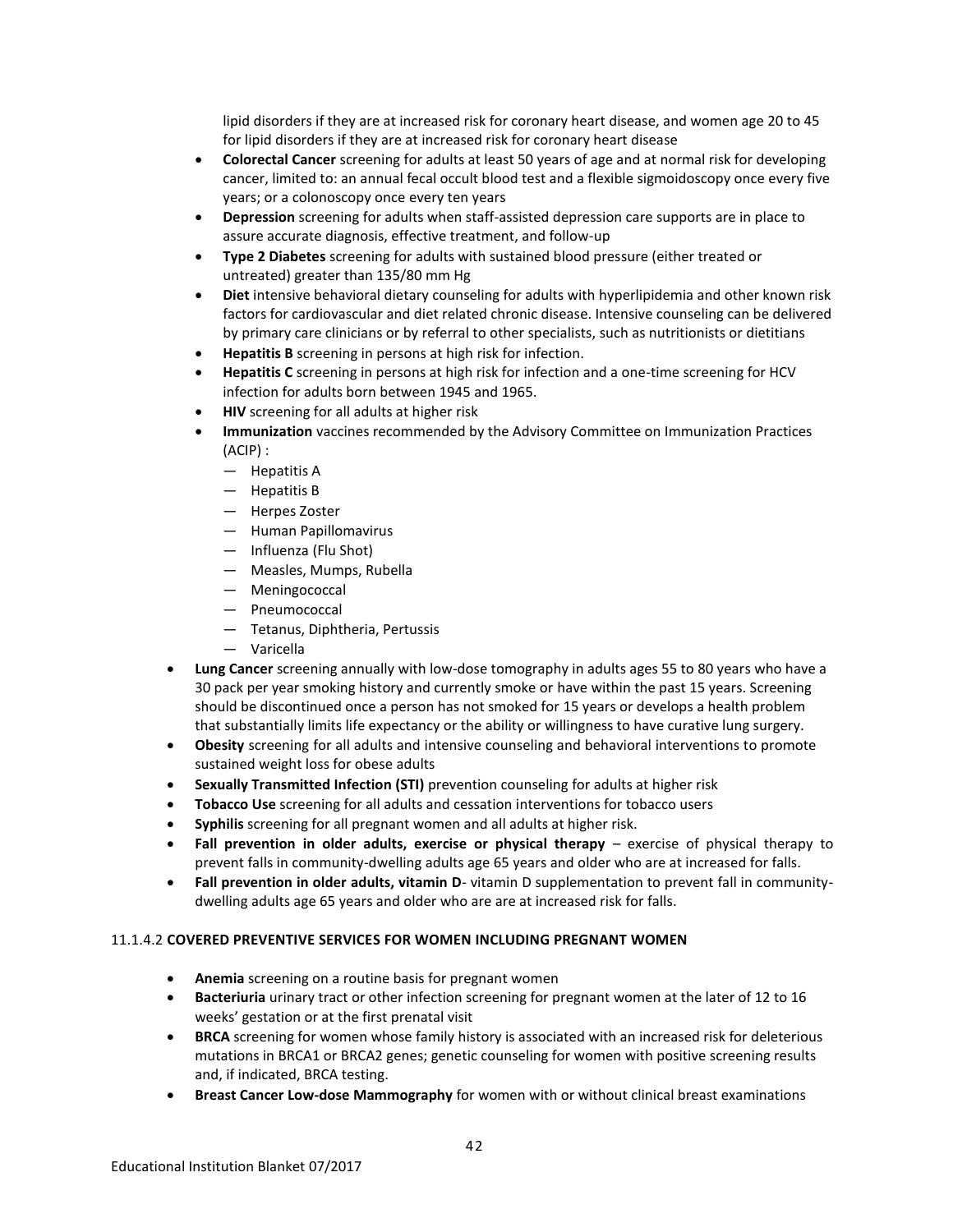lipid disorders if they are at increased risk for coronary heart disease, and women age 20 to 45 for lipid disorders if they are at increased risk for coronary heart disease

- **Colorectal Cancer** screening for adults at least 50 years of age and at normal risk for developing cancer, limited to: an annual fecal occult blood test and a flexible sigmoidoscopy once every five years; or a colonoscopy once every ten years
- **Depression** screening for adults when staff-assisted depression care supports are in place to assure accurate diagnosis, effective treatment, and follow-up
- **Type 2 Diabetes** screening for adults with sustained blood pressure (either treated or untreated) greater than 135/80 mm Hg
- **Diet** intensive behavioral dietary counseling for adults with hyperlipidemia and other known risk factors for cardiovascular and diet related chronic disease. Intensive counseling can be delivered by primary care clinicians or by referral to other specialists, such as nutritionists or dietitians
- **Hepatitis B** screening in persons at high risk for infection.
- **Hepatitis C** screening in persons at high risk for infection and a one-time screening for HCV infection for adults born between 1945 and 1965.
- **HIV** screening for all adults at higher risk
- **Immunization** vaccines recommended by the Advisory Committee on Immunization Practices (ACIP) :
  - — Hepatitis A
  - — Hepatitis B
  - — Herpes Zoster
  - — Human Papillomavirus
  - — Influenza (Flu Shot)
  - — Measles, Mumps, Rubella
  - — Meningococcal
  - — Pneumococcal
  - — Tetanus, Diphtheria, Pertussis
  - — Varicella
- **Lung Cancer** screening annually with low-dose tomography in adults ages 55 to 80 years who have a 30 pack per year smoking history and currently smoke or have within the past 15 years. Screening should be discontinued once a person has not smoked for 15 years or develops a health problem that substantially limits life expectancy or the ability or willingness to have curative lung surgery.
- **Obesity** screening for all adults and intensive counseling and behavioral interventions to promote sustained weight loss for obese adults
- **Sexually Transmitted Infection (STI)** prevention counseling for adults at higher risk
- **Tobacco Use** screening for all adults and cessation interventions for tobacco users
- **Syphilis** screening for all pregnant women and all adults at higher risk.
- **Fall prevention in older adults, exercise or physical therapy** – exercise of physical therapy to prevent falls in community-dwelling adults age 65 years and older who are at increased for falls.
- **Fall prevention in older adults, vitamin D**- vitamin D supplementation to prevent fall in community-dwelling adults age 65 years and older who are are at increased risk for falls.

11.1.4.2 **COVERED PREVENTIVE SERVICES FOR WOMEN INCLUDING PREGNANT WOMEN**

- **Anemia** screening on a routine basis for pregnant women
- **Bacteriuria** urinary tract or other infection screening for pregnant women at the later of 12 to 16 weeks' gestation or at the first prenatal visit
- **BRCA** screening for women whose family history is associated with an increased risk for deleterious mutations in BRCA1 or BRCA2 genes; genetic counseling for women with positive screening results and, if indicated, BRCA testing.
- **Breast Cancer Low-dose Mammography** for women with or without clinical breast examinations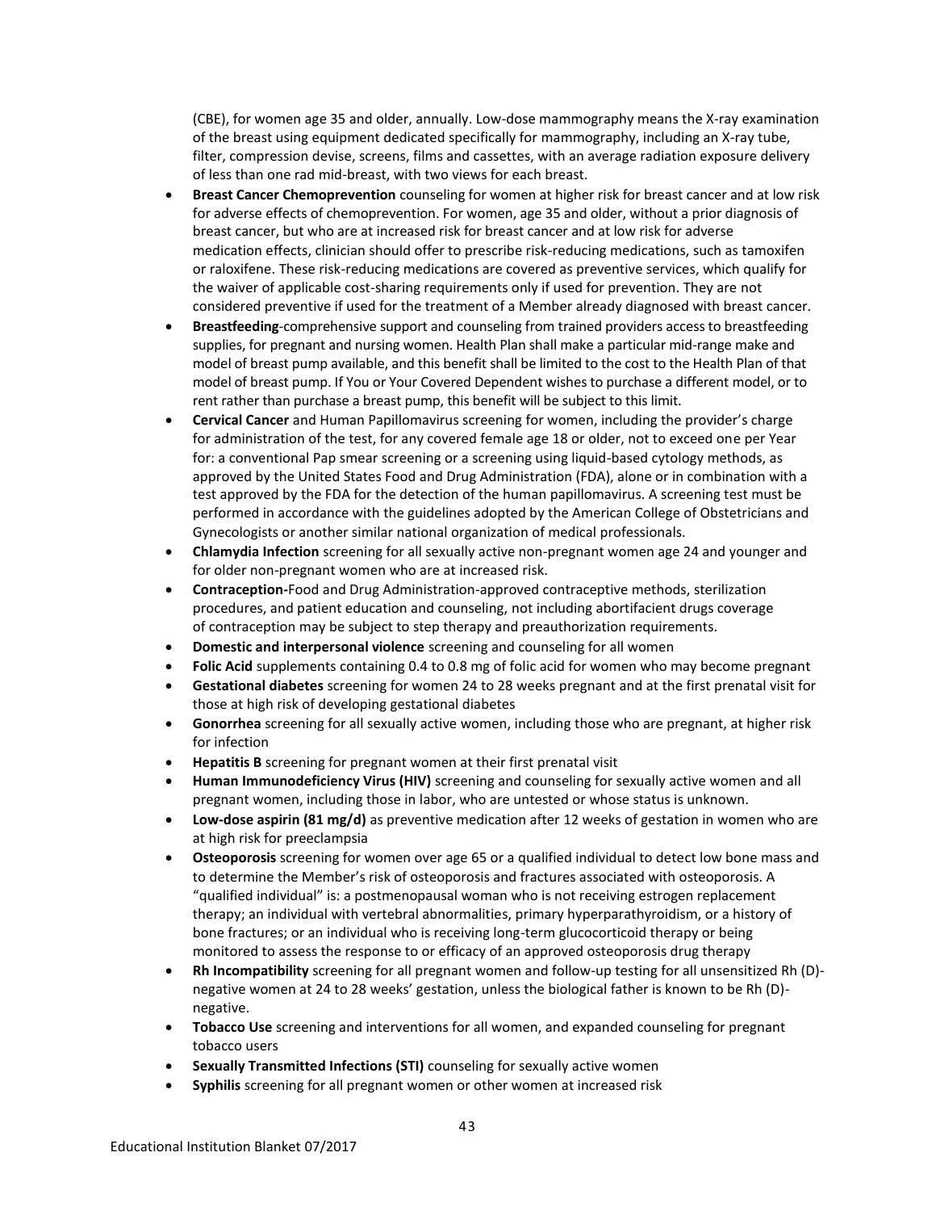(CBE), for women age 35 and older, annually. Low-dose mammography means the X-ray examination of the breast using equipment dedicated specifically for mammography, including an X-ray tube, filter, compression devise, screens, films and cassettes, with an average radiation exposure delivery of less than one rad mid-breast, with two views for each breast.

- **Breast Cancer Chemoprevention** counseling for women at higher risk for breast cancer and at low risk for adverse effects of chemoprevention. For women, age 35 and older, without a prior diagnosis of breast cancer, but who are at increased risk for breast cancer and at low risk for adverse medication effects, clinician should offer to prescribe risk-reducing medications, such as tamoxifen or raloxifene. These risk-reducing medications are covered as preventive services, which qualify for the waiver of applicable cost-sharing requirements only if used for prevention. They are not considered preventive if used for the treatment of a Member already diagnosed with breast cancer.
- **Breastfeeding**-comprehensive support and counseling from trained providers access to breastfeeding supplies, for pregnant and nursing women. Health Plan shall make a particular mid-range make and model of breast pump available, and this benefit shall be limited to the cost to the Health Plan of that model of breast pump. If You or Your Covered Dependent wishes to purchase a different model, or to rent rather than purchase a breast pump, this benefit will be subject to this limit.
- **Cervical Cancer** and Human Papillomavirus screening for women, including the provider's charge for administration of the test, for any covered female age 18 or older, not to exceed one per Year for: a conventional Pap smear screening or a screening using liquid-based cytology methods, as approved by the United States Food and Drug Administration (FDA), alone or in combination with a test approved by the FDA for the detection of the human papillomavirus. A screening test must be performed in accordance with the guidelines adopted by the American College of Obstetricians and Gynecologists or another similar national organization of medical professionals.
- **Chlamydia Infection** screening for all sexually active non-pregnant women age 24 and younger and for older non-pregnant women who are at increased risk.
- **Contraception-**Food and Drug Administration-approved contraceptive methods, sterilization procedures, and patient education and counseling, not including abortifacient drugs coverage of contraception may be subject to step therapy and preauthorization requirements.
- **Domestic and interpersonal violence** screening and counseling for all women
- **Folic Acid** supplements containing 0.4 to 0.8 mg of folic acid for women who may become pregnant
- **Gestational diabetes** screening for women 24 to 28 weeks pregnant and at the first prenatal visit for those at high risk of developing gestational diabetes
- **Gonorrhea** screening for all sexually active women, including those who are pregnant, at higher risk for infection
- **Hepatitis B** screening for pregnant women at their first prenatal visit
- **Human Immunodeficiency Virus (HIV)** screening and counseling for sexually active women and all pregnant women, including those in labor, who are untested or whose status is unknown.
- **Low-dose aspirin (81 mg/d)** as preventive medication after 12 weeks of gestation in women who are at high risk for preeclampsia
- **Osteoporosis** screening for women over age 65 or a qualified individual to detect low bone mass and to determine the Member's risk of osteoporosis and fractures associated with osteoporosis. A "qualified individual" is: a postmenopausal woman who is not receiving estrogen replacement therapy; an individual with vertebral abnormalities, primary hyperparathyroidism, or a history of bone fractures; or an individual who is receiving long-term glucocorticoid therapy or being monitored to assess the response to or efficacy of an approved osteoporosis drug therapy
- **Rh Incompatibility** screening for all pregnant women and follow-up testing for all unsensitized Rh (D)-negative women at 24 to 28 weeks' gestation, unless the biological father is known to be Rh (D)-negative.
- **Tobacco Use** screening and interventions for all women, and expanded counseling for pregnant tobacco users
- **Sexually Transmitted Infections (STI)** counseling for sexually active women
- **Syphilis** screening for all pregnant women or other women at increased risk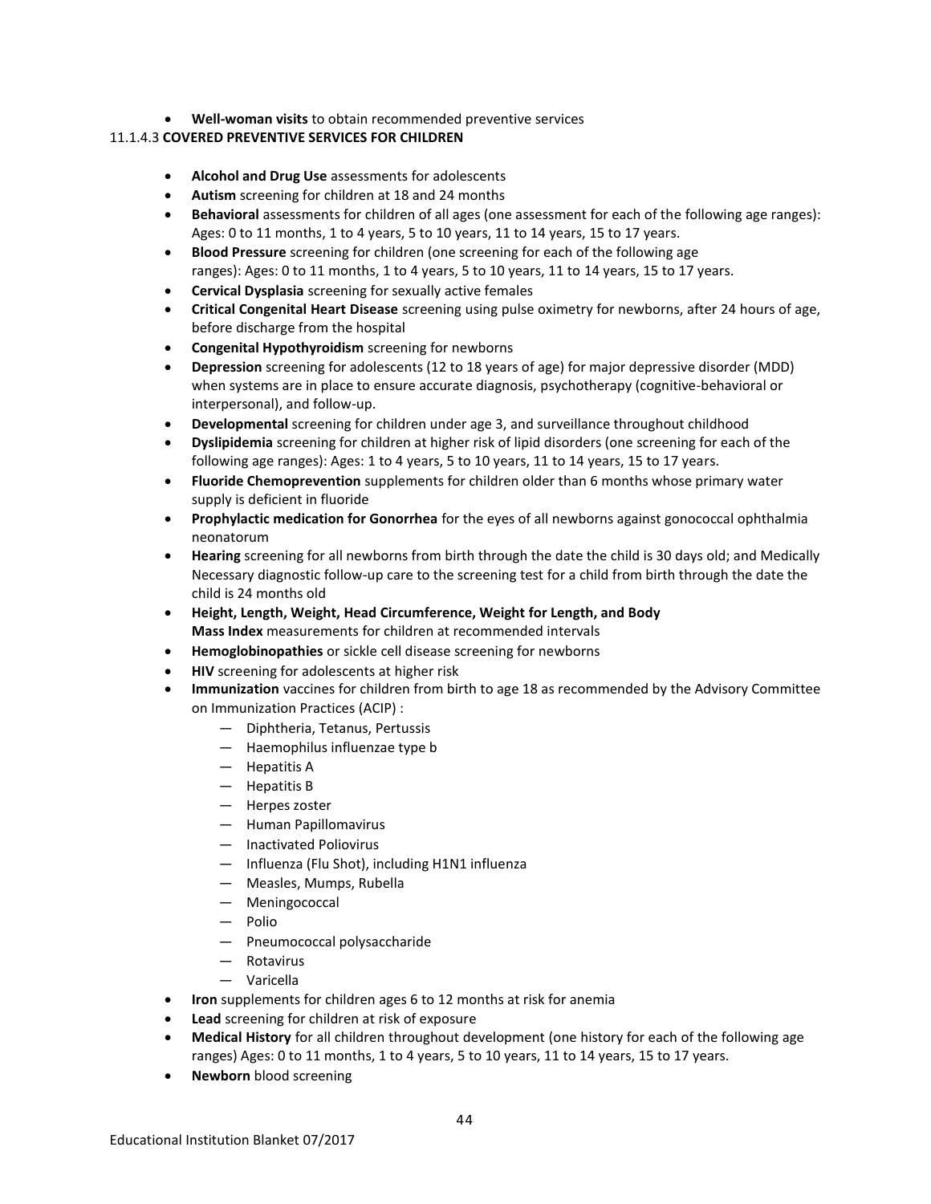- **Well-woman visits** to obtain recommended preventive services

11.1.4.3 **COVERED PREVENTIVE SERVICES FOR CHILDREN**

- **Alcohol and Drug Use** assessments for adolescents
- **Autism** screening for children at 18 and 24 months
- **Behavioral** assessments for children of all ages (one assessment for each of the following age ranges): Ages: 0 to 11 months, 1 to 4 years, 5 to 10 years, 11 to 14 years, 15 to 17 years.
- **Blood Pressure** screening for children (one screening for each of the following age ranges): Ages: 0 to 11 months, 1 to 4 years, 5 to 10 years, 11 to 14 years, 15 to 17 years.
- **Cervical Dysplasia** screening for sexually active females
- **Critical Congenital Heart Disease** screening using pulse oximetry for newborns, after 24 hours of age, before discharge from the hospital
- **Congenital Hypothyroidism** screening for newborns
- **Depression** screening for adolescents (12 to 18 years of age) for major depressive disorder (MDD) when systems are in place to ensure accurate diagnosis, psychotherapy (cognitive-behavioral or interpersonal), and follow-up.
- **Developmental** screening for children under age 3, and surveillance throughout childhood
- **Dyslipidemia** screening for children at higher risk of lipid disorders (one screening for each of the following age ranges): Ages: 1 to 4 years, 5 to 10 years, 11 to 14 years, 15 to 17 years.
- **Fluoride Chemoprevention** supplements for children older than 6 months whose primary water supply is deficient in fluoride
- **Prophylactic medication for Gonorrhea** for the eyes of all newborns against gonococcal ophthalmia neonatorum
- **Hearing** screening for all newborns from birth through the date the child is 30 days old; and Medically Necessary diagnostic follow-up care to the screening test for a child from birth through the date the child is 24 months old
- **Height, Length, Weight, Head Circumference, Weight for Length, and Body Mass Index** measurements for children at recommended intervals
- **Hemoglobinopathies** or sickle cell disease screening for newborns
- **HIV** screening for adolescents at higher risk
- **Immunization** vaccines for children from birth to age 18 as recommended by the Advisory Committee on Immunization Practices (ACIP) :
  - Diphtheria, Tetanus, Pertussis
  - Haemophilus influenzae type b
  - Hepatitis A
  - Hepatitis B
  - Herpes zoster
  - Human Papillomavirus
  - Inactivated Poliovirus
  - Influenza (Flu Shot), including H1N1 influenza
  - Measles, Mumps, Rubella
  - Meningococcal
  - Polio
  - Pneumococcal polysaccharide
  - Rotavirus
  - Varicella
- **Iron** supplements for children ages 6 to 12 months at risk for anemia
- **Lead** screening for children at risk of exposure
- **Medical History** for all children throughout development (one history for each of the following age ranges) Ages: 0 to 11 months, 1 to 4 years, 5 to 10 years, 11 to 14 years, 15 to 17 years.
- **Newborn** blood screening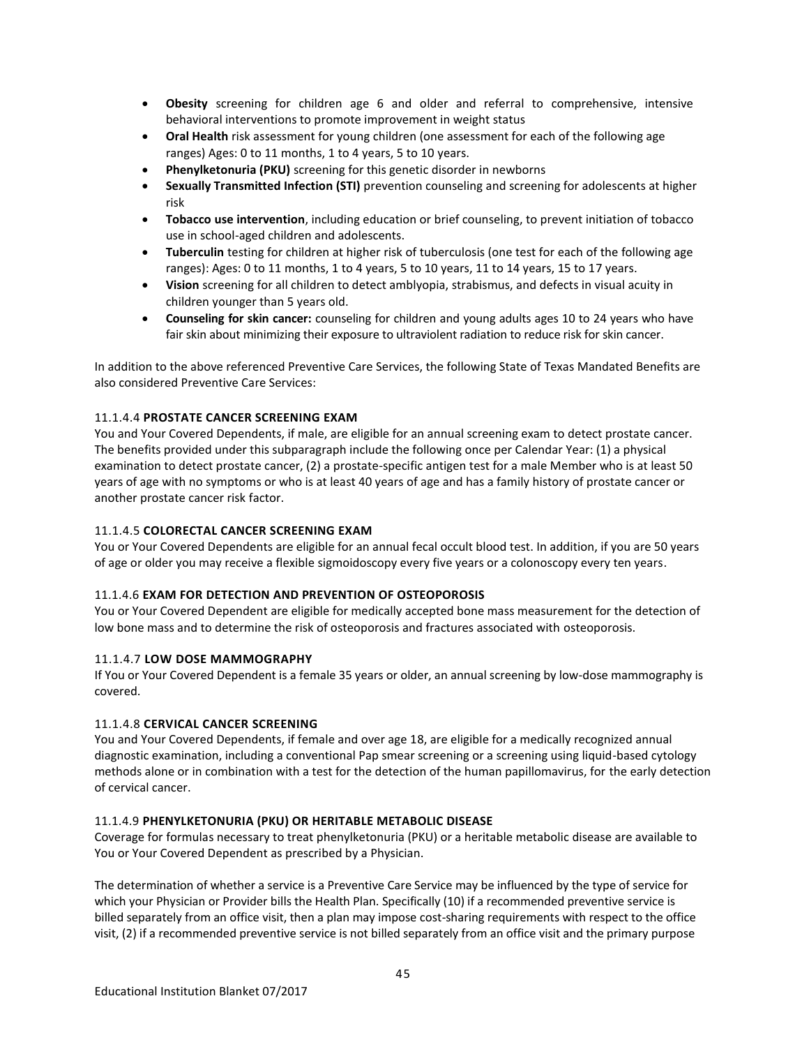- **Obesity** screening for children age 6 and older and referral to comprehensive, intensive behavioral interventions to promote improvement in weight status
- **Oral Health** risk assessment for young children (one assessment for each of the following age ranges) Ages: 0 to 11 months, 1 to 4 years, 5 to 10 years.
- **Phenylketonuria (PKU)** screening for this genetic disorder in newborns
- **Sexually Transmitted Infection (STI)** prevention counseling and screening for adolescents at higher risk
- **Tobacco use intervention**, including education or brief counseling, to prevent initiation of tobacco use in school-aged children and adolescents.
- **Tuberculin** testing for children at higher risk of tuberculosis (one test for each of the following age ranges): Ages: 0 to 11 months, 1 to 4 years, 5 to 10 years, 11 to 14 years, 15 to 17 years.
- **Vision** screening for all children to detect amblyopia, strabismus, and defects in visual acuity in children younger than 5 years old.
- **Counseling for skin cancer:** counseling for children and young adults ages 10 to 24 years who have fair skin about minimizing their exposure to ultraviolent radiation to reduce risk for skin cancer.

In addition to the above referenced Preventive Care Services, the following State of Texas Mandated Benefits are also considered Preventive Care Services:

11.1.4.4 **PROSTATE CANCER SCREENING EXAM**

You and Your Covered Dependents, if male, are eligible for an annual screening exam to detect prostate cancer. The benefits provided under this subparagraph include the following once per Calendar Year: (1) a physical examination to detect prostate cancer, (2) a prostate-specific antigen test for a male Member who is at least 50 years of age with no symptoms or who is at least 40 years of age and has a family history of prostate cancer or another prostate cancer risk factor.

11.1.4.5 **COLORECTAL CANCER SCREENING EXAM**

You or Your Covered Dependents are eligible for an annual fecal occult blood test. In addition, if you are 50 years of age or older you may receive a flexible sigmoidoscopy every five years or a colonoscopy every ten years.

11.1.4.6 **EXAM FOR DETECTION AND PREVENTION OF OSTEOPOROSIS**

You or Your Covered Dependent are eligible for medically accepted bone mass measurement for the detection of low bone mass and to determine the risk of osteoporosis and fractures associated with osteoporosis.

11.1.4.7 **LOW DOSE MAMMOGRAPHY**

If You or Your Covered Dependent is a female 35 years or older, an annual screening by low-dose mammography is covered.

11.1.4.8 **CERVICAL CANCER SCREENING**

You and Your Covered Dependents, if female and over age 18, are eligible for a medically recognized annual diagnostic examination, including a conventional Pap smear screening or a screening using liquid-based cytology methods alone or in combination with a test for the detection of the human papillomavirus, for the early detection of cervical cancer.

11.1.4.9 **PHENYLKETONURIA (PKU) OR HERITABLE METABOLIC DISEASE**

Coverage for formulas necessary to treat phenylketonuria (PKU) or a heritable metabolic disease are available to You or Your Covered Dependent as prescribed by a Physician.

The determination of whether a service is a Preventive Care Service may be influenced by the type of service for which your Physician or Provider bills the Health Plan. Specifically (10) if a recommended preventive service is billed separately from an office visit, then a plan may impose cost-sharing requirements with respect to the office visit, (2) if a recommended preventive service is not billed separately from an office visit and the primary purpose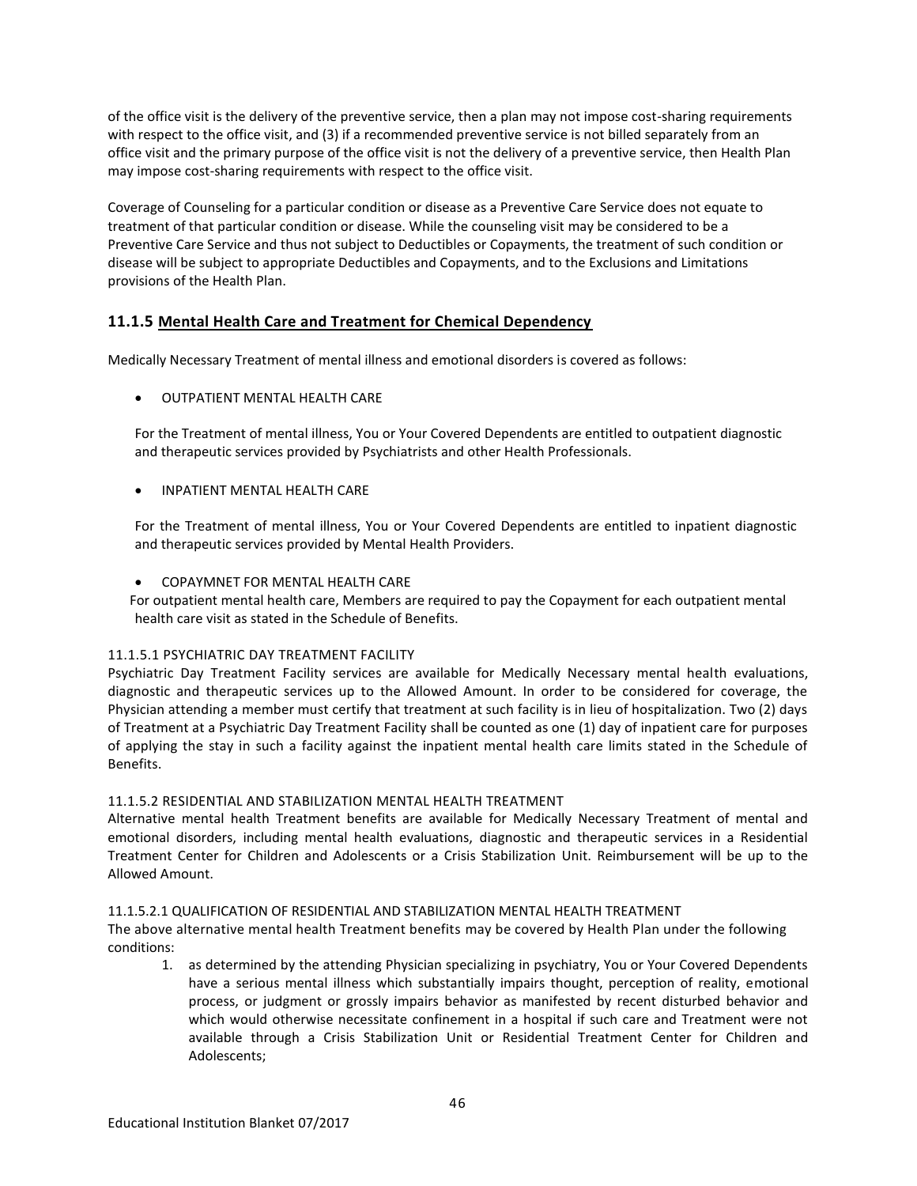of the office visit is the delivery of the preventive service, then a plan may not impose cost-sharing requirements with respect to the office visit, and (3) if a recommended preventive service is not billed separately from an office visit and the primary purpose of the office visit is not the delivery of a preventive service, then Health Plan may impose cost-sharing requirements with respect to the office visit.

Coverage of Counseling for a particular condition or disease as a Preventive Care Service does not equate to treatment of that particular condition or disease. While the counseling visit may be considered to be a Preventive Care Service and thus not subject to Deductibles or Copayments, the treatment of such condition or disease will be subject to appropriate Deductibles and Copayments, and to the Exclusions and Limitations provisions of the Health Plan.

### 11.1.5 Mental Health Care and Treatment for Chemical Dependency

Medically Necessary Treatment of mental illness and emotional disorders is covered as follows:

- OUTPATIENT MENTAL HEALTH CARE

  For the Treatment of mental illness, You or Your Covered Dependents are entitled to outpatient diagnostic and therapeutic services provided by Psychiatrists and other Health Professionals.

- INPATIENT MENTAL HEALTH CARE

  For the Treatment of mental illness, You or Your Covered Dependents are entitled to inpatient diagnostic and therapeutic services provided by Mental Health Providers.

- COPAYMNET FOR MENTAL HEALTH CARE

  For outpatient mental health care, Members are required to pay the Copayment for each outpatient mental health care visit as stated in the Schedule of Benefits.

11.1.5.1 PSYCHIATRIC DAY TREATMENT FACILITY
Psychiatric Day Treatment Facility services are available for Medically Necessary mental health evaluations, diagnostic and therapeutic services up to the Allowed Amount. In order to be considered for coverage, the Physician attending a member must certify that treatment at such facility is in lieu of hospitalization. Two (2) days of Treatment at a Psychiatric Day Treatment Facility shall be counted as one (1) day of inpatient care for purposes of applying the stay in such a facility against the inpatient mental health care limits stated in the Schedule of Benefits.

11.1.5.2 RESIDENTIAL AND STABILIZATION MENTAL HEALTH TREATMENT
Alternative mental health Treatment benefits are available for Medically Necessary Treatment of mental and emotional disorders, including mental health evaluations, diagnostic and therapeutic services in a Residential Treatment Center for Children and Adolescents or a Crisis Stabilization Unit. Reimbursement will be up to the Allowed Amount.

11.1.5.2.1 QUALIFICATION OF RESIDENTIAL AND STABILIZATION MENTAL HEALTH TREATMENT
The above alternative mental health Treatment benefits may be covered by Health Plan under the following conditions:

1. as determined by the attending Physician specializing in psychiatry, You or Your Covered Dependents have a serious mental illness which substantially impairs thought, perception of reality, emotional process, or judgment or grossly impairs behavior as manifested by recent disturbed behavior and which would otherwise necessitate confinement in a hospital if such care and Treatment were not available through a Crisis Stabilization Unit or Residential Treatment Center for Children and Adolescents;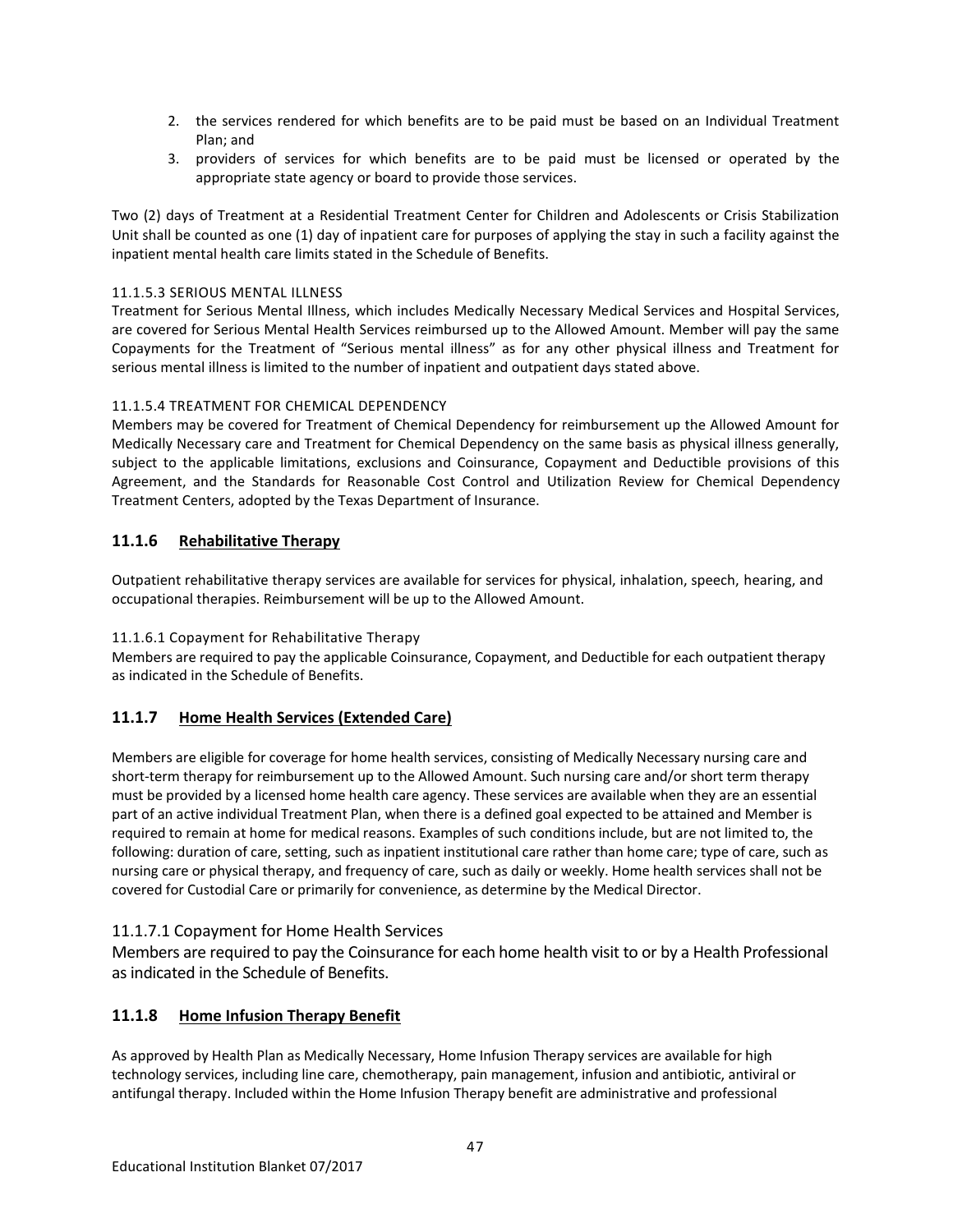2. the services rendered for which benefits are to be paid must be based on an Individual Treatment Plan; and
3. providers of services for which benefits are to be paid must be licensed or operated by the appropriate state agency or board to provide those services.

Two (2) days of Treatment at a Residential Treatment Center for Children and Adolescents or Crisis Stabilization Unit shall be counted as one (1) day of inpatient care for purposes of applying the stay in such a facility against the inpatient mental health care limits stated in the Schedule of Benefits.

11.1.5.3 SERIOUS MENTAL ILLNESS

Treatment for Serious Mental Illness, which includes Medically Necessary Medical Services and Hospital Services, are covered for Serious Mental Health Services reimbursed up to the Allowed Amount. Member will pay the same Copayments for the Treatment of "Serious mental illness" as for any other physical illness and Treatment for serious mental illness is limited to the number of inpatient and outpatient days stated above.

11.1.5.4 TREATMENT FOR CHEMICAL DEPENDENCY

Members may be covered for Treatment of Chemical Dependency for reimbursement up the Allowed Amount for Medically Necessary care and Treatment for Chemical Dependency on the same basis as physical illness generally, subject to the applicable limitations, exclusions and Coinsurance, Copayment and Deductible provisions of this Agreement, and the Standards for Reasonable Cost Control and Utilization Review for Chemical Dependency Treatment Centers, adopted by the Texas Department of Insurance.

### 11.1.6 Rehabilitative Therapy

Outpatient rehabilitative therapy services are available for services for physical, inhalation, speech, hearing, and occupational therapies. Reimbursement will be up to the Allowed Amount.

11.1.6.1 Copayment for Rehabilitative Therapy

Members are required to pay the applicable Coinsurance, Copayment, and Deductible for each outpatient therapy as indicated in the Schedule of Benefits.

### 11.1.7 Home Health Services (Extended Care)

Members are eligible for coverage for home health services, consisting of Medically Necessary nursing care and short-term therapy for reimbursement up to the Allowed Amount. Such nursing care and/or short term therapy must be provided by a licensed home health care agency. These services are available when they are an essential part of an active individual Treatment Plan, when there is a defined goal expected to be attained and Member is required to remain at home for medical reasons. Examples of such conditions include, but are not limited to, the following: duration of care, setting, such as inpatient institutional care rather than home care; type of care, such as nursing care or physical therapy, and frequency of care, such as daily or weekly. Home health services shall not be covered for Custodial Care or primarily for convenience, as determine by the Medical Director.

11.1.7.1 Copayment for Home Health Services

Members are required to pay the Coinsurance for each home health visit to or by a Health Professional as indicated in the Schedule of Benefits.

### 11.1.8 Home Infusion Therapy Benefit

As approved by Health Plan as Medically Necessary, Home Infusion Therapy services are available for high technology services, including line care, chemotherapy, pain management, infusion and antibiotic, antiviral or antifungal therapy. Included within the Home Infusion Therapy benefit are administrative and professional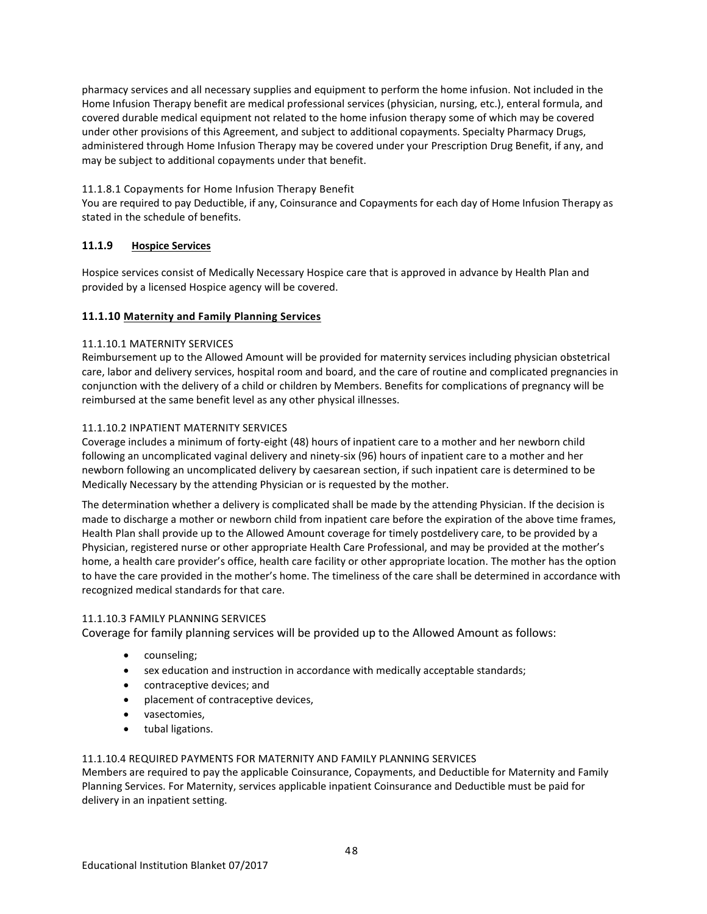pharmacy services and all necessary supplies and equipment to perform the home infusion. Not included in the Home Infusion Therapy benefit are medical professional services (physician, nursing, etc.), enteral formula, and covered durable medical equipment not related to the home infusion therapy some of which may be covered under other provisions of this Agreement, and subject to additional copayments. Specialty Pharmacy Drugs, administered through Home Infusion Therapy may be covered under your Prescription Drug Benefit, if any, and may be subject to additional copayments under that benefit.

11.1.8.1 Copayments for Home Infusion Therapy Benefit

You are required to pay Deductible, if any, Coinsurance and Copayments for each day of Home Infusion Therapy as stated in the schedule of benefits.

### 11.1.9 Hospice Services

Hospice services consist of Medically Necessary Hospice care that is approved in advance by Health Plan and provided by a licensed Hospice agency will be covered.

### 11.1.10 Maternity and Family Planning Services

11.1.10.1 MATERNITY SERVICES

Reimbursement up to the Allowed Amount will be provided for maternity services including physician obstetrical care, labor and delivery services, hospital room and board, and the care of routine and complicated pregnancies in conjunction with the delivery of a child or children by Members. Benefits for complications of pregnancy will be reimbursed at the same benefit level as any other physical illnesses.

11.1.10.2 INPATIENT MATERNITY SERVICES

Coverage includes a minimum of forty-eight (48) hours of inpatient care to a mother and her newborn child following an uncomplicated vaginal delivery and ninety-six (96) hours of inpatient care to a mother and her newborn following an uncomplicated delivery by caesarean section, if such inpatient care is determined to be Medically Necessary by the attending Physician or is requested by the mother.

The determination whether a delivery is complicated shall be made by the attending Physician. If the decision is made to discharge a mother or newborn child from inpatient care before the expiration of the above time frames, Health Plan shall provide up to the Allowed Amount coverage for timely postdelivery care, to be provided by a Physician, registered nurse or other appropriate Health Care Professional, and may be provided at the mother's home, a health care provider's office, health care facility or other appropriate location. The mother has the option to have the care provided in the mother's home. The timeliness of the care shall be determined in accordance with recognized medical standards for that care.

11.1.10.3 FAMILY PLANNING SERVICES

Coverage for family planning services will be provided up to the Allowed Amount as follows:

- counseling;
- sex education and instruction in accordance with medically acceptable standards;
- contraceptive devices; and
- placement of contraceptive devices,
- vasectomies,
- tubal ligations.

11.1.10.4 REQUIRED PAYMENTS FOR MATERNITY AND FAMILY PLANNING SERVICES

Members are required to pay the applicable Coinsurance, Copayments, and Deductible for Maternity and Family Planning Services. For Maternity, services applicable inpatient Coinsurance and Deductible must be paid for delivery in an inpatient setting.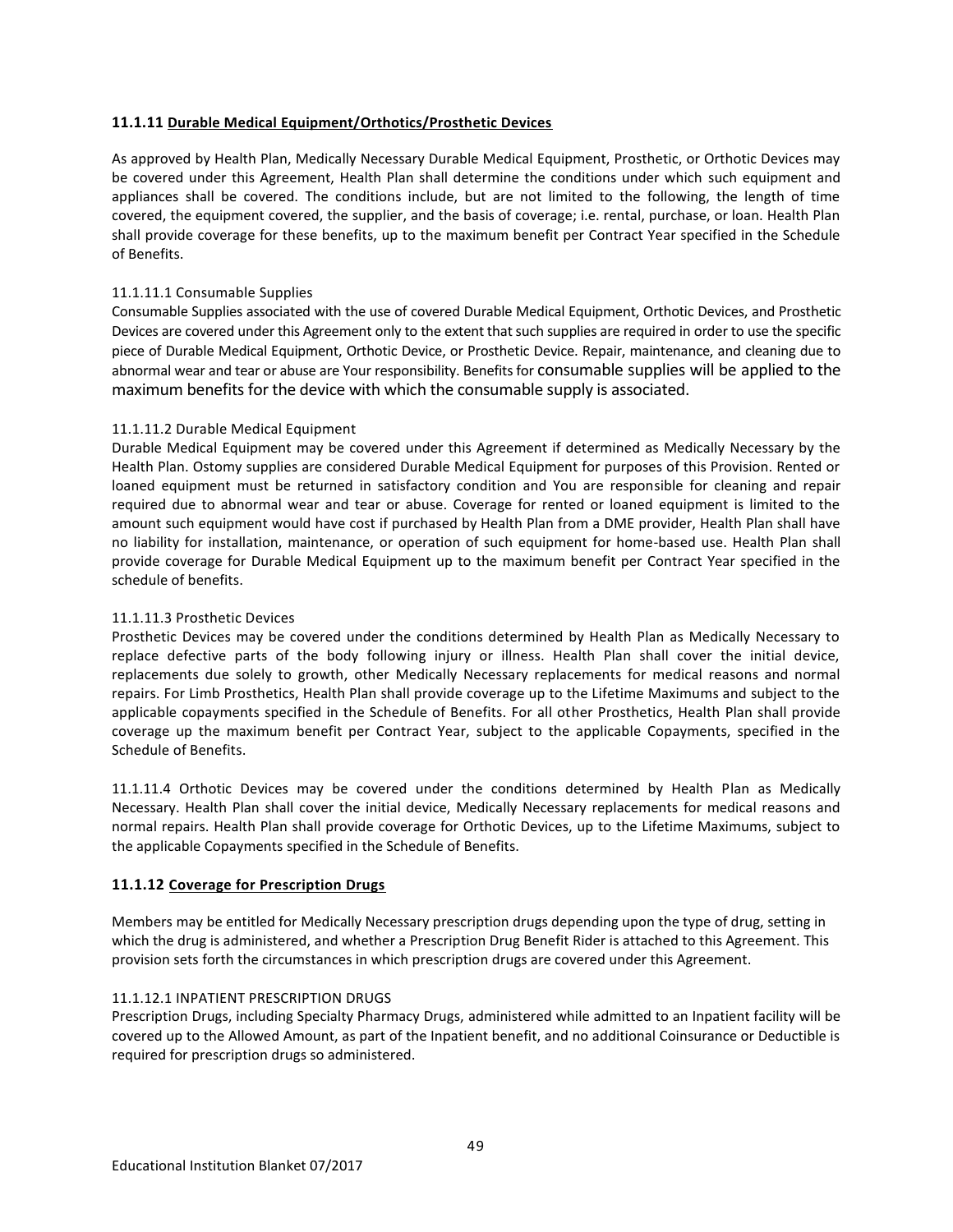### 11.1.11 Durable Medical Equipment/Orthotics/Prosthetic Devices

As approved by Health Plan, Medically Necessary Durable Medical Equipment, Prosthetic, or Orthotic Devices may be covered under this Agreement, Health Plan shall determine the conditions under which such equipment and appliances shall be covered. The conditions include, but are not limited to the following, the length of time covered, the equipment covered, the supplier, and the basis of coverage; i.e. rental, purchase, or loan. Health Plan shall provide coverage for these benefits, up to the maximum benefit per Contract Year specified in the Schedule of Benefits.

11.1.11.1 Consumable Supplies
Consumable Supplies associated with the use of covered Durable Medical Equipment, Orthotic Devices, and Prosthetic Devices are covered under this Agreement only to the extent that such supplies are required in order to use the specific piece of Durable Medical Equipment, Orthotic Device, or Prosthetic Device. Repair, maintenance, and cleaning due to abnormal wear and tear or abuse are Your responsibility. Benefits for consumable supplies will be applied to the maximum benefits for the device with which the consumable supply is associated.

11.1.11.2 Durable Medical Equipment
Durable Medical Equipment may be covered under this Agreement if determined as Medically Necessary by the Health Plan. Ostomy supplies are considered Durable Medical Equipment for purposes of this Provision. Rented or loaned equipment must be returned in satisfactory condition and You are responsible for cleaning and repair required due to abnormal wear and tear or abuse. Coverage for rented or loaned equipment is limited to the amount such equipment would have cost if purchased by Health Plan from a DME provider, Health Plan shall have no liability for installation, maintenance, or operation of such equipment for home-based use. Health Plan shall provide coverage for Durable Medical Equipment up to the maximum benefit per Contract Year specified in the schedule of benefits.

11.1.11.3 Prosthetic Devices
Prosthetic Devices may be covered under the conditions determined by Health Plan as Medically Necessary to replace defective parts of the body following injury or illness. Health Plan shall cover the initial device, replacements due solely to growth, other Medically Necessary replacements for medical reasons and normal repairs. For Limb Prosthetics, Health Plan shall provide coverage up to the Lifetime Maximums and subject to the applicable copayments specified in the Schedule of Benefits. For all other Prosthetics, Health Plan shall provide coverage up the maximum benefit per Contract Year, subject to the applicable Copayments, specified in the Schedule of Benefits.

11.1.11.4 Orthotic Devices may be covered under the conditions determined by Health Plan as Medically Necessary. Health Plan shall cover the initial device, Medically Necessary replacements for medical reasons and normal repairs. Health Plan shall provide coverage for Orthotic Devices, up to the Lifetime Maximums, subject to the applicable Copayments specified in the Schedule of Benefits.

### 11.1.12 Coverage for Prescription Drugs

Members may be entitled for Medically Necessary prescription drugs depending upon the type of drug, setting in which the drug is administered, and whether a Prescription Drug Benefit Rider is attached to this Agreement. This provision sets forth the circumstances in which prescription drugs are covered under this Agreement.

11.1.12.1 INPATIENT PRESCRIPTION DRUGS
Prescription Drugs, including Specialty Pharmacy Drugs, administered while admitted to an Inpatient facility will be covered up to the Allowed Amount, as part of the Inpatient benefit, and no additional Coinsurance or Deductible is required for prescription drugs so administered.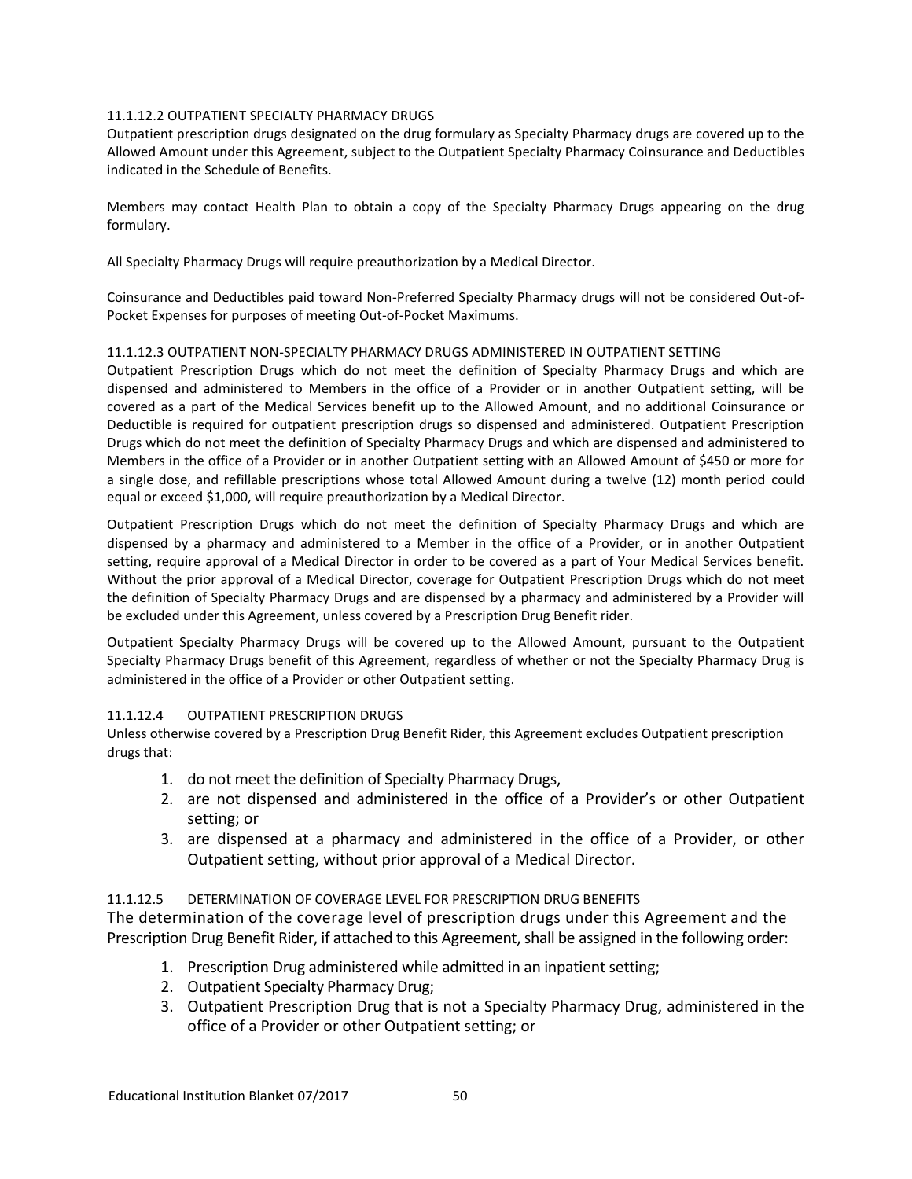11.1.12.2 OUTPATIENT SPECIALTY PHARMACY DRUGS

Outpatient prescription drugs designated on the drug formulary as Specialty Pharmacy drugs are covered up to the Allowed Amount under this Agreement, subject to the Outpatient Specialty Pharmacy Coinsurance and Deductibles indicated in the Schedule of Benefits.

Members may contact Health Plan to obtain a copy of the Specialty Pharmacy Drugs appearing on the drug formulary.

All Specialty Pharmacy Drugs will require preauthorization by a Medical Director.

Coinsurance and Deductibles paid toward Non-Preferred Specialty Pharmacy drugs will not be considered Out-of-Pocket Expenses for purposes of meeting Out-of-Pocket Maximums.

11.1.12.3 OUTPATIENT NON-SPECIALTY PHARMACY DRUGS ADMINISTERED IN OUTPATIENT SETTING

Outpatient Prescription Drugs which do not meet the definition of Specialty Pharmacy Drugs and which are dispensed and administered to Members in the office of a Provider or in another Outpatient setting, will be covered as a part of the Medical Services benefit up to the Allowed Amount, and no additional Coinsurance or Deductible is required for outpatient prescription drugs so dispensed and administered. Outpatient Prescription Drugs which do not meet the definition of Specialty Pharmacy Drugs and which are dispensed and administered to Members in the office of a Provider or in another Outpatient setting with an Allowed Amount of $450 or more for a single dose, and refillable prescriptions whose total Allowed Amount during a twelve (12) month period could equal or exceed $1,000, will require preauthorization by a Medical Director.

Outpatient Prescription Drugs which do not meet the definition of Specialty Pharmacy Drugs and which are dispensed by a pharmacy and administered to a Member in the office of a Provider, or in another Outpatient setting, require approval of a Medical Director in order to be covered as a part of Your Medical Services benefit. Without the prior approval of a Medical Director, coverage for Outpatient Prescription Drugs which do not meet the definition of Specialty Pharmacy Drugs and are dispensed by a pharmacy and administered by a Provider will be excluded under this Agreement, unless covered by a Prescription Drug Benefit rider.

Outpatient Specialty Pharmacy Drugs will be covered up to the Allowed Amount, pursuant to the Outpatient Specialty Pharmacy Drugs benefit of this Agreement, regardless of whether or not the Specialty Pharmacy Drug is administered in the office of a Provider or other Outpatient setting.

11.1.12.4 OUTPATIENT PRESCRIPTION DRUGS

Unless otherwise covered by a Prescription Drug Benefit Rider, this Agreement excludes Outpatient prescription drugs that:

1. do not meet the definition of Specialty Pharmacy Drugs,
2. are not dispensed and administered in the office of a Provider's or other Outpatient setting; or
3. are dispensed at a pharmacy and administered in the office of a Provider, or other Outpatient setting, without prior approval of a Medical Director.

11.1.12.5 DETERMINATION OF COVERAGE LEVEL FOR PRESCRIPTION DRUG BENEFITS

The determination of the coverage level of prescription drugs under this Agreement and the Prescription Drug Benefit Rider, if attached to this Agreement, shall be assigned in the following order:

1. Prescription Drug administered while admitted in an inpatient setting;
2. Outpatient Specialty Pharmacy Drug;
3. Outpatient Prescription Drug that is not a Specialty Pharmacy Drug, administered in the office of a Provider or other Outpatient setting; or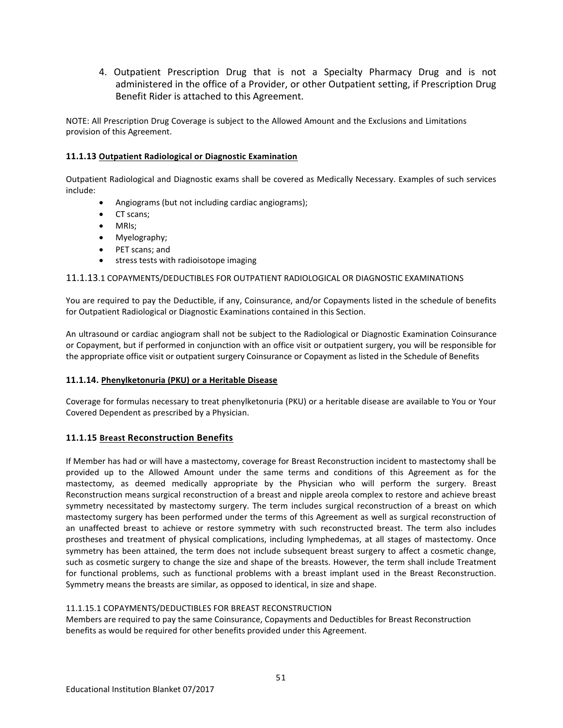4. Outpatient Prescription Drug that is not a Specialty Pharmacy Drug and is not administered in the office of a Provider, or other Outpatient setting, if Prescription Drug Benefit Rider is attached to this Agreement.

NOTE: All Prescription Drug Coverage is subject to the Allowed Amount and the Exclusions and Limitations provision of this Agreement.

### 11.1.13 Outpatient Radiological or Diagnostic Examination

Outpatient Radiological and Diagnostic exams shall be covered as Medically Necessary. Examples of such services include:

- Angiograms (but not including cardiac angiograms);
- CT scans;
- MRIs;
- Myelography;
- PET scans; and
- stress tests with radioisotope imaging

11.1.13.1 COPAYMENTS/DEDUCTIBLES FOR OUTPATIENT RADIOLOGICAL OR DIAGNOSTIC EXAMINATIONS

You are required to pay the Deductible, if any, Coinsurance, and/or Copayments listed in the schedule of benefits for Outpatient Radiological or Diagnostic Examinations contained in this Section.

An ultrasound or cardiac angiogram shall not be subject to the Radiological or Diagnostic Examination Coinsurance or Copayment, but if performed in conjunction with an office visit or outpatient surgery, you will be responsible for the appropriate office visit or outpatient surgery Coinsurance or Copayment as listed in the Schedule of Benefits

### 11.1.14. Phenylketonuria (PKU) or a Heritable Disease

Coverage for formulas necessary to treat phenylketonuria (PKU) or a heritable disease are available to You or Your Covered Dependent as prescribed by a Physician.

### 11.1.15 Breast Reconstruction Benefits

If Member has had or will have a mastectomy, coverage for Breast Reconstruction incident to mastectomy shall be provided up to the Allowed Amount under the same terms and conditions of this Agreement as for the mastectomy, as deemed medically appropriate by the Physician who will perform the surgery. Breast Reconstruction means surgical reconstruction of a breast and nipple areola complex to restore and achieve breast symmetry necessitated by mastectomy surgery. The term includes surgical reconstruction of a breast on which mastectomy surgery has been performed under the terms of this Agreement as well as surgical reconstruction of an unaffected breast to achieve or restore symmetry with such reconstructed breast. The term also includes prostheses and treatment of physical complications, including lymphedemas, at all stages of mastectomy. Once symmetry has been attained, the term does not include subsequent breast surgery to affect a cosmetic change, such as cosmetic surgery to change the size and shape of the breasts. However, the term shall include Treatment for functional problems, such as functional problems with a breast implant used in the Breast Reconstruction. Symmetry means the breasts are similar, as opposed to identical, in size and shape.

11.1.15.1 COPAYMENTS/DEDUCTIBLES FOR BREAST RECONSTRUCTION

Members are required to pay the same Coinsurance, Copayments and Deductibles for Breast Reconstruction benefits as would be required for other benefits provided under this Agreement.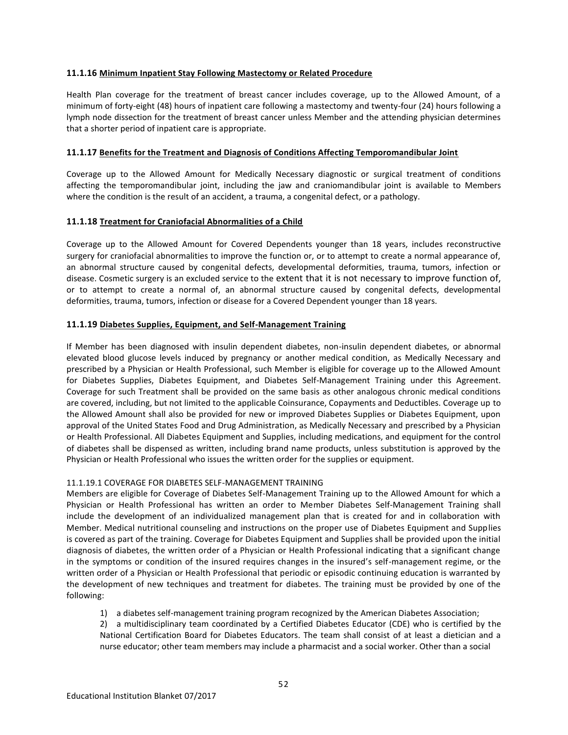### 11.1.16 Minimum Inpatient Stay Following Mastectomy or Related Procedure

Health Plan coverage for the treatment of breast cancer includes coverage, up to the Allowed Amount, of a minimum of forty-eight (48) hours of inpatient care following a mastectomy and twenty-four (24) hours following a lymph node dissection for the treatment of breast cancer unless Member and the attending physician determines that a shorter period of inpatient care is appropriate.

### 11.1.17 Benefits for the Treatment and Diagnosis of Conditions Affecting Temporomandibular Joint

Coverage up to the Allowed Amount for Medically Necessary diagnostic or surgical treatment of conditions affecting the temporomandibular joint, including the jaw and craniomandibular joint is available to Members where the condition is the result of an accident, a trauma, a congenital defect, or a pathology.

### 11.1.18 Treatment for Craniofacial Abnormalities of a Child

Coverage up to the Allowed Amount for Covered Dependents younger than 18 years, includes reconstructive surgery for craniofacial abnormalities to improve the function or, or to attempt to create a normal appearance of, an abnormal structure caused by congenital defects, developmental deformities, trauma, tumors, infection or disease. Cosmetic surgery is an excluded service to the extent that it is not necessary to improve function of, or to attempt to create a normal of, an abnormal structure caused by congenital defects, developmental deformities, trauma, tumors, infection or disease for a Covered Dependent younger than 18 years.

### 11.1.19 Diabetes Supplies, Equipment, and Self-Management Training

If Member has been diagnosed with insulin dependent diabetes, non-insulin dependent diabetes, or abnormal elevated blood glucose levels induced by pregnancy or another medical condition, as Medically Necessary and prescribed by a Physician or Health Professional, such Member is eligible for coverage up to the Allowed Amount for Diabetes Supplies, Diabetes Equipment, and Diabetes Self-Management Training under this Agreement. Coverage for such Treatment shall be provided on the same basis as other analogous chronic medical conditions are covered, including, but not limited to the applicable Coinsurance, Copayments and Deductibles. Coverage up to the Allowed Amount shall also be provided for new or improved Diabetes Supplies or Diabetes Equipment, upon approval of the United States Food and Drug Administration, as Medically Necessary and prescribed by a Physician or Health Professional. All Diabetes Equipment and Supplies, including medications, and equipment for the control of diabetes shall be dispensed as written, including brand name products, unless substitution is approved by the Physician or Health Professional who issues the written order for the supplies or equipment.

11.1.19.1 COVERAGE FOR DIABETES SELF-MANAGEMENT TRAINING

Members are eligible for Coverage of Diabetes Self-Management Training up to the Allowed Amount for which a Physician or Health Professional has written an order to Member Diabetes Self-Management Training shall include the development of an individualized management plan that is created for and in collaboration with Member. Medical nutritional counseling and instructions on the proper use of Diabetes Equipment and Supplies is covered as part of the training. Coverage for Diabetes Equipment and Supplies shall be provided upon the initial diagnosis of diabetes, the written order of a Physician or Health Professional indicating that a significant change in the symptoms or condition of the insured requires changes in the insured's self-management regime, or the written order of a Physician or Health Professional that periodic or episodic continuing education is warranted by the development of new techniques and treatment for diabetes. The training must be provided by one of the following:

1) a diabetes self-management training program recognized by the American Diabetes Association;

2) a multidisciplinary team coordinated by a Certified Diabetes Educator (CDE) who is certified by the National Certification Board for Diabetes Educators. The team shall consist of at least a dietician and a nurse educator; other team members may include a pharmacist and a social worker. Other than a social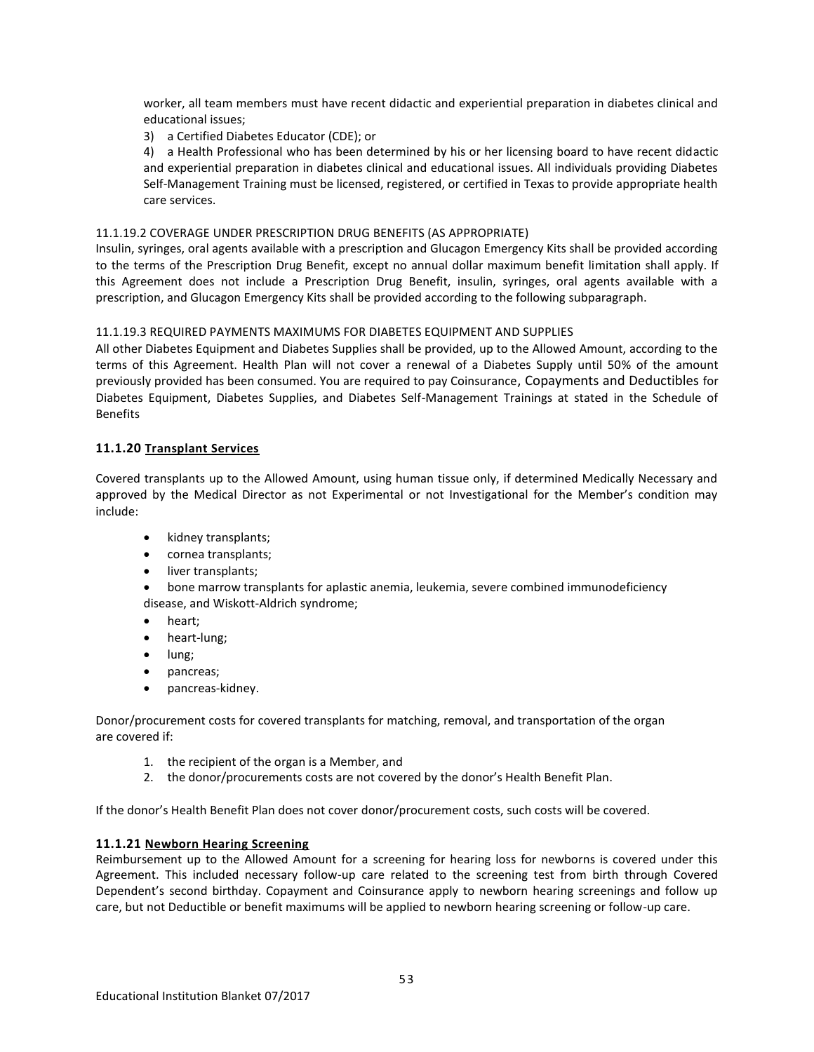worker, all team members must have recent didactic and experiential preparation in diabetes clinical and educational issues;

3) a Certified Diabetes Educator (CDE); or

4) a Health Professional who has been determined by his or her licensing board to have recent didactic and experiential preparation in diabetes clinical and educational issues. All individuals providing Diabetes Self-Management Training must be licensed, registered, or certified in Texas to provide appropriate health care services.

11.1.19.2 COVERAGE UNDER PRESCRIPTION DRUG BENEFITS (AS APPROPRIATE)

Insulin, syringes, oral agents available with a prescription and Glucagon Emergency Kits shall be provided according to the terms of the Prescription Drug Benefit, except no annual dollar maximum benefit limitation shall apply. If this Agreement does not include a Prescription Drug Benefit, insulin, syringes, oral agents available with a prescription, and Glucagon Emergency Kits shall be provided according to the following subparagraph.

11.1.19.3 REQUIRED PAYMENTS MAXIMUMS FOR DIABETES EQUIPMENT AND SUPPLIES

All other Diabetes Equipment and Diabetes Supplies shall be provided, up to the Allowed Amount, according to the terms of this Agreement. Health Plan will not cover a renewal of a Diabetes Supply until 50% of the amount previously provided has been consumed. You are required to pay Coinsurance, Copayments and Deductibles for Diabetes Equipment, Diabetes Supplies, and Diabetes Self-Management Trainings at stated in the Schedule of Benefits

### 11.1.20 Transplant Services

Covered transplants up to the Allowed Amount, using human tissue only, if determined Medically Necessary and approved by the Medical Director as not Experimental or not Investigational for the Member's condition may include:

- kidney transplants;
- cornea transplants;
- liver transplants;
- bone marrow transplants for aplastic anemia, leukemia, severe combined immunodeficiency disease, and Wiskott-Aldrich syndrome;
- heart;
- heart-lung;
- lung;
- pancreas;
- pancreas-kidney.

Donor/procurement costs for covered transplants for matching, removal, and transportation of the organ are covered if:

1. the recipient of the organ is a Member, and
2. the donor/procurements costs are not covered by the donor's Health Benefit Plan.

If the donor's Health Benefit Plan does not cover donor/procurement costs, such costs will be covered.

### 11.1.21 Newborn Hearing Screening

Reimbursement up to the Allowed Amount for a screening for hearing loss for newborns is covered under this Agreement. This included necessary follow-up care related to the screening test from birth through Covered Dependent's second birthday. Copayment and Coinsurance apply to newborn hearing screenings and follow up care, but not Deductible or benefit maximums will be applied to newborn hearing screening or follow-up care.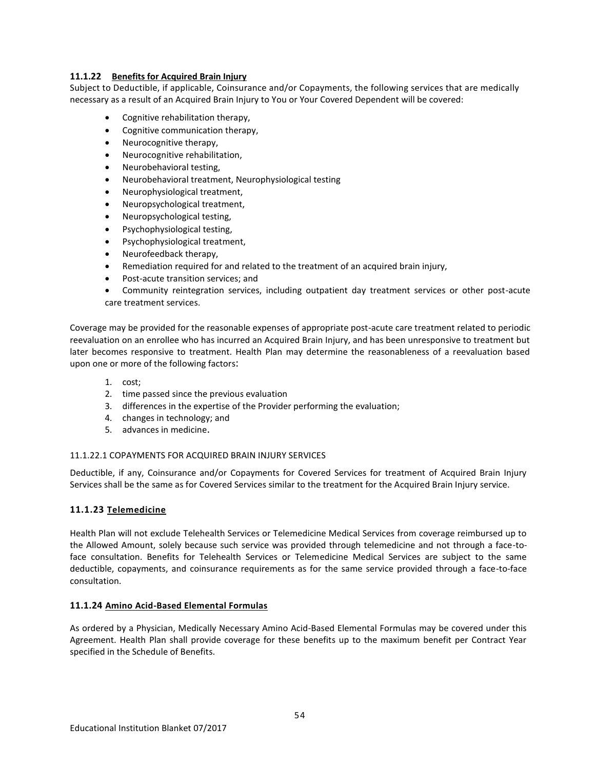### 11.1.22 Benefits for Acquired Brain Injury

Subject to Deductible, if applicable, Coinsurance and/or Copayments, the following services that are medically necessary as a result of an Acquired Brain Injury to You or Your Covered Dependent will be covered:

- Cognitive rehabilitation therapy,
- Cognitive communication therapy,
- Neurocognitive therapy,
- Neurocognitive rehabilitation,
- Neurobehavioral testing,
- Neurobehavioral treatment, Neurophysiological testing
- Neurophysiological treatment,
- Neuropsychological treatment,
- Neuropsychological testing,
- Psychophysiological testing,
- Psychophysiological treatment,
- Neurofeedback therapy,
- Remediation required for and related to the treatment of an acquired brain injury,
- Post-acute transition services; and
- Community reintegration services, including outpatient day treatment services or other post-acute care treatment services.

Coverage may be provided for the reasonable expenses of appropriate post-acute care treatment related to periodic reevaluation on an enrollee who has incurred an Acquired Brain Injury, and has been unresponsive to treatment but later becomes responsive to treatment. Health Plan may determine the reasonableness of a reevaluation based upon one or more of the following factors:

1. cost;
2. time passed since the previous evaluation
3. differences in the expertise of the Provider performing the evaluation;
4. changes in technology; and
5. advances in medicine.

11.1.22.1 COPAYMENTS FOR ACQUIRED BRAIN INJURY SERVICES

Deductible, if any, Coinsurance and/or Copayments for Covered Services for treatment of Acquired Brain Injury Services shall be the same as for Covered Services similar to the treatment for the Acquired Brain Injury service.

### 11.1.23 Telemedicine

Health Plan will not exclude Telehealth Services or Telemedicine Medical Services from coverage reimbursed up to the Allowed Amount, solely because such service was provided through telemedicine and not through a face-to-face consultation. Benefits for Telehealth Services or Telemedicine Medical Services are subject to the same deductible, copayments, and coinsurance requirements as for the same service provided through a face-to-face consultation.

### 11.1.24 Amino Acid-Based Elemental Formulas

As ordered by a Physician, Medically Necessary Amino Acid-Based Elemental Formulas may be covered under this Agreement. Health Plan shall provide coverage for these benefits up to the maximum benefit per Contract Year specified in the Schedule of Benefits.

Educational Institution Blanket 07/2017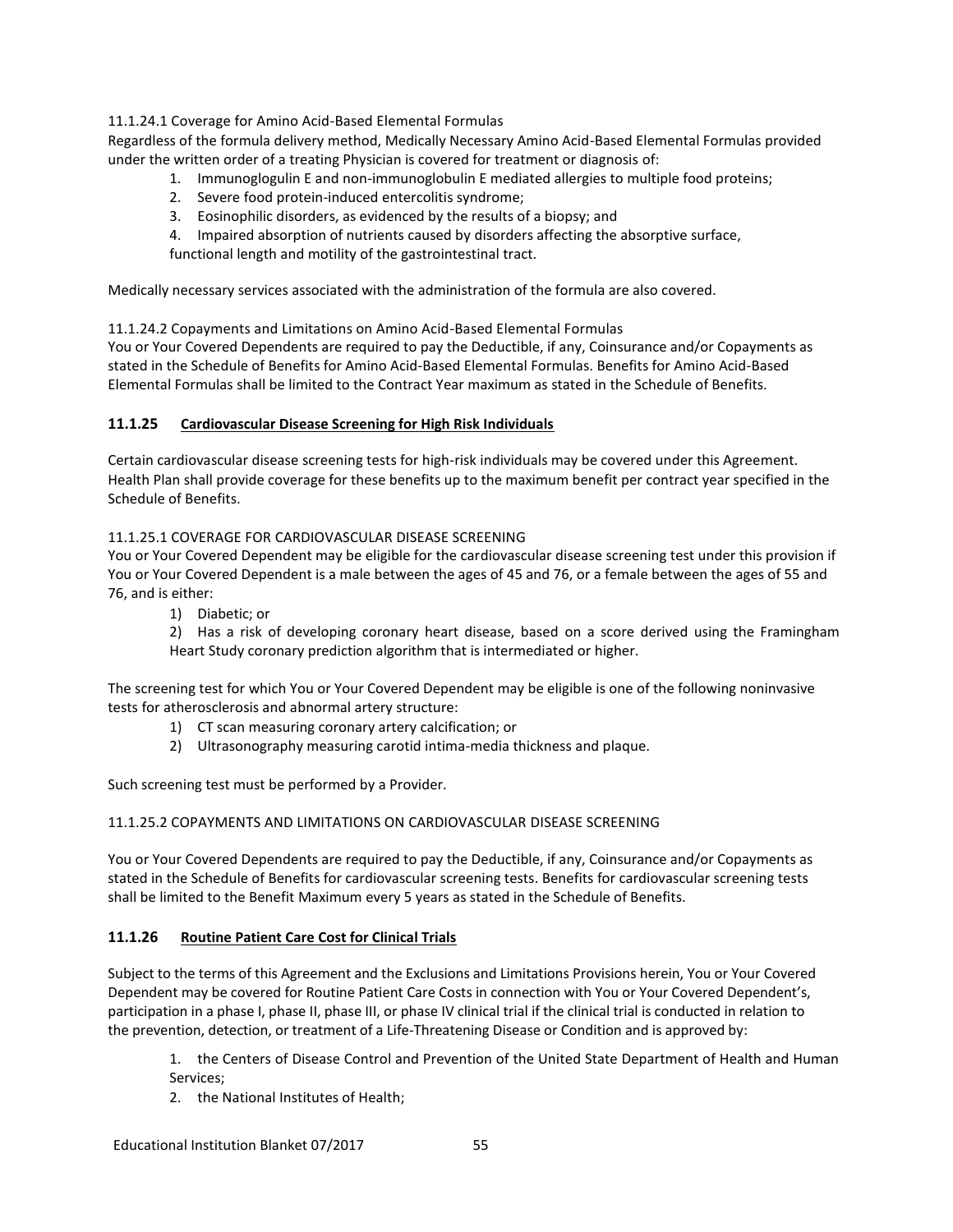11.1.24.1 Coverage for Amino Acid-Based Elemental Formulas

Regardless of the formula delivery method, Medically Necessary Amino Acid-Based Elemental Formulas provided under the written order of a treating Physician is covered for treatment or diagnosis of:

1. Immunoglogulin E and non-immunoglobulin E mediated allergies to multiple food proteins;
2. Severe food protein-induced entercolitis syndrome;
3. Eosinophilic disorders, as evidenced by the results of a biopsy; and
4. Impaired absorption of nutrients caused by disorders affecting the absorptive surface, functional length and motility of the gastrointestinal tract.

Medically necessary services associated with the administration of the formula are also covered.

11.1.24.2 Copayments and Limitations on Amino Acid-Based Elemental Formulas

You or Your Covered Dependents are required to pay the Deductible, if any, Coinsurance and/or Copayments as stated in the Schedule of Benefits for Amino Acid-Based Elemental Formulas. Benefits for Amino Acid-Based Elemental Formulas shall be limited to the Contract Year maximum as stated in the Schedule of Benefits.

### 11.1.25 Cardiovascular Disease Screening for High Risk Individuals

Certain cardiovascular disease screening tests for high-risk individuals may be covered under this Agreement. Health Plan shall provide coverage for these benefits up to the maximum benefit per contract year specified in the Schedule of Benefits.

11.1.25.1 COVERAGE FOR CARDIOVASCULAR DISEASE SCREENING

You or Your Covered Dependent may be eligible for the cardiovascular disease screening test under this provision if You or Your Covered Dependent is a male between the ages of 45 and 76, or a female between the ages of 55 and 76, and is either:

1) Diabetic; or
2) Has a risk of developing coronary heart disease, based on a score derived using the Framingham Heart Study coronary prediction algorithm that is intermediated or higher.

The screening test for which You or Your Covered Dependent may be eligible is one of the following noninvasive tests for atherosclerosis and abnormal artery structure:

1) CT scan measuring coronary artery calcification; or
2) Ultrasonography measuring carotid intima-media thickness and plaque.

Such screening test must be performed by a Provider.

11.1.25.2 COPAYMENTS AND LIMITATIONS ON CARDIOVASCULAR DISEASE SCREENING

You or Your Covered Dependents are required to pay the Deductible, if any, Coinsurance and/or Copayments as stated in the Schedule of Benefits for cardiovascular screening tests. Benefits for cardiovascular screening tests shall be limited to the Benefit Maximum every 5 years as stated in the Schedule of Benefits.

### 11.1.26 Routine Patient Care Cost for Clinical Trials

Subject to the terms of this Agreement and the Exclusions and Limitations Provisions herein, You or Your Covered Dependent may be covered for Routine Patient Care Costs in connection with You or Your Covered Dependent's, participation in a phase I, phase II, phase III, or phase IV clinical trial if the clinical trial is conducted in relation to the prevention, detection, or treatment of a Life-Threatening Disease or Condition and is approved by:

1. the Centers of Disease Control and Prevention of the United State Department of Health and Human Services;
2. the National Institutes of Health;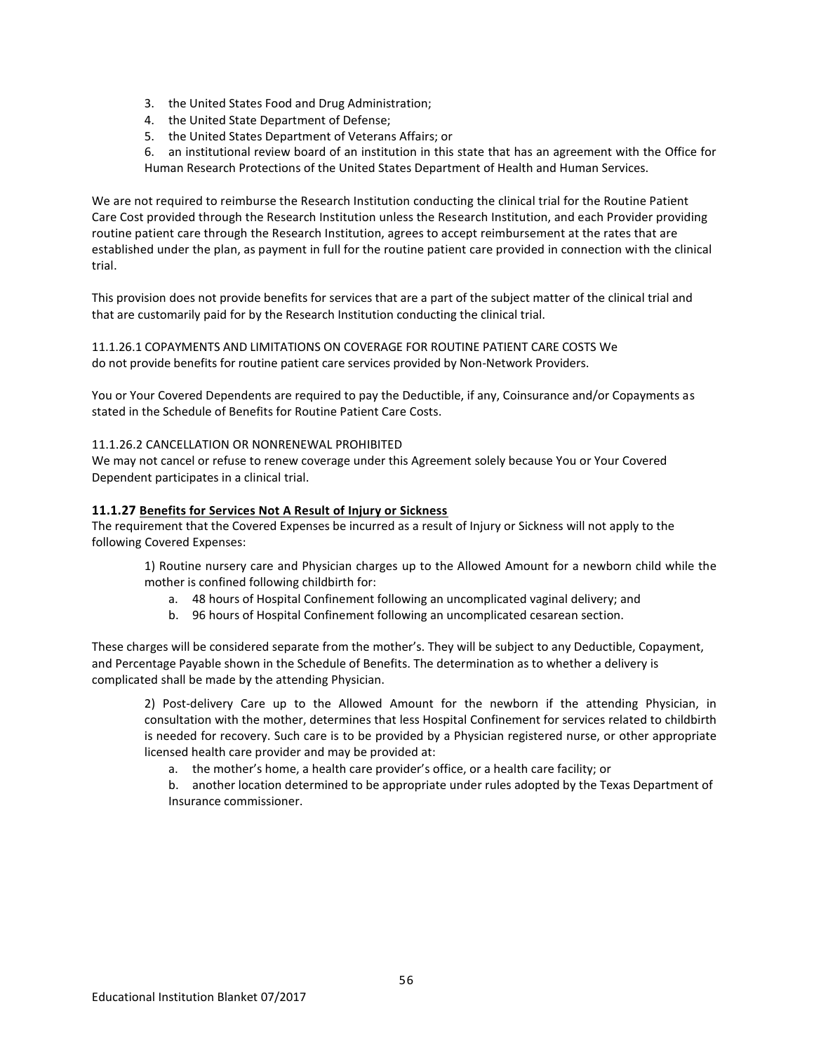3. the United States Food and Drug Administration;
4. the United State Department of Defense;
5. the United States Department of Veterans Affairs; or
6. an institutional review board of an institution in this state that has an agreement with the Office for Human Research Protections of the United States Department of Health and Human Services.

We are not required to reimburse the Research Institution conducting the clinical trial for the Routine Patient Care Cost provided through the Research Institution unless the Research Institution, and each Provider providing routine patient care through the Research Institution, agrees to accept reimbursement at the rates that are established under the plan, as payment in full for the routine patient care provided in connection with the clinical trial.

This provision does not provide benefits for services that are a part of the subject matter of the clinical trial and that are customarily paid for by the Research Institution conducting the clinical trial.

11.1.26.1 COPAYMENTS AND LIMITATIONS ON COVERAGE FOR ROUTINE PATIENT CARE COSTS We do not provide benefits for routine patient care services provided by Non-Network Providers.

You or Your Covered Dependents are required to pay the Deductible, if any, Coinsurance and/or Copayments as stated in the Schedule of Benefits for Routine Patient Care Costs.

11.1.26.2 CANCELLATION OR NONRENEWAL PROHIBITED
We may not cancel or refuse to renew coverage under this Agreement solely because You or Your Covered Dependent participates in a clinical trial.

**11.1.27 Benefits for Services Not A Result of Injury or Sickness**
The requirement that the Covered Expenses be incurred as a result of Injury or Sickness will not apply to the following Covered Expenses:

1) Routine nursery care and Physician charges up to the Allowed Amount for a newborn child while the mother is confined following childbirth for:

a. 48 hours of Hospital Confinement following an uncomplicated vaginal delivery; and
b. 96 hours of Hospital Confinement following an uncomplicated cesarean section.

These charges will be considered separate from the mother's. They will be subject to any Deductible, Copayment, and Percentage Payable shown in the Schedule of Benefits. The determination as to whether a delivery is complicated shall be made by the attending Physician.

2) Post-delivery Care up to the Allowed Amount for the newborn if the attending Physician, in consultation with the mother, determines that less Hospital Confinement for services related to childbirth is needed for recovery. Such care is to be provided by a Physician registered nurse, or other appropriate licensed health care provider and may be provided at:

a. the mother's home, a health care provider's office, or a health care facility; or
b. another location determined to be appropriate under rules adopted by the Texas Department of Insurance commissioner.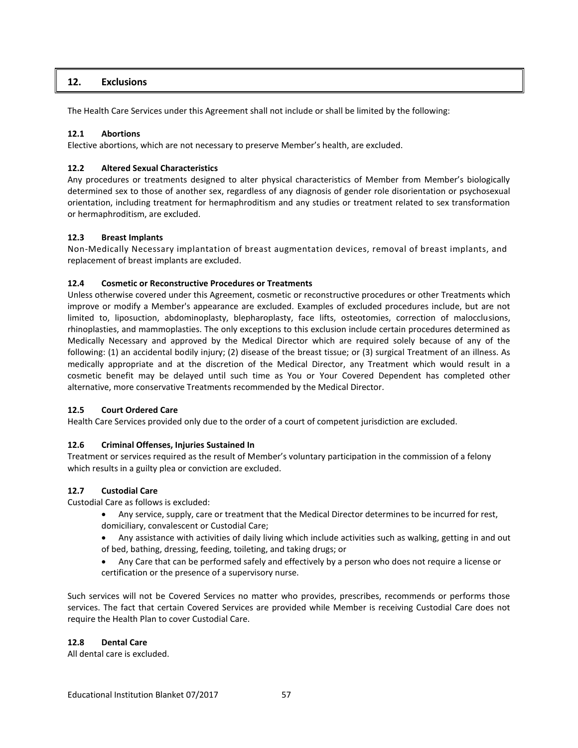## 12. Exclusions

The Health Care Services under this Agreement shall not include or shall be limited by the following:

### 12.1 Abortions

Elective abortions, which are not necessary to preserve Member's health, are excluded.

### 12.2 Altered Sexual Characteristics

Any procedures or treatments designed to alter physical characteristics of Member from Member's biologically determined sex to those of another sex, regardless of any diagnosis of gender role disorientation or psychosexual orientation, including treatment for hermaphroditism and any studies or treatment related to sex transformation or hermaphroditism, are excluded.

### 12.3 Breast Implants

Non-Medically Necessary implantation of breast augmentation devices, removal of breast implants, and replacement of breast implants are excluded.

### 12.4 Cosmetic or Reconstructive Procedures or Treatments

Unless otherwise covered under this Agreement, cosmetic or reconstructive procedures or other Treatments which improve or modify a Member's appearance are excluded. Examples of excluded procedures include, but are not limited to, liposuction, abdominoplasty, blepharoplasty, face lifts, osteotomies, correction of malocclusions, rhinoplasties, and mammoplasties. The only exceptions to this exclusion include certain procedures determined as Medically Necessary and approved by the Medical Director which are required solely because of any of the following: (1) an accidental bodily injury; (2) disease of the breast tissue; or (3) surgical Treatment of an illness. As medically appropriate and at the discretion of the Medical Director, any Treatment which would result in a cosmetic benefit may be delayed until such time as You or Your Covered Dependent has completed other alternative, more conservative Treatments recommended by the Medical Director.

### 12.5 Court Ordered Care

Health Care Services provided only due to the order of a court of competent jurisdiction are excluded.

### 12.6 Criminal Offenses, Injuries Sustained In

Treatment or services required as the result of Member's voluntary participation in the commission of a felony which results in a guilty plea or conviction are excluded.

### 12.7 Custodial Care

Custodial Care as follows is excluded:

- Any service, supply, care or treatment that the Medical Director determines to be incurred for rest, domiciliary, convalescent or Custodial Care;
- Any assistance with activities of daily living which include activities such as walking, getting in and out of bed, bathing, dressing, feeding, toileting, and taking drugs; or
- Any Care that can be performed safely and effectively by a person who does not require a license or certification or the presence of a supervisory nurse.

Such services will not be Covered Services no matter who provides, prescribes, recommends or performs those services. The fact that certain Covered Services are provided while Member is receiving Custodial Care does not require the Health Plan to cover Custodial Care.

### 12.8 Dental Care

All dental care is excluded.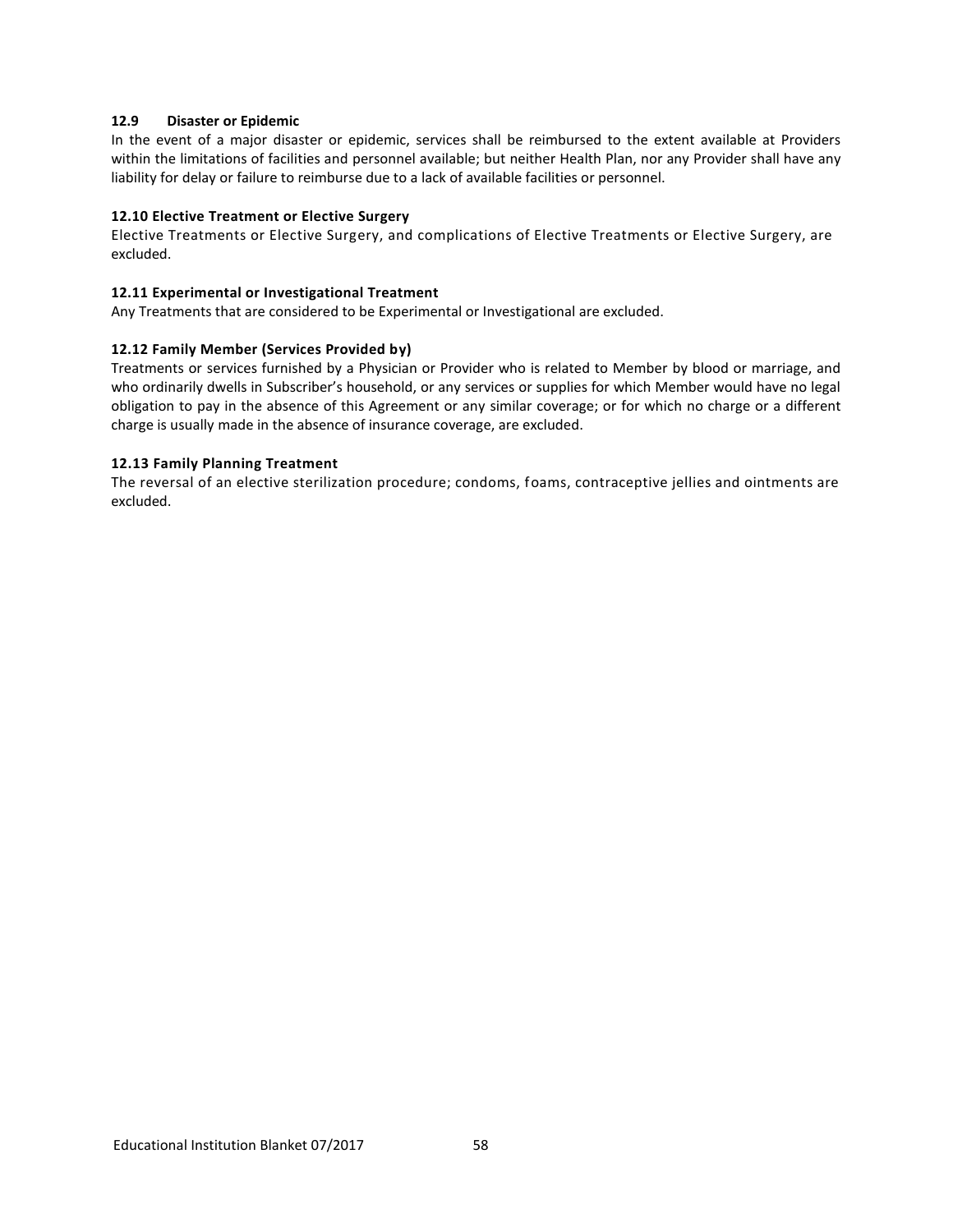### 12.9 Disaster or Epidemic

In the event of a major disaster or epidemic, services shall be reimbursed to the extent available at Providers within the limitations of facilities and personnel available; but neither Health Plan, nor any Provider shall have any liability for delay or failure to reimburse due to a lack of available facilities or personnel.

### 12.10 Elective Treatment or Elective Surgery

Elective Treatments or Elective Surgery, and complications of Elective Treatments or Elective Surgery, are excluded.

### 12.11 Experimental or Investigational Treatment

Any Treatments that are considered to be Experimental or Investigational are excluded.

### 12.12 Family Member (Services Provided by)

Treatments or services furnished by a Physician or Provider who is related to Member by blood or marriage, and who ordinarily dwells in Subscriber's household, or any services or supplies for which Member would have no legal obligation to pay in the absence of this Agreement or any similar coverage; or for which no charge or a different charge is usually made in the absence of insurance coverage, are excluded.

### 12.13 Family Planning Treatment

The reversal of an elective sterilization procedure; condoms, foams, contraceptive jellies and ointments are excluded.